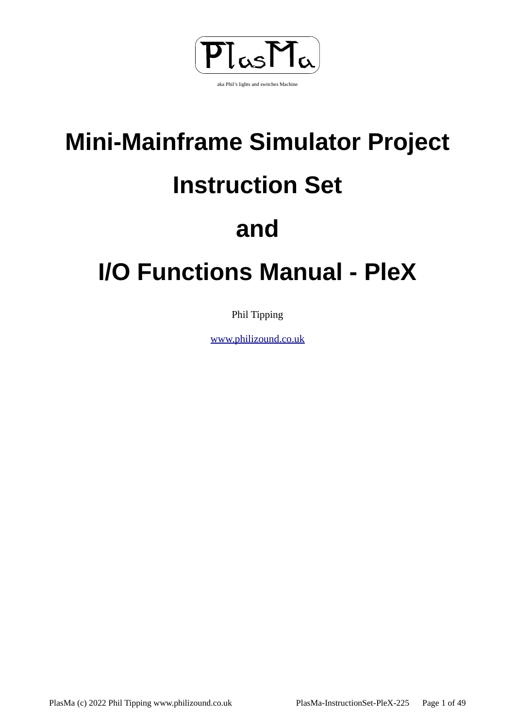PlasMa

aka Phil's lights and switches Machine

# Mini-Mainframe Simulator Project

# Instruction Set

# and

# I/O Functions Manual - PleX

Phil Tipping

www.philizound.co.uk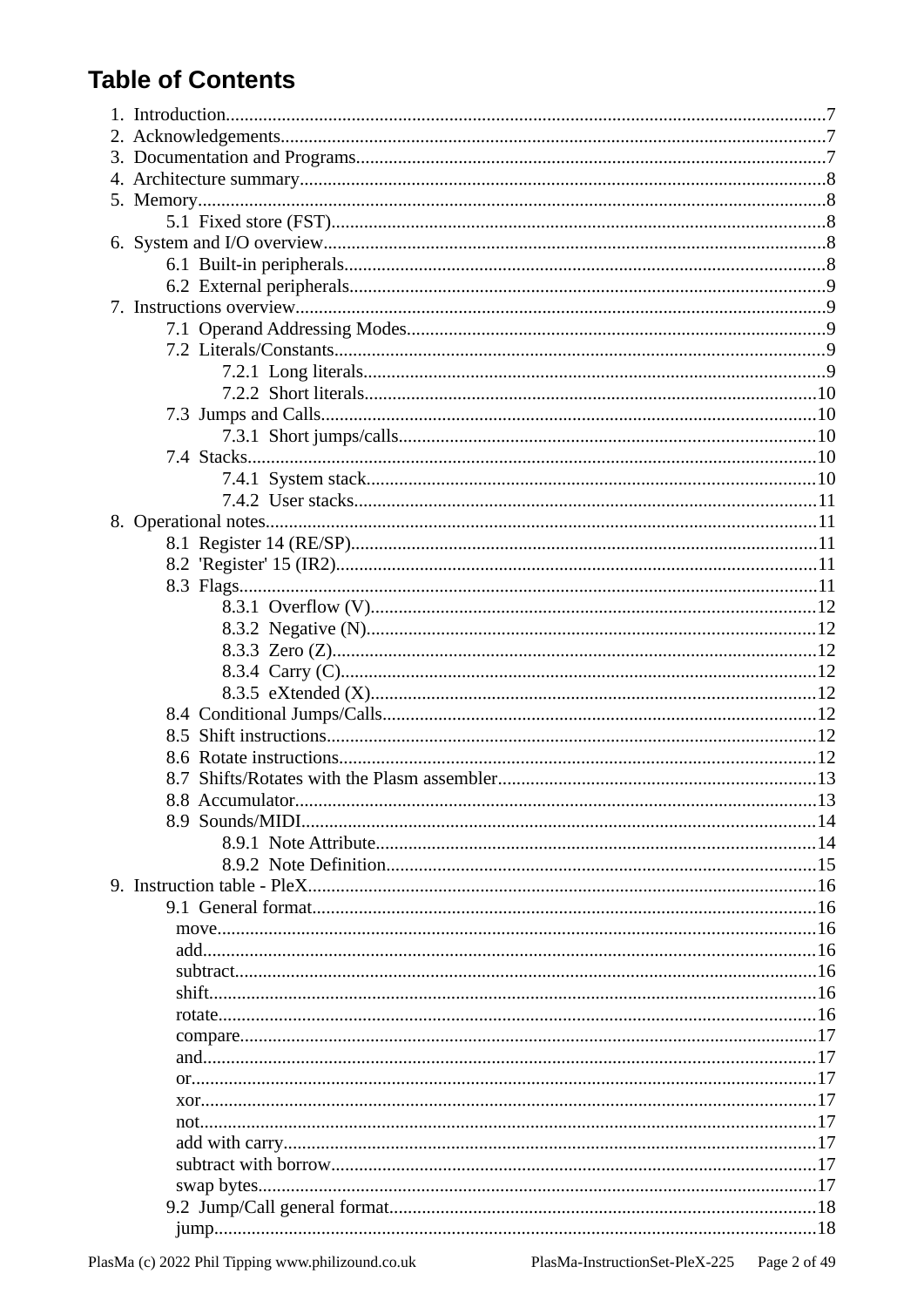# Table of Contents

1. Introduction....................................................................................................................7
2. Acknowledgements.........................................................................................................7
3. Documentation and Programs........................................................................................7
4. Architecture summary.....................................................................................................8
5. Memory............................................................................................................................8
   - 5.1 Fixed store (FST).........................................................................................8
6. System and I/O overview................................................................................................8
   - 6.1 Built-in peripherals.......................................................................................8
   - 6.2 External peripherals......................................................................................9
7. Instructions overview......................................................................................................9
   - 7.1 Operand Addressing Modes..........................................................................9
   - 7.2 Literals/Constants..........................................................................................9
     - 7.2.1 Long literals.......................................................................................9
     - 7.2.2 Short literals......................................................................................10
   - 7.3 Jumps and Calls...........................................................................................10
     - 7.3.1 Short jumps/calls...............................................................................10
   - 7.4 Stacks...........................................................................................................10
     - 7.4.1 System stack......................................................................................10
     - 7.4.2 User stacks........................................................................................11
8. Operational notes...........................................................................................................11
   - 8.1 Register 14 (RE/SP).....................................................................................11
   - 8.2 'Register' 15 (IR2)........................................................................................11
   - 8.3 Flags.............................................................................................................11
     - 8.3.1 Overflow (V)......................................................................................12
     - 8.3.2 Negative (N)......................................................................................12
     - 8.3.3 Zero (Z).............................................................................................12
     - 8.3.4 Carry (C)...........................................................................................12
     - 8.3.5 eXtended (X)......................................................................................12
   - 8.4 Conditional Jumps/Calls...............................................................................12
   - 8.5 Shift instructions..........................................................................................12
   - 8.6 Rotate instructions........................................................................................12
   - 8.7 Shifts/Rotates with the Plasm assembler......................................................13
   - 8.8 Accumulator.................................................................................................13
   - 8.9 Sounds/MIDI................................................................................................14
     - 8.9.1 Note Attribute....................................................................................14
     - 8.9.2 Note Definition..................................................................................15
9. Instruction table - PleX.................................................................................................16
   - 9.1 General format..............................................................................................16
     - move.................................................................................................................16
     - add....................................................................................................................16
     - subtract.............................................................................................................16
     - shift...................................................................................................................16
     - rotate.................................................................................................................16
     - compare............................................................................................................17
     - and....................................................................................................................17
     - or......................................................................................................................17
     - xor....................................................................................................................17
     - not....................................................................................................................17
     - add with carry...................................................................................................17
     - subtract with borrow.........................................................................................17
     - swap bytes........................................................................................................17
   - 9.2 Jump/Call general format..............................................................................18
     - jump..................................................................................................................18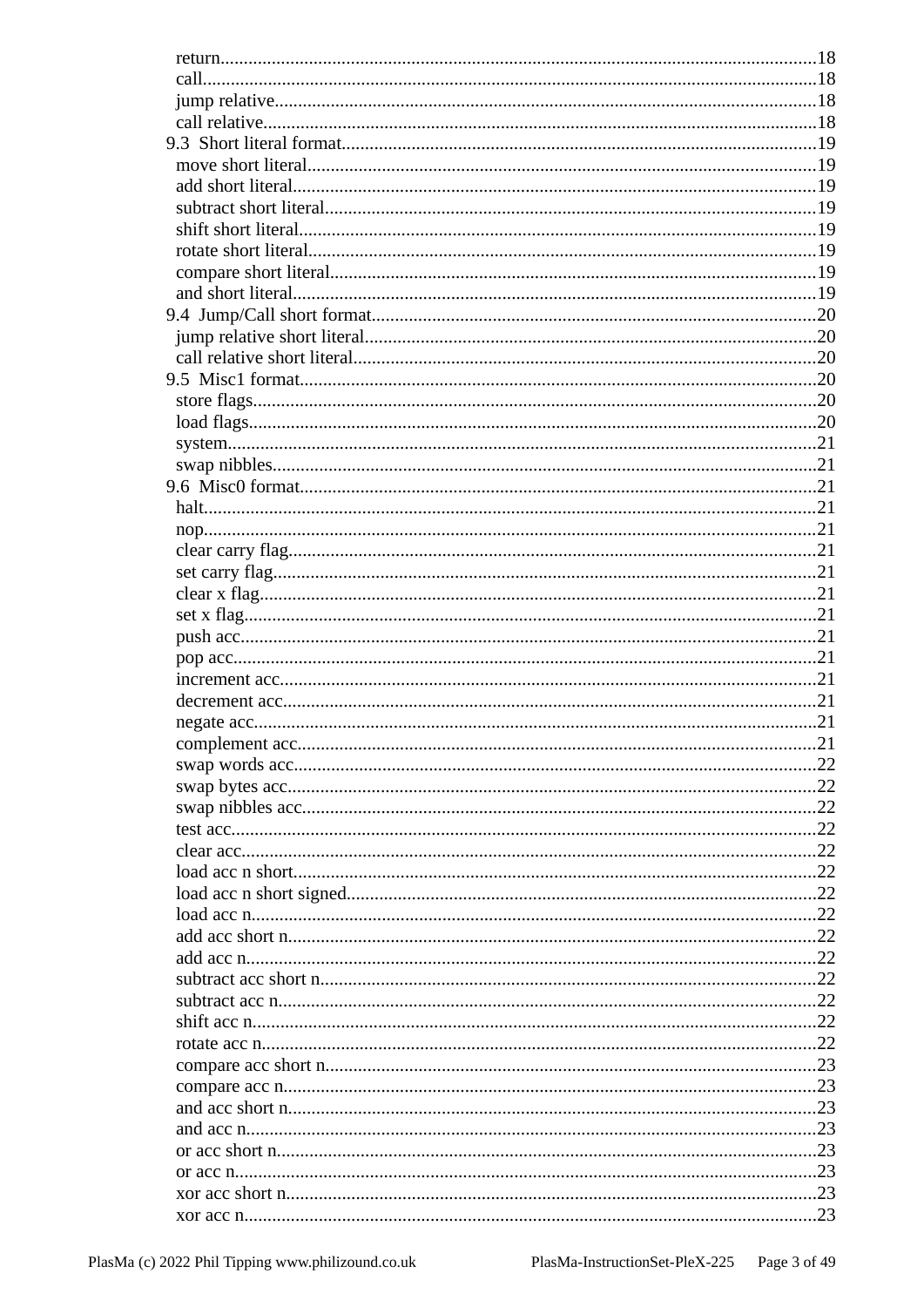return....................................................................................................................18
call........................................................................................................................18
jump relative..........................................................................................................18
call relative............................................................................................................18
9.3 Short literal format.........................................................................................19
move short literal...................................................................................................19
add short literal.....................................................................................................19
subtract short literal...............................................................................................19
shift short literal....................................................................................................19
rotate short literal...................................................................................................19
compare short literal..............................................................................................19
and short literal......................................................................................................19
9.4 Jump/Call short format.....................................................................................20
jump relative short literal.......................................................................................20
call relative short literal..........................................................................................20
9.5 Misc1 format.....................................................................................................20
store flags...............................................................................................................20
load flags................................................................................................................20
system....................................................................................................................21
swap nibbles...........................................................................................................21
9.6 Misc0 format.....................................................................................................21
halt.........................................................................................................................21
nop.........................................................................................................................21
clear carry flag.......................................................................................................21
set carry flag..........................................................................................................21
clear x flag.............................................................................................................21
set x flag................................................................................................................21
push acc.................................................................................................................21
pop acc...................................................................................................................21
increment acc.........................................................................................................21
decrement acc........................................................................................................21
negate acc..............................................................................................................21
complement acc.....................................................................................................21
swap words acc......................................................................................................22
swap bytes acc.......................................................................................................22
swap nibbles acc....................................................................................................22
test acc...................................................................................................................22
clear acc.................................................................................................................22
load acc n short......................................................................................................22
load acc n short signed..........................................................................................22
load acc n...............................................................................................................22
add acc short n.......................................................................................................22
add acc n................................................................................................................22
subtract acc short n................................................................................................22
subtract acc n.........................................................................................................22
shift acc n...............................................................................................................22
rotate acc n.............................................................................................................22
compare acc short n...............................................................................................23
compare acc n........................................................................................................23
and acc short n.......................................................................................................23
and acc n................................................................................................................23
or acc short n..........................................................................................................23
or acc n...................................................................................................................23
xor acc short n........................................................................................................23
xor acc n.................................................................................................................23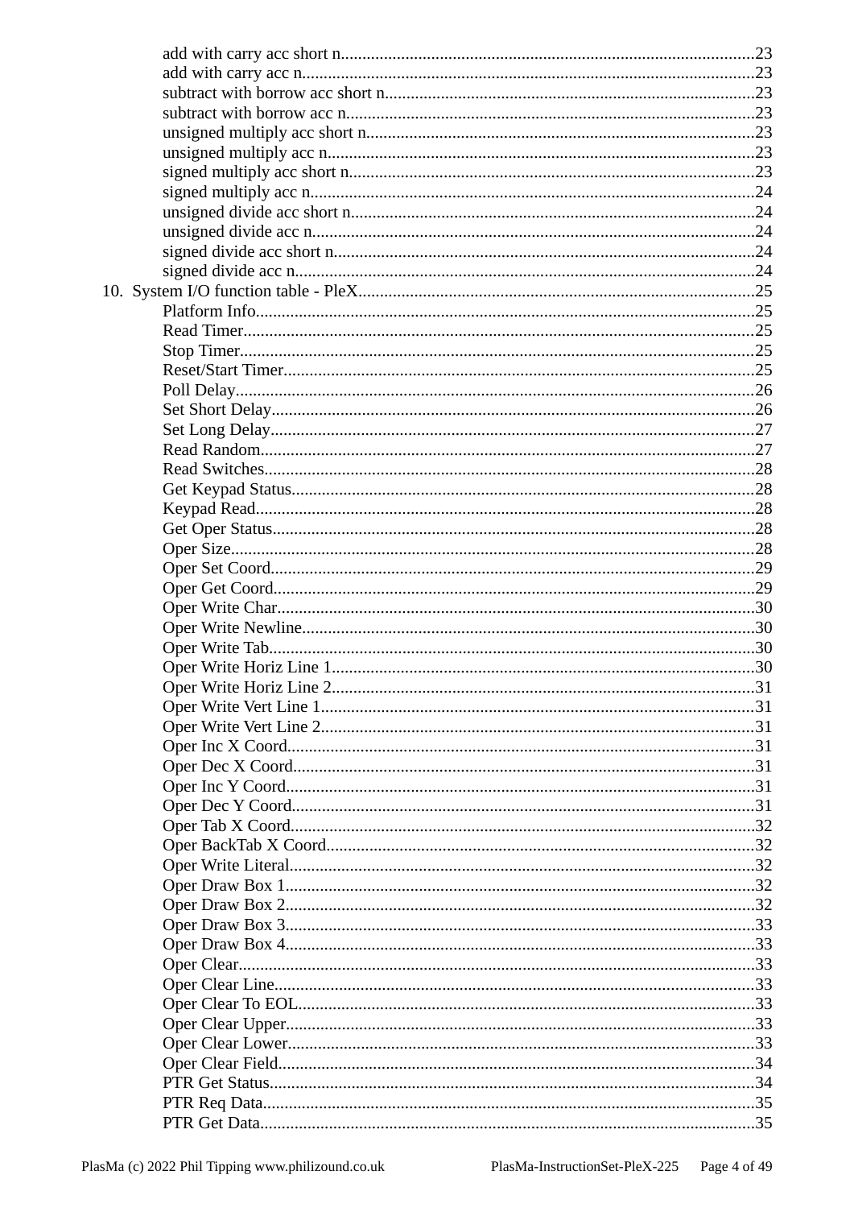add with carry acc short n.....23
add with carry acc n.....23
subtract with borrow acc short n.....23
subtract with borrow acc n.....23
unsigned multiply acc short n.....23
unsigned multiply acc n.....23
signed multiply acc short n.....23
signed multiply acc n.....24
unsigned divide acc short n.....24
unsigned divide acc n.....24
signed divide acc short n.....24
signed divide acc n.....24

10. System I/O function table - PleX.....25

Platform Info.....25
Read Timer.....25
Stop Timer.....25
Reset/Start Timer.....25
Poll Delay.....26
Set Short Delay.....26
Set Long Delay.....27
Read Random.....27
Read Switches.....28
Get Keypad Status.....28
Keypad Read.....28
Get Oper Status.....28
Oper Size.....28
Oper Set Coord.....29
Oper Get Coord.....29
Oper Write Char.....30
Oper Write Newline.....30
Oper Write Tab.....30
Oper Write Horiz Line 1.....30
Oper Write Horiz Line 2.....31
Oper Write Vert Line 1.....31
Oper Write Vert Line 2.....31
Oper Inc X Coord.....31
Oper Dec X Coord.....31
Oper Inc Y Coord.....31
Oper Dec Y Coord.....31
Oper Tab X Coord.....32
Oper BackTab X Coord.....32
Oper Write Literal.....32
Oper Draw Box 1.....32
Oper Draw Box 2.....32
Oper Draw Box 3.....33
Oper Draw Box 4.....33
Oper Clear.....33
Oper Clear Line.....33
Oper Clear To EOL.....33
Oper Clear Upper.....33
Oper Clear Lower.....33
Oper Clear Field.....34
PTR Get Status.....34
PTR Req Data.....35
PTR Get Data.....35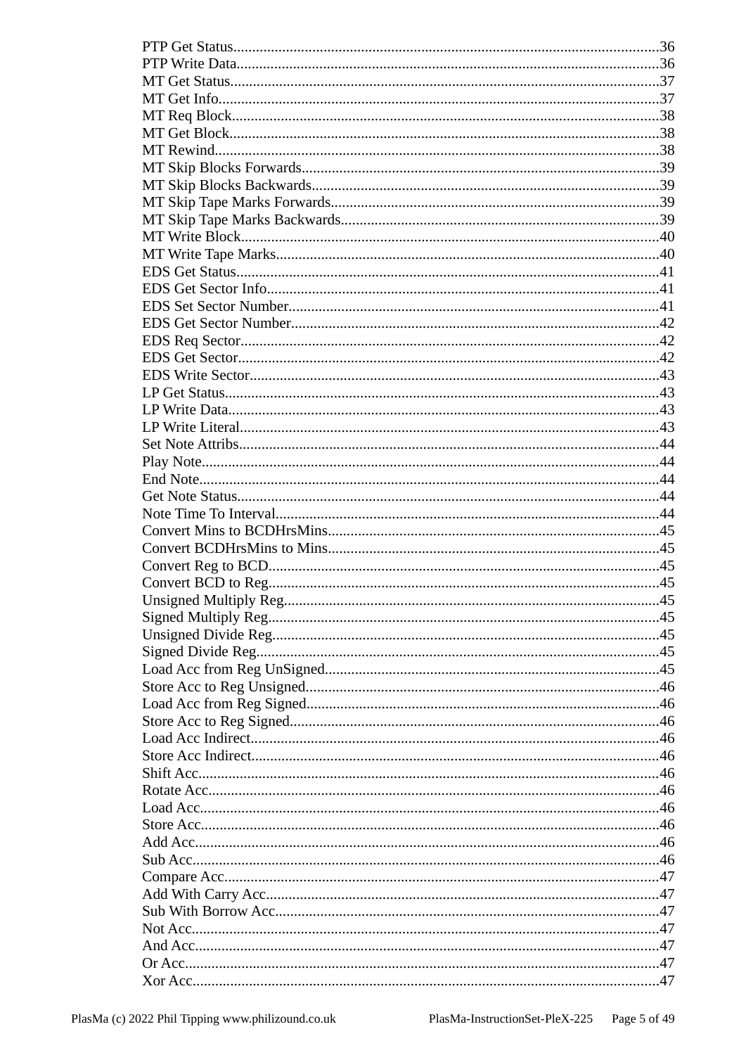PTP Get Status................................................................................................................36
PTP Write Data................................................................................................................36
MT Get Status................................................................................................................37
MT Get Info....................................................................................................................37
MT Req Block................................................................................................................38
MT Get Block.................................................................................................................38
MT Rewind....................................................................................................................38
MT Skip Blocks Forwards.............................................................................................39
MT Skip Blocks Backwards..........................................................................................39
MT Skip Tape Marks Forwards......................................................................................39
MT Skip Tape Marks Backwards...................................................................................39
MT Write Block..............................................................................................................40
MT Write Tape Marks....................................................................................................40
EDS Get Status...............................................................................................................41
EDS Get Sector Info.......................................................................................................41
EDS Set Sector Number.................................................................................................41
EDS Get Sector Number................................................................................................42
EDS Req Sector..............................................................................................................42
EDS Get Sector..............................................................................................................42
EDS Write Sector...........................................................................................................43
LP Get Status..................................................................................................................43
LP Write Data.................................................................................................................43
LP Write Literal..............................................................................................................43
Set Note Attribs..............................................................................................................44
Play Note........................................................................................................................44
End Note........................................................................................................................44
Get Note Status..............................................................................................................44
Note Time To Interval....................................................................................................44
Convert Mins to BCDHrsMins......................................................................................45
Convert BCDHrsMins to Mins.......................................................................................45
Convert Reg to BCD......................................................................................................45
Convert BCD to Reg......................................................................................................45
Unsigned Multiply Reg..................................................................................................45
Signed Multiply Reg......................................................................................................45
Unsigned Divide Reg.....................................................................................................45
Signed Divide Reg.........................................................................................................45
Load Acc from Reg UnSigned.......................................................................................45
Store Acc to Reg Unsigned............................................................................................46
Load Acc from Reg Signed............................................................................................46
Store Acc to Reg Signed................................................................................................46
Load Acc Indirect..........................................................................................................46
Store Acc Indirect..........................................................................................................46
Shift Acc........................................................................................................................46
Rotate Acc......................................................................................................................46
Load Acc........................................................................................................................46
Store Acc........................................................................................................................46
Add Acc.........................................................................................................................46
Sub Acc..........................................................................................................................46
Compare Acc..................................................................................................................47
Add With Carry Acc.......................................................................................................47
Sub With Borrow Acc.....................................................................................................47
Not Acc..........................................................................................................................47
And Acc.........................................................................................................................47
Or Acc............................................................................................................................47
Xor Acc..........................................................................................................................47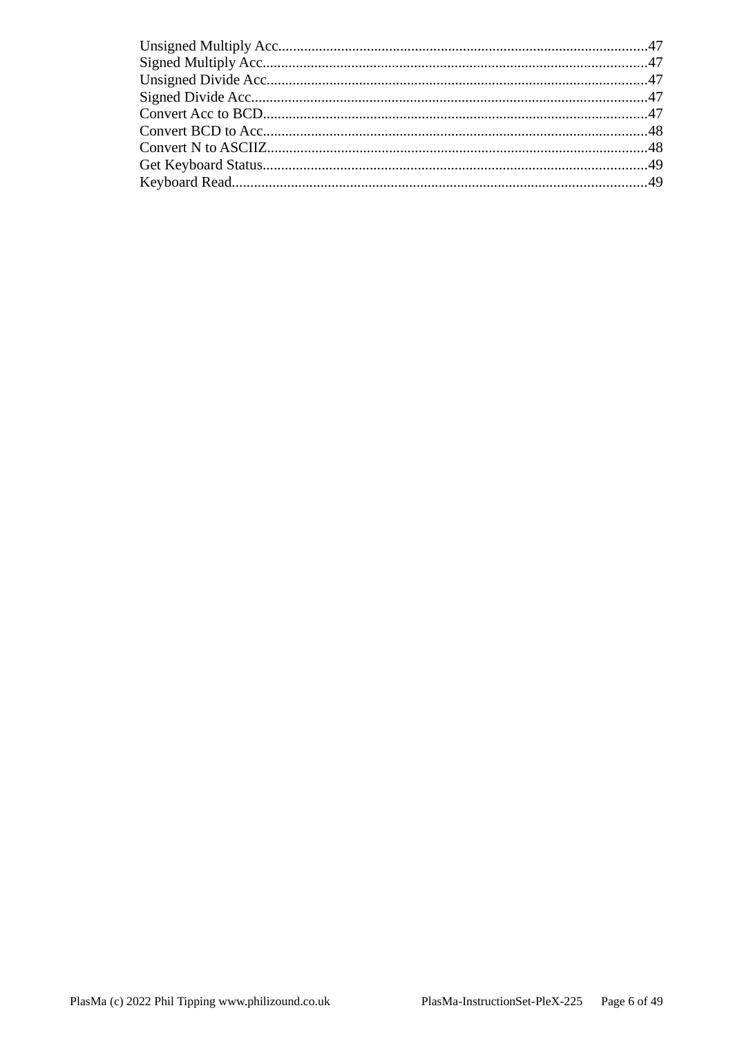Unsigned Multiply Acc....................................................................................................47
Signed Multiply Acc........................................................................................................47
Unsigned Divide Acc.......................................................................................................47
Signed Divide Acc...........................................................................................................47
Convert Acc to BCD........................................................................................................47
Convert BCD to Acc........................................................................................................48
Convert N to ASCIIZ.......................................................................................................48
Get Keyboard Status........................................................................................................49
Keyboard Read................................................................................................................49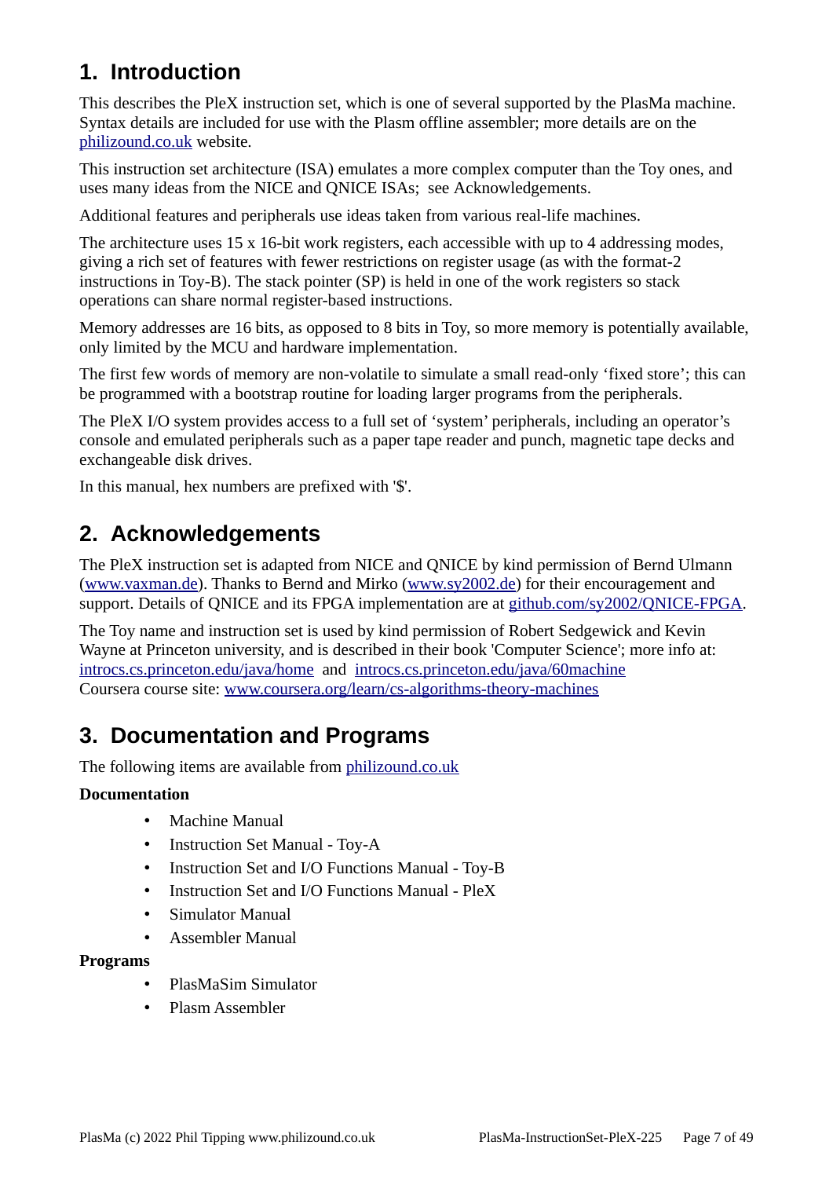# 1. Introduction

This describes the PleX instruction set, which is one of several supported by the PlasMa machine. Syntax details are included for use with the Plasm offline assembler; more details are on the [philizound.co.uk](philizound.co.uk) website.

This instruction set architecture (ISA) emulates a more complex computer than the Toy ones, and uses many ideas from the NICE and QNICE ISAs; see Acknowledgements.

Additional features and peripherals use ideas taken from various real-life machines.

The architecture uses 15 x 16-bit work registers, each accessible with up to 4 addressing modes, giving a rich set of features with fewer restrictions on register usage (as with the format-2 instructions in Toy-B). The stack pointer (SP) is held in one of the work registers so stack operations can share normal register-based instructions.

Memory addresses are 16 bits, as opposed to 8 bits in Toy, so more memory is potentially available, only limited by the MCU and hardware implementation.

The first few words of memory are non-volatile to simulate a small read-only 'fixed store'; this can be programmed with a bootstrap routine for loading larger programs from the peripherals.

The PleX I/O system provides access to a full set of 'system' peripherals, including an operator's console and emulated peripherals such as a paper tape reader and punch, magnetic tape decks and exchangeable disk drives.

In this manual, hex numbers are prefixed with '$'.

# 2. Acknowledgements

The PleX instruction set is adapted from NICE and QNICE by kind permission of Bernd Ulmann ([www.vaxman.de](www.vaxman.de)). Thanks to Bernd and Mirko ([www.sy2002.de](www.sy2002.de)) for their encouragement and support. Details of QNICE and its FPGA implementation are at [github.com/sy2002/QNICE-FPGA](github.com/sy2002/QNICE-FPGA).

The Toy name and instruction set is used by kind permission of Robert Sedgewick and Kevin Wayne at Princeton university, and is described in their book 'Computer Science'; more info at: [introcs.cs.princeton.edu/java/home](introcs.cs.princeton.edu/java/home) and [introcs.cs.princeton.edu/java/60machine](introcs.cs.princeton.edu/java/60machine)
Coursera course site: [www.coursera.org/learn/cs-algorithms-theory-machines](www.coursera.org/learn/cs-algorithms-theory-machines)

# 3. Documentation and Programs

The following items are available from [philizound.co.uk](philizound.co.uk)

**Documentation**

- Machine Manual
- Instruction Set Manual - Toy-A
- Instruction Set and I/O Functions Manual - Toy-B
- Instruction Set and I/O Functions Manual - PleX
- Simulator Manual
- Assembler Manual

**Programs**

- PlasMaSim Simulator
- Plasm Assembler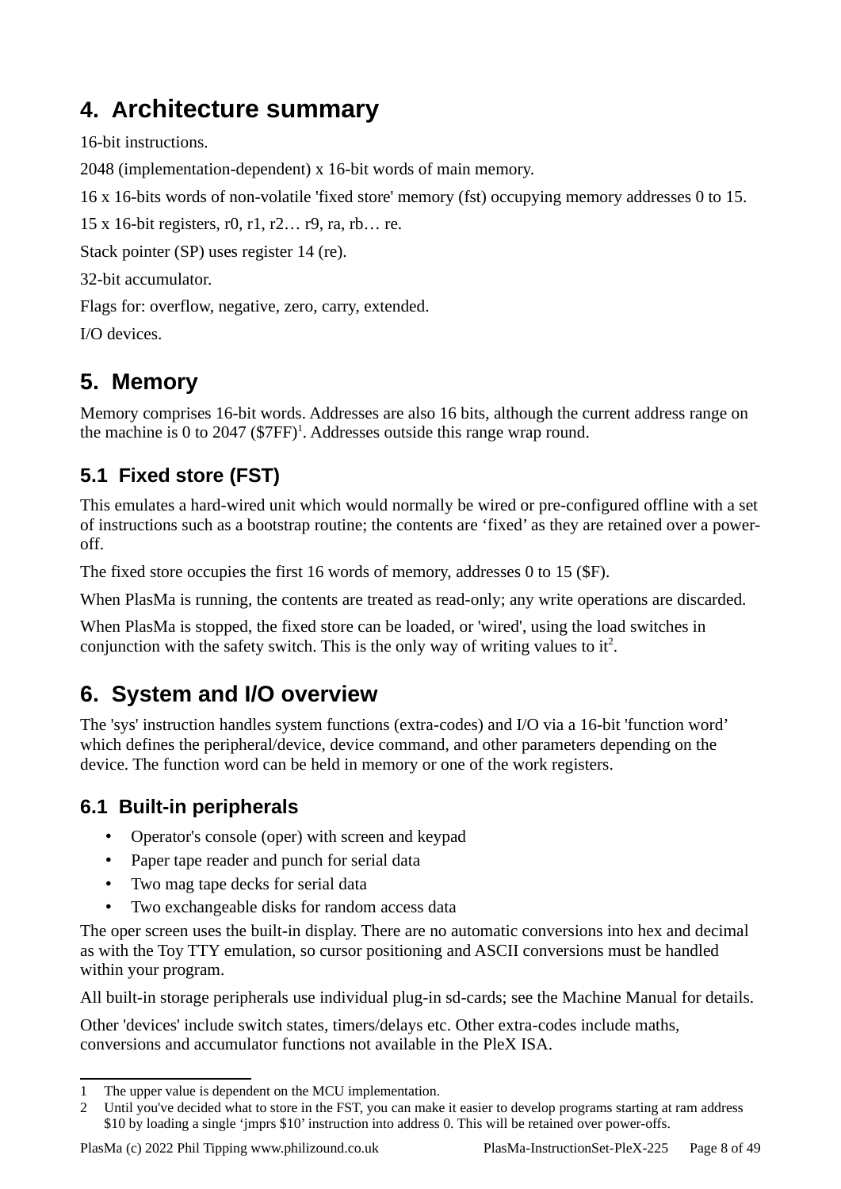## 4. Architecture summary

16-bit instructions.

2048 (implementation-dependent) x 16-bit words of main memory.

16 x 16-bits words of non-volatile 'fixed store' memory (fst) occupying memory addresses 0 to 15.

15 x 16-bit registers, r0, r1, r2… r9, ra, rb… re.

Stack pointer (SP) uses register 14 (re).

32-bit accumulator.

Flags for: overflow, negative, zero, carry, extended.

I/O devices.

## 5. Memory

Memory comprises 16-bit words. Addresses are also 16 bits, although the current address range on the machine is 0 to 2047 ($7FF)[1]. Addresses outside this range wrap round.

### 5.1 Fixed store (FST)

This emulates a hard-wired unit which would normally be wired or pre-configured offline with a set of instructions such as a bootstrap routine; the contents are ‘fixed’ as they are retained over a power-off.

The fixed store occupies the first 16 words of memory, addresses 0 to 15 ($F).

When PlasMa is running, the contents are treated as read-only; any write operations are discarded.

When PlasMa is stopped, the fixed store can be loaded, or 'wired', using the load switches in conjunction with the safety switch. This is the only way of writing values to it[2].

## 6. System and I/O overview

The 'sys' instruction handles system functions (extra-codes) and I/O via a 16-bit 'function word' which defines the peripheral/device, device command, and other parameters depending on the device. The function word can be held in memory or one of the work registers.

### 6.1 Built-in peripherals

- Operator's console (oper) with screen and keypad
- Paper tape reader and punch for serial data
- Two mag tape decks for serial data
- Two exchangeable disks for random access data

The oper screen uses the built-in display. There are no automatic conversions into hex and decimal as with the Toy TTY emulation, so cursor positioning and ASCII conversions must be handled within your program.

All built-in storage peripherals use individual plug-in sd-cards; see the Machine Manual for details.

Other 'devices' include switch states, timers/delays etc. Other extra-codes include maths, conversions and accumulator functions not available in the PleX ISA.

---

1 The upper value is dependent on the MCU implementation.

2 Until you've decided what to store in the FST, you can make it easier to develop programs starting at ram address $10 by loading a single ‘jmprs $10’ instruction into address 0. This will be retained over power-offs.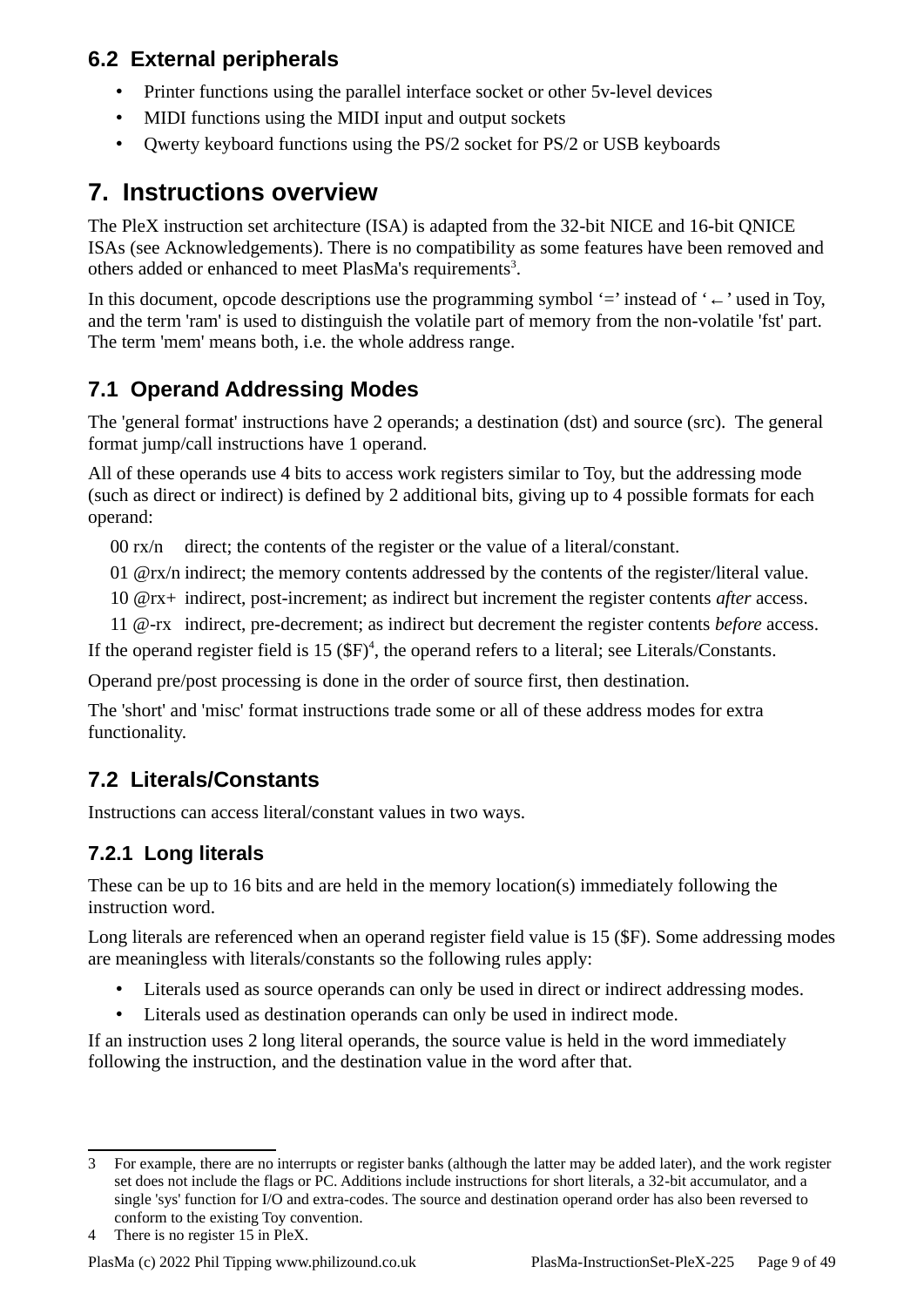### 6.2 External peripherals

- Printer functions using the parallel interface socket or other 5v-level devices
- MIDI functions using the MIDI input and output sockets
- Qwerty keyboard functions using the PS/2 socket for PS/2 or USB keyboards

## 7. Instructions overview

The PleX instruction set architecture (ISA) is adapted from the 32-bit NICE and 16-bit QNICE ISAs (see Acknowledgements). There is no compatibility as some features have been removed and others added or enhanced to meet PlasMa's requirements[3].

In this document, opcode descriptions use the programming symbol '=' instead of '←' used in Toy, and the term 'ram' is used to distinguish the volatile part of memory from the non-volatile 'fst' part. The term 'mem' means both, i.e. the whole address range.

### 7.1 Operand Addressing Modes

The 'general format' instructions have 2 operands; a destination (dst) and source (src). The general format jump/call instructions have 1 operand.

All of these operands use 4 bits to access work registers similar to Toy, but the addressing mode (such as direct or indirect) is defined by 2 additional bits, giving up to 4 possible formats for each operand:

00 rx/n direct; the contents of the register or the value of a literal/constant.

01 @rx/n indirect; the memory contents addressed by the contents of the register/literal value.

10 @rx+ indirect, post-increment; as indirect but increment the register contents *after* access.

11 @-rx indirect, pre-decrement; as indirect but decrement the register contents *before* access.

If the operand register field is 15 ($F)[4], the operand refers to a literal; see Literals/Constants.

Operand pre/post processing is done in the order of source first, then destination.

The 'short' and 'misc' format instructions trade some or all of these address modes for extra functionality.

### 7.2 Literals/Constants

Instructions can access literal/constant values in two ways.

#### 7.2.1 Long literals

These can be up to 16 bits and are held in the memory location(s) immediately following the instruction word.

Long literals are referenced when an operand register field value is 15 ($F). Some addressing modes are meaningless with literals/constants so the following rules apply:

- Literals used as source operands can only be used in direct or indirect addressing modes.
- Literals used as destination operands can only be used in indirect mode.

If an instruction uses 2 long literal operands, the source value is held in the word immediately following the instruction, and the destination value in the word after that.

---

3 For example, there are no interrupts or register banks (although the latter may be added later), and the work register set does not include the flags or PC. Additions include instructions for short literals, a 32-bit accumulator, and a single 'sys' function for I/O and extra-codes. The source and destination operand order has also been reversed to conform to the existing Toy convention.

4 There is no register 15 in PleX.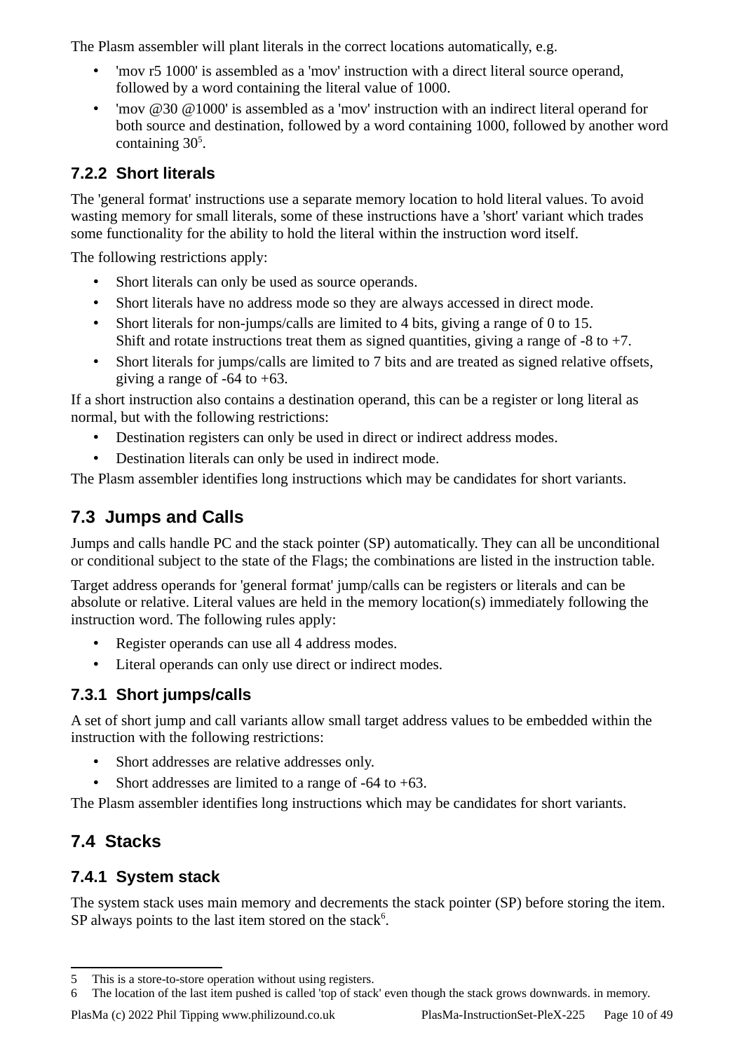The Plasm assembler will plant literals in the correct locations automatically, e.g.

- 'mov r5 1000' is assembled as a 'mov' instruction with a direct literal source operand, followed by a word containing the literal value of 1000.
- 'mov @30 @1000' is assembled as a 'mov' instruction with an indirect literal operand for both source and destination, followed by a word containing 1000, followed by another word containing 30[5].

### 7.2.2 Short literals

The 'general format' instructions use a separate memory location to hold literal values. To avoid wasting memory for small literals, some of these instructions have a 'short' variant which trades some functionality for the ability to hold the literal within the instruction word itself.

The following restrictions apply:

- Short literals can only be used as source operands.
- Short literals have no address mode so they are always accessed in direct mode.
- Short literals for non-jumps/calls are limited to 4 bits, giving a range of 0 to 15.
  Shift and rotate instructions treat them as signed quantities, giving a range of -8 to +7.
- Short literals for jumps/calls are limited to 7 bits and are treated as signed relative offsets, giving a range of -64 to +63.

If a short instruction also contains a destination operand, this can be a register or long literal as normal, but with the following restrictions:

- Destination registers can only be used in direct or indirect address modes.
- Destination literals can only be used in indirect mode.

The Plasm assembler identifies long instructions which may be candidates for short variants.

## 7.3 Jumps and Calls

Jumps and calls handle PC and the stack pointer (SP) automatically. They can all be unconditional or conditional subject to the state of the Flags; the combinations are listed in the instruction table.

Target address operands for 'general format' jump/calls can be registers or literals and can be absolute or relative. Literal values are held in the memory location(s) immediately following the instruction word. The following rules apply:

- Register operands can use all 4 address modes.
- Literal operands can only use direct or indirect modes.

### 7.3.1 Short jumps/calls

A set of short jump and call variants allow small target address values to be embedded within the instruction with the following restrictions:

- Short addresses are relative addresses only.
- Short addresses are limited to a range of -64 to +63.

The Plasm assembler identifies long instructions which may be candidates for short variants.

## 7.4 Stacks

### 7.4.1 System stack

The system stack uses main memory and decrements the stack pointer (SP) before storing the item. SP always points to the last item stored on the stack[6].

---

5 This is a store-to-store operation without using registers.

6 The location of the last item pushed is called 'top of stack' even though the stack grows downwards. in memory.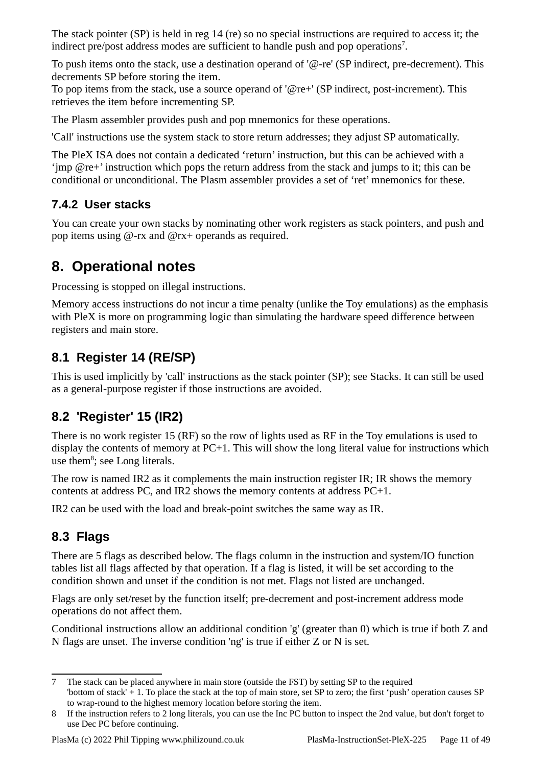The stack pointer (SP) is held in reg 14 (re) so no special instructions are required to access it; the indirect pre/post address modes are sufficient to handle push and pop operations[7].

To push items onto the stack, use a destination operand of '@-re' (SP indirect, pre-decrement). This decrements SP before storing the item.
To pop items from the stack, use a source operand of '@re+' (SP indirect, post-increment). This retrieves the item before incrementing SP.

The Plasm assembler provides push and pop mnemonics for these operations.

'Call' instructions use the system stack to store return addresses; they adjust SP automatically.

The PleX ISA does not contain a dedicated 'return' instruction, but this can be achieved with a 'jmp @re+' instruction which pops the return address from the stack and jumps to it; this can be conditional or unconditional. The Plasm assembler provides a set of 'ret' mnemonics for these.

### 7.4.2 User stacks

You can create your own stacks by nominating other work registers as stack pointers, and push and pop items using @-rx and @rx+ operands as required.

# 8. Operational notes

Processing is stopped on illegal instructions.

Memory access instructions do not incur a time penalty (unlike the Toy emulations) as the emphasis with PleX is more on programming logic than simulating the hardware speed difference between registers and main store.

## 8.1 Register 14 (RE/SP)

This is used implicitly by 'call' instructions as the stack pointer (SP); see Stacks. It can still be used as a general-purpose register if those instructions are avoided.

## 8.2 'Register' 15 (IR2)

There is no work register 15 (RF) so the row of lights used as RF in the Toy emulations is used to display the contents of memory at PC+1. This will show the long literal value for instructions which use them[8]; see Long literals.

The row is named IR2 as it complements the main instruction register IR; IR shows the memory contents at address PC, and IR2 shows the memory contents at address PC+1.

IR2 can be used with the load and break-point switches the same way as IR.

## 8.3 Flags

There are 5 flags as described below. The flags column in the instruction and system/IO function tables list all flags affected by that operation. If a flag is listed, it will be set according to the condition shown and unset if the condition is not met. Flags not listed are unchanged.

Flags are only set/reset by the function itself; pre-decrement and post-increment address mode operations do not affect them.

Conditional instructions allow an additional condition 'g' (greater than 0) which is true if both Z and N flags are unset. The inverse condition 'ng' is true if either Z or N is set.

---

7 The stack can be placed anywhere in main store (outside the FST) by setting SP to the required 'bottom of stack' + 1. To place the stack at the top of main store, set SP to zero; the first 'push' operation causes SP to wrap-round to the highest memory location before storing the item.

8 If the instruction refers to 2 long literals, you can use the Inc PC button to inspect the 2nd value, but don't forget to use Dec PC before continuing.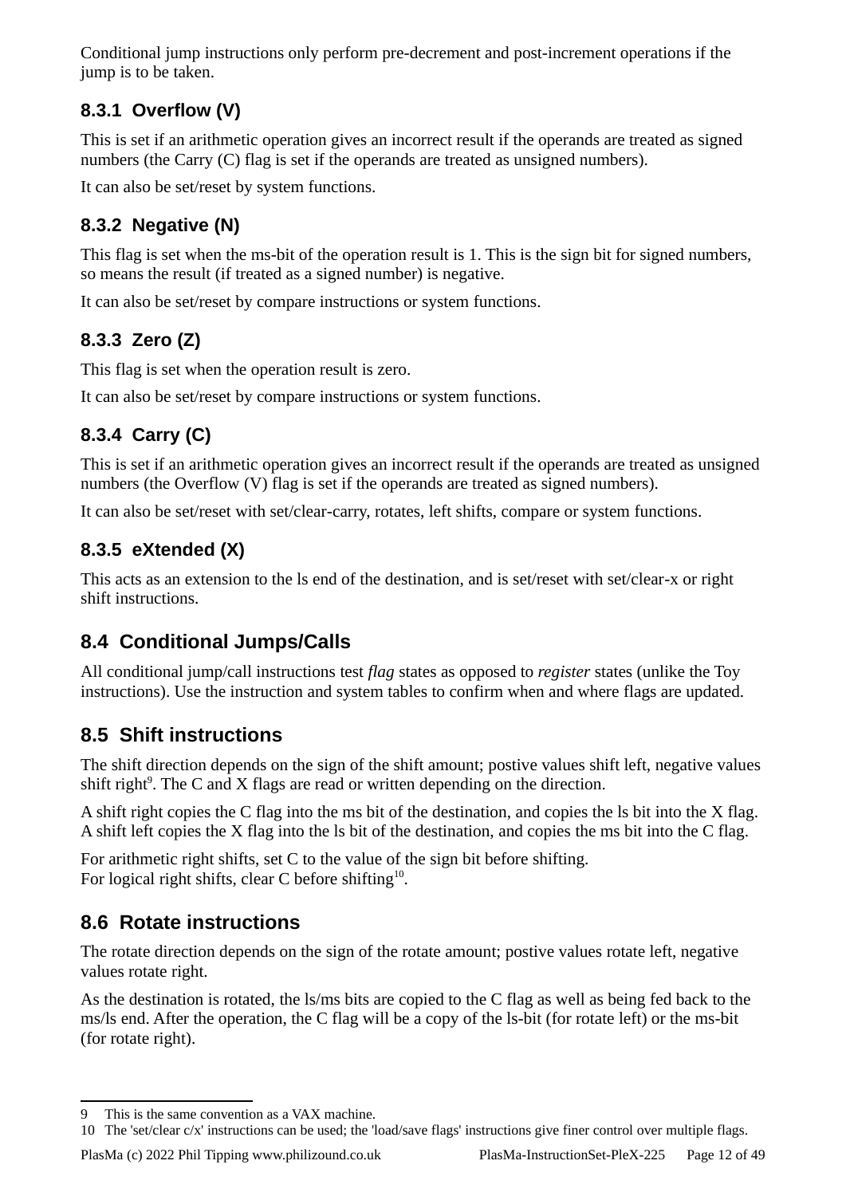Conditional jump instructions only perform pre-decrement and post-increment operations if the jump is to be taken.

### 8.3.1 Overflow (V)

This is set if an arithmetic operation gives an incorrect result if the operands are treated as signed numbers (the Carry (C) flag is set if the operands are treated as unsigned numbers).

It can also be set/reset by system functions.

### 8.3.2 Negative (N)

This flag is set when the ms-bit of the operation result is 1. This is the sign bit for signed numbers, so means the result (if treated as a signed number) is negative.

It can also be set/reset by compare instructions or system functions.

### 8.3.3 Zero (Z)

This flag is set when the operation result is zero.

It can also be set/reset by compare instructions or system functions.

### 8.3.4 Carry (C)

This is set if an arithmetic operation gives an incorrect result if the operands are treated as unsigned numbers (the Overflow (V) flag is set if the operands are treated as signed numbers).

It can also be set/reset with set/clear-carry, rotates, left shifts, compare or system functions.

### 8.3.5 eXtended (X)

This acts as an extension to the ls end of the destination, and is set/reset with set/clear-x or right shift instructions.

## 8.4 Conditional Jumps/Calls

All conditional jump/call instructions test *flag* states as opposed to *register* states (unlike the Toy instructions). Use the instruction and system tables to confirm when and where flags are updated.

## 8.5 Shift instructions

The shift direction depends on the sign of the shift amount; postive values shift left, negative values shift right[9]. The C and X flags are read or written depending on the direction.

A shift right copies the C flag into the ms bit of the destination, and copies the ls bit into the X flag. A shift left copies the X flag into the ls bit of the destination, and copies the ms bit into the C flag.

For arithmetic right shifts, set C to the value of the sign bit before shifting.
For logical right shifts, clear C before shifting[10].

## 8.6 Rotate instructions

The rotate direction depends on the sign of the rotate amount; postive values rotate left, negative values rotate right.

As the destination is rotated, the ls/ms bits are copied to the C flag as well as being fed back to the ms/ls end. After the operation, the C flag will be a copy of the ls-bit (for rotate left) or the ms-bit (for rotate right).

---

9 This is the same convention as a VAX machine.

10 The 'set/clear c/x' instructions can be used; the 'load/save flags' instructions give finer control over multiple flags.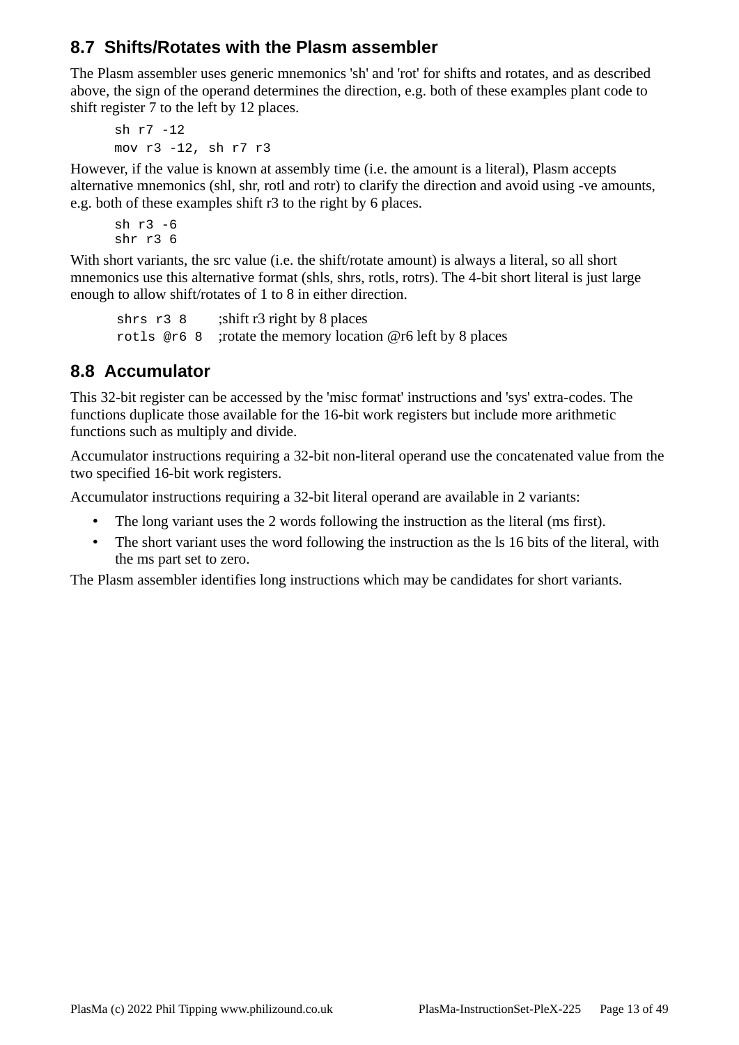## 8.7 Shifts/Rotates with the Plasm assembler

The Plasm assembler uses generic mnemonics 'sh' and 'rot' for shifts and rotates, and as described above, the sign of the operand determines the direction, e.g. both of these examples plant code to shift register 7 to the left by 12 places.

```
sh r7 -12
mov r3 -12, sh r7 r3
```

However, if the value is known at assembly time (i.e. the amount is a literal), Plasm accepts alternative mnemonics (shl, shr, rotl and rotr) to clarify the direction and avoid using -ve amounts, e.g. both of these examples shift r3 to the right by 6 places.

```
sh r3 -6
shr r3 6
```

With short variants, the src value (i.e. the shift/rotate amount) is always a literal, so all short mnemonics use this alternative format (shls, shrs, rotls, rotrs). The 4-bit short literal is just large enough to allow shift/rotates of 1 to 8 in either direction.

```
shrs r3 8      ;shift r3 right by 8 places
rotls @r6 8    ;rotate the memory location @r6 left by 8 places
```

## 8.8 Accumulator

This 32-bit register can be accessed by the 'misc format' instructions and 'sys' extra-codes. The functions duplicate those available for the 16-bit work registers but include more arithmetic functions such as multiply and divide.

Accumulator instructions requiring a 32-bit non-literal operand use the concatenated value from the two specified 16-bit work registers.

Accumulator instructions requiring a 32-bit literal operand are available in 2 variants:

- The long variant uses the 2 words following the instruction as the literal (ms first).
- The short variant uses the word following the instruction as the ls 16 bits of the literal, with the ms part set to zero.

The Plasm assembler identifies long instructions which may be candidates for short variants.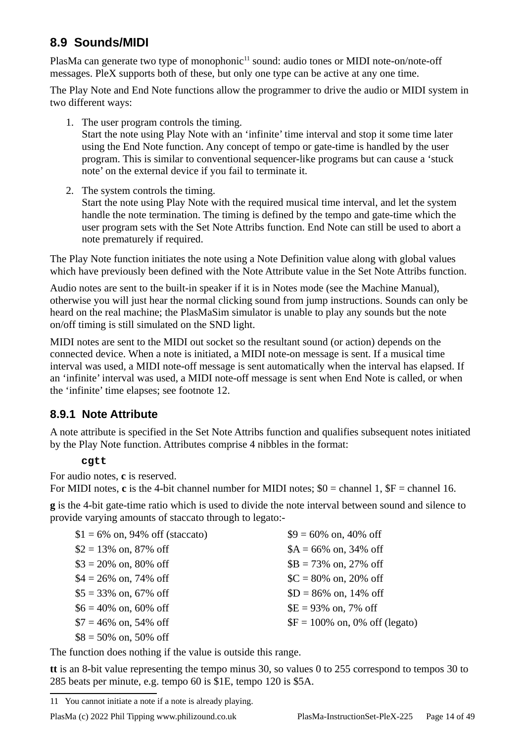## 8.9 Sounds/MIDI

PlasMa can generate two type of monophonic[11] sound: audio tones or MIDI note-on/note-off messages. PleX supports both of these, but only one type can be active at any one time.

The Play Note and End Note functions allow the programmer to drive the audio or MIDI system in two different ways:

1. The user program controls the timing.
   Start the note using Play Note with an 'infinite' time interval and stop it some time later using the End Note function. Any concept of tempo or gate-time is handled by the user program. This is similar to conventional sequencer-like programs but can cause a 'stuck note' on the external device if you fail to terminate it.

2. The system controls the timing.
   Start the note using Play Note with the required musical time interval, and let the system handle the note termination. The timing is defined by the tempo and gate-time which the user program sets with the Set Note Attribs function. End Note can still be used to abort a note prematurely if required.

The Play Note function initiates the note using a Note Definition value along with global values which have previously been defined with the Note Attribute value in the Set Note Attribs function.

Audio notes are sent to the built-in speaker if it is in Notes mode (see the Machine Manual), otherwise you will just hear the normal clicking sound from jump instructions. Sounds can only be heard on the real machine; the PlasMaSim simulator is unable to play any sounds but the note on/off timing is still simulated on the SND light.

MIDI notes are sent to the MIDI out socket so the resultant sound (or action) depends on the connected device. When a note is initiated, a MIDI note-on message is sent. If a musical time interval was used, a MIDI note-off message is sent automatically when the interval has elapsed. If an 'infinite' interval was used, a MIDI note-off message is sent when End Note is called, or when the 'infinite' time elapses; see footnote 12.

### 8.9.1 Note Attribute

A note attribute is specified in the Set Note Attribs function and qualifies subsequent notes initiated by the Play Note function. Attributes comprise 4 nibbles in the format:

```
cgtt
```

For audio notes, **c** is reserved.
For MIDI notes, **c** is the 4-bit channel number for MIDI notes; $0 = channel 1, $F = channel 16.

**g** is the 4-bit gate-time ratio which is used to divide the note interval between sound and silence to provide varying amounts of staccato through to legato:-

| | |
|---|---|
| $1 = 6% on, 94% off (staccato) | $9 = 60% on, 40% off |
| $2 = 13% on, 87% off | $A = 66% on, 34% off |
| $3 = 20% on, 80% off | $B = 73% on, 27% off |
| $4 = 26% on, 74% off | $C = 80% on, 20% off |
| $5 = 33% on, 67% off | $D = 86% on, 14% off |
| $6 = 40% on, 60% off | $E = 93% on, 7% off |
| $7 = 46% on, 54% off | $F = 100% on, 0% off (legato) |
| $8 = 50% on, 50% off | |

The function does nothing if the value is outside this range.

**tt** is an 8-bit value representing the tempo minus 30, so values 0 to 255 correspond to tempos 30 to 285 beats per minute, e.g. tempo 60 is $1E, tempo 120 is $5A.

11 You cannot initiate a note if a note is already playing.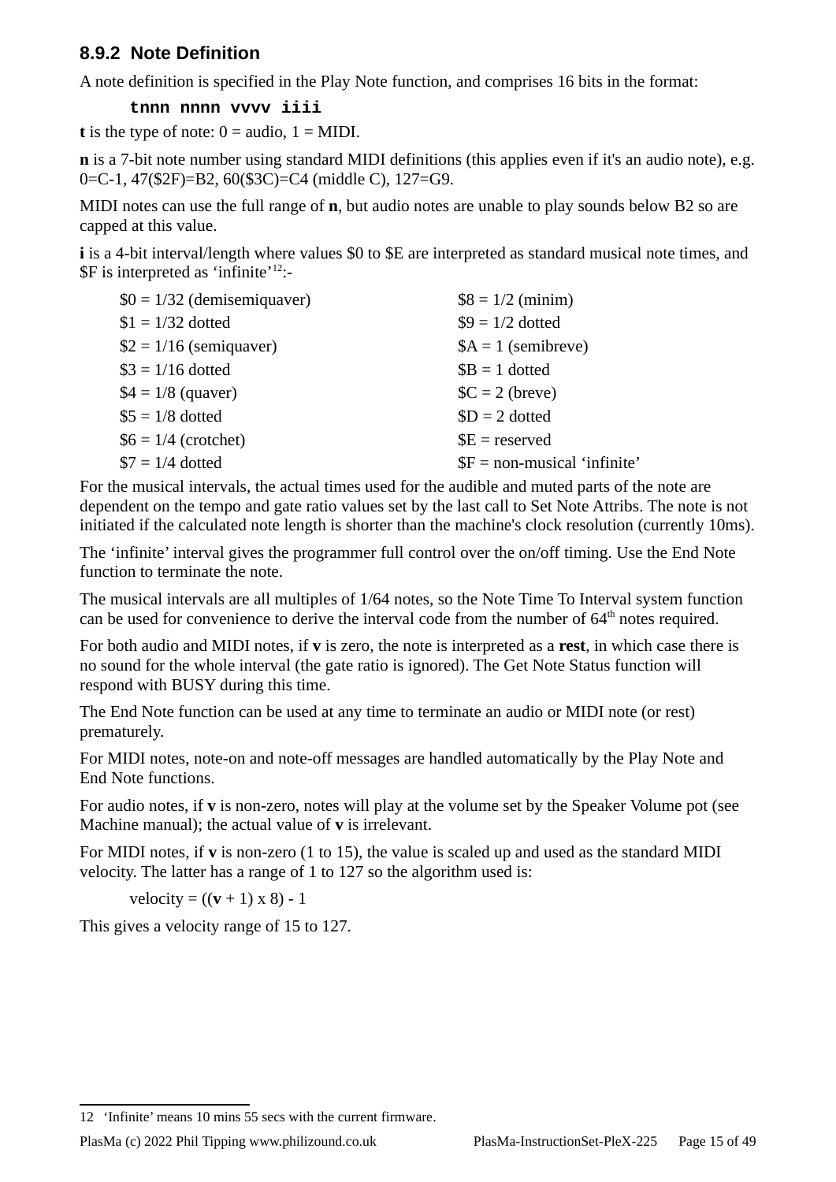### 8.9.2 Note Definition

A note definition is specified in the Play Note function, and comprises 16 bits in the format:

```
tnnn nnnn vvvv iiii
```

**t** is the type of note: 0 = audio, 1 = MIDI.

**n** is a 7-bit note number using standard MIDI definitions (this applies even if it's an audio note), e.g. 0=C-1, 47($2F)=B2, 60($3C)=C4 (middle C), 127=G9.

MIDI notes can use the full range of **n**, but audio notes are unable to play sounds below B2 so are capped at this value.

**i** is a 4-bit interval/length where values $0 to $E are interpreted as standard musical note times, and $F is interpreted as 'infinite'[12]:-

| | |
|---|---|
| $0 = 1/32 (demisemiquaver) | $8 = 1/2 (minim) |
| $1 = 1/32 dotted | $9 = 1/2 dotted |
| $2 = 1/16 (semiquaver) | $A = 1 (semibreve) |
| $3 = 1/16 dotted | $B = 1 dotted |
| $4 = 1/8 (quaver) | $C = 2 (breve) |
| $5 = 1/8 dotted | $D = 2 dotted |
| $6 = 1/4 (crotchet) | $E = reserved |
| $7 = 1/4 dotted | $F = non-musical 'infinite' |

For the musical intervals, the actual times used for the audible and muted parts of the note are dependent on the tempo and gate ratio values set by the last call to Set Note Attribs. The note is not initiated if the calculated note length is shorter than the machine's clock resolution (currently 10ms).

The 'infinite' interval gives the programmer full control over the on/off timing. Use the End Note function to terminate the note.

The musical intervals are all multiples of 1/64 notes, so the Note Time To Interval system function can be used for convenience to derive the interval code from the number of 64th notes required.

For both audio and MIDI notes, if **v** is zero, the note is interpreted as a **rest**, in which case there is no sound for the whole interval (the gate ratio is ignored). The Get Note Status function will respond with BUSY during this time.

The End Note function can be used at any time to terminate an audio or MIDI note (or rest) prematurely.

For MIDI notes, note-on and note-off messages are handled automatically by the Play Note and End Note functions.

For audio notes, if **v** is non-zero, notes will play at the volume set by the Speaker Volume pot (see Machine manual); the actual value of **v** is irrelevant.

For MIDI notes, if **v** is non-zero (1 to 15), the value is scaled up and used as the standard MIDI velocity. The latter has a range of 1 to 127 so the algorithm used is:

velocity = ((**v** + 1) x 8) - 1

This gives a velocity range of 15 to 127.

12 'Infinite' means 10 mins 55 secs with the current firmware.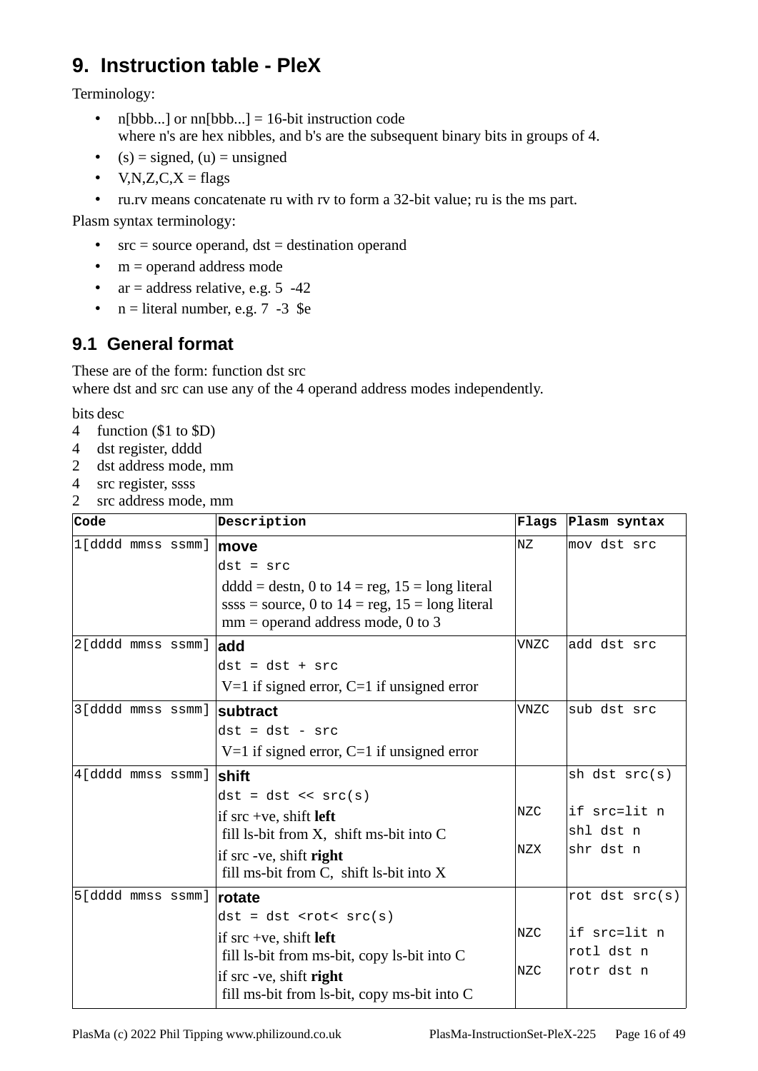# 9. Instruction table - PleX

Terminology:

- n[bbb...] or nn[bbb...] = 16-bit instruction code
  where n's are hex nibbles, and b's are the subsequent binary bits in groups of 4.
- (s) = signed, (u) = unsigned
- V,N,Z,C,X = flags
- ru.rv means concatenate ru with rv to form a 32-bit value; ru is the ms part.

Plasm syntax terminology:

- src = source operand, dst = destination operand
- m = operand address mode
- ar = address relative, e.g. 5 -42
- n = literal number, e.g. 7 -3 $e

## 9.1 General format

These are of the form: function dst src
where dst and src can use any of the 4 operand address modes independently.

bits desc
4 function ($1 to $D)
4 dst register, dddd
2 dst address mode, mm
4 src register, ssss
2 src address mode, mm

| Code | Description | Flags | Plasm syntax |
|---|---|---|---|
| 1[dddd mmss ssmm] | **move**<br>`dst = src`<br>dddd = destn, 0 to 14 = reg, 15 = long literal<br>ssss = source, 0 to 14 = reg, 15 = long literal<br>mm = operand address mode, 0 to 3 | NZ | `mov dst src` |
| 2[dddd mmss ssmm] | **add**<br>`dst = dst + src`<br>V=1 if signed error, C=1 if unsigned error | VNZC | `add dst src` |
| 3[dddd mmss ssmm] | **subtract**<br>`dst = dst - src`<br>V=1 if signed error, C=1 if unsigned error | VNZC | `sub dst src` |
| 4[dddd mmss ssmm] | **shift**<br>`dst = dst << src(s)`<br>if src +ve, shift **left**<br>fill ls-bit from X, shift ms-bit into C<br>if src -ve, shift **right**<br>fill ms-bit from C, shift ls-bit into X | <br><br>NZC<br><br>NZX | `sh dst src(s)`<br><br>`if src=lit n`<br>`shl dst n`<br>`shr dst n` |
| 5[dddd mmss ssmm] | **rotate**<br>`dst = dst <rot< src(s)`<br>if src +ve, shift **left**<br>fill ls-bit from ms-bit, copy ls-bit into C<br>if src -ve, shift **right**<br>fill ms-bit from ls-bit, copy ms-bit into C | <br><br>NZC<br><br>NZC | `rot dst src(s)`<br><br>`if src=lit n`<br>`rotl dst n`<br>`rotr dst n` |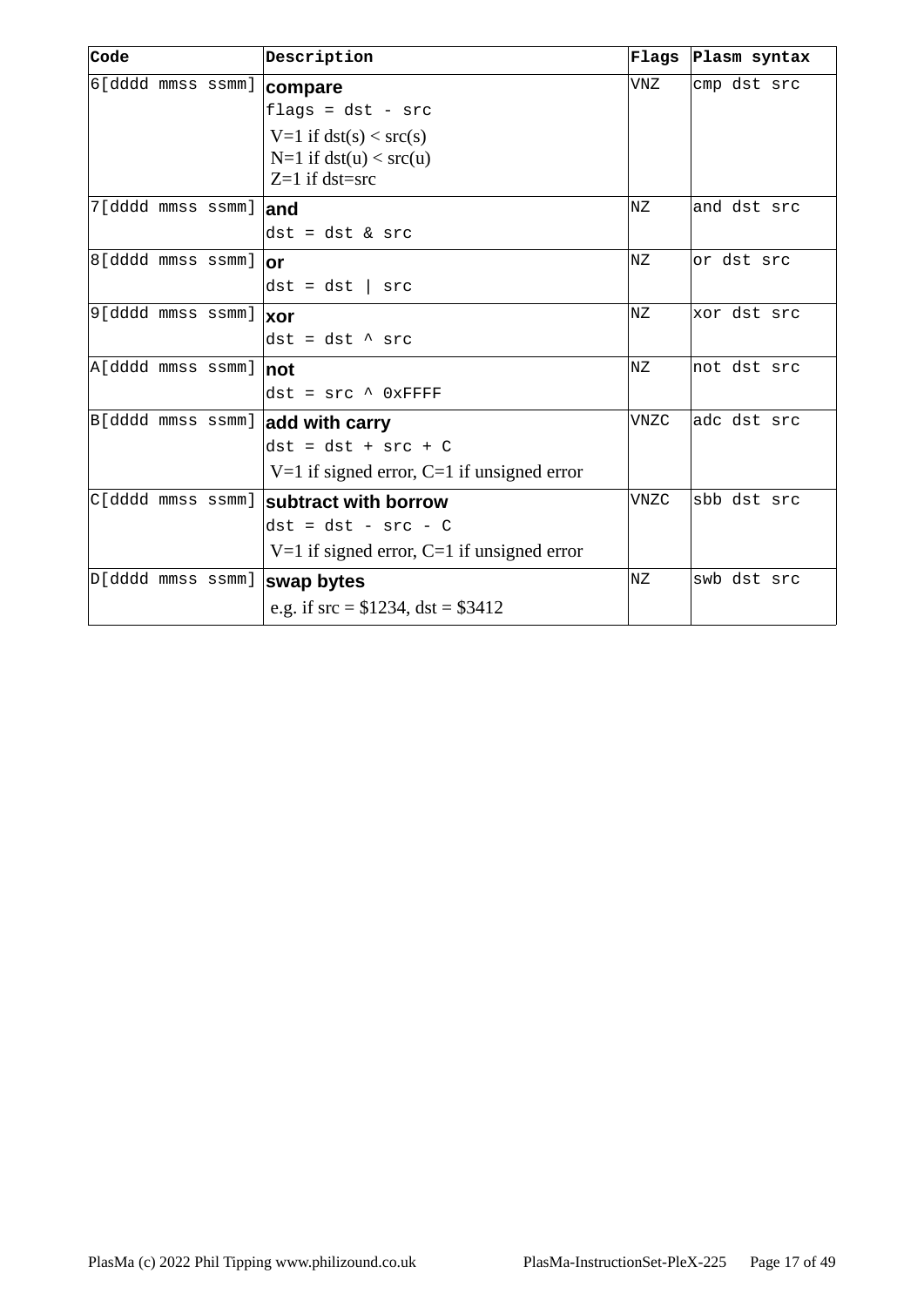| Code | Description | Flags | Plasm syntax |
| --- | --- | --- | --- |
| 6[dddd mmss ssmm] | **compare**<br>`flags = dst - src`<br>V=1 if dst(s) < src(s)<br>N=1 if dst(u) < src(u)<br>Z=1 if dst=src | VNZ | cmp dst src |
| 7[dddd mmss ssmm] | **and**<br>`dst = dst & src` | NZ | and dst src |
| 8[dddd mmss ssmm] | **or**<br>`dst = dst \| src` | NZ | or dst src |
| 9[dddd mmss ssmm] | **xor**<br>`dst = dst ^ src` | NZ | xor dst src |
| A[dddd mmss ssmm] | **not**<br>`dst = src ^ 0xFFFF` | NZ | not dst src |
| B[dddd mmss ssmm] | **add with carry**<br>`dst = dst + src + C`<br>V=1 if signed error, C=1 if unsigned error | VNZC | adc dst src |
| C[dddd mmss ssmm] | **subtract with borrow**<br>`dst = dst - src - C`<br>V=1 if signed error, C=1 if unsigned error | VNZC | sbb dst src |
| D[dddd mmss ssmm] | **swap bytes**<br>e.g. if src = $1234, dst = $3412 | NZ | swb dst src |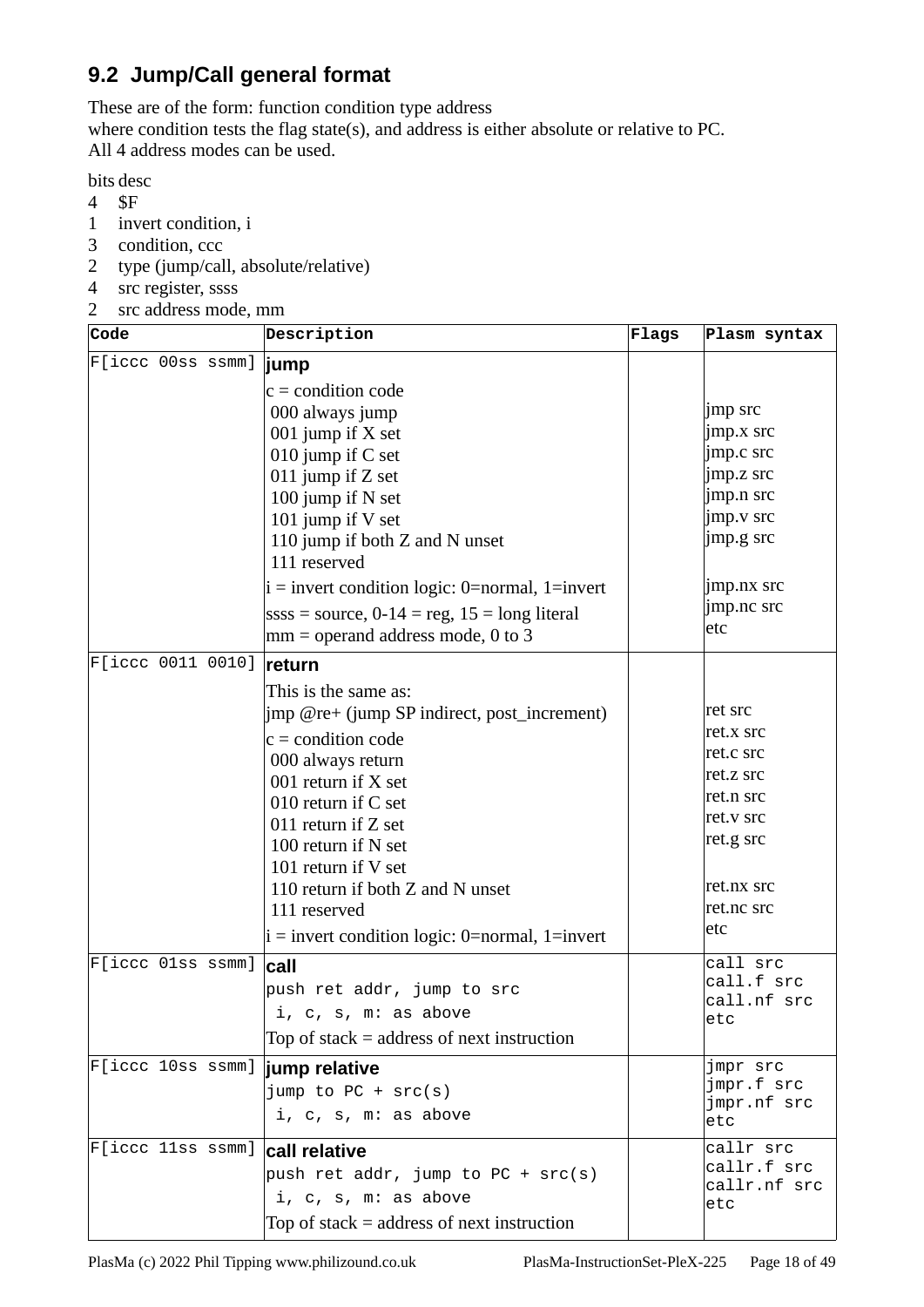## 9.2 Jump/Call general format

These are of the form: function condition type address
where condition tests the flag state(s), and address is either absolute or relative to PC.
All 4 address modes can be used.

bits desc
4 $F
1 invert condition, i
3 condition, ccc
2 type (jump/call, absolute/relative)
4 src register, ssss
2 src address mode, mm

| Code | Description | Flags | Plasm syntax |
|---|---|---|---|
| F[iccc 00ss ssmm] | **jump**<br>c = condition code<br>000 always jump<br>001 jump if X set<br>010 jump if C set<br>011 jump if Z set<br>100 jump if N set<br>101 jump if V set<br>110 jump if both Z and N unset<br>111 reserved<br>i = invert condition logic: 0=normal, 1=invert<br>ssss = source, 0-14 = reg, 15 = long literal<br>mm = operand address mode, 0 to 3 | | jmp src<br>jmp.x src<br>jmp.c src<br>jmp.z src<br>jmp.n src<br>jmp.v src<br>jmp.g src<br><br>jmp.nx src<br>jmp.nc src<br>etc |
| F[iccc 0011 0010] | **return**<br>This is the same as:<br>jmp @re+ (jump SP indirect, post_increment)<br>c = condition code<br>000 always return<br>001 return if X set<br>010 return if C set<br>011 return if Z set<br>100 return if N set<br>101 return if V set<br>110 return if both Z and N unset<br>111 reserved<br>i = invert condition logic: 0=normal, 1=invert | | ret src<br>ret.x src<br>ret.c src<br>ret.z src<br>ret.n src<br>ret.v src<br>ret.g src<br><br>ret.nx src<br>ret.nc src<br>etc |
| F[iccc 01ss ssmm] | **call**<br>push ret addr, jump to src<br>i, c, s, m: as above<br>Top of stack = address of next instruction | | call src<br>call.f src<br>call.nf src<br>etc |
| F[iccc 10ss ssmm] | **jump relative**<br>jump to PC + src(s)<br>i, c, s, m: as above | | jmpr src<br>jmpr.f src<br>jmpr.nf src<br>etc |
| F[iccc 11ss ssmm] | **call relative**<br>push ret addr, jump to PC + src(s)<br>i, c, s, m: as above<br>Top of stack = address of next instruction | | callr src<br>callr.f src<br>callr.nf src<br>etc |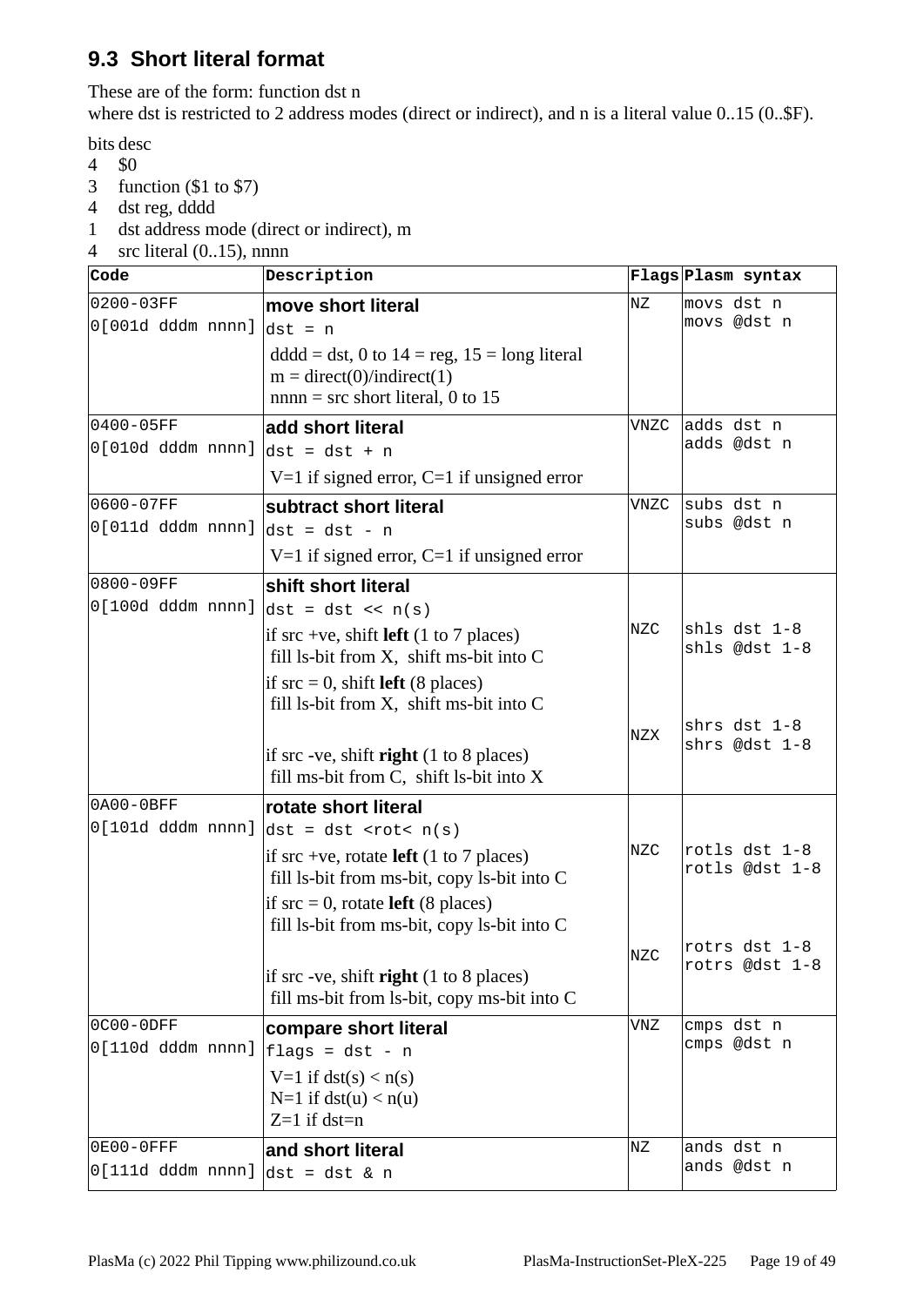## 9.3 Short literal format

These are of the form: function dst n
where dst is restricted to 2 address modes (direct or indirect), and n is a literal value 0..15 (0..$F).

| bits | desc |
|---|---|
| 4 | $0 |
| 3 | function ($1 to $7) |
| 4 | dst reg, dddd |
| 1 | dst address mode (direct or indirect), m |
| 4 | src literal (0..15), nnnn |

| Code | Description | Flags | Plasm syntax |
|---|---|---|---|
| 0200-03FF<br>0[001d dddd nnnn] | **move short literal**<br>`dst = n`<br>dddd = dst, 0 to 14 = reg, 15 = long literal<br>m = direct(0)/indirect(1)<br>nnnn = src short literal, 0 to 15 | NZ | `movs dst n`<br>`movs @dst n` |
| 0400-05FF<br>0[010d dddd nnnn] | **add short literal**<br>`dst = dst + n`<br>V=1 if signed error, C=1 if unsigned error | VNZC | `adds dst n`<br>`adds @dst n` |
| 0600-07FF<br>0[011d dddd nnnn] | **subtract short literal**<br>`dst = dst - n`<br>V=1 if signed error, C=1 if unsigned error | VNZC | `subs dst n`<br>`subs @dst n` |
| 0800-09FF<br>0[100d dddd nnnn] | **shift short literal**<br>`dst = dst << n(s)`<br>if src +ve, shift **left** (1 to 7 places)<br>fill ls-bit from X, shift ms-bit into C<br>if src = 0, shift **left** (8 places)<br>fill ls-bit from X, shift ms-bit into C<br>if src -ve, shift **right** (1 to 8 places)<br>fill ms-bit from C, shift ls-bit into X | NZC<br><br>NZX | `shls dst 1-8`<br>`shls @dst 1-8`<br><br>`shrs dst 1-8`<br>`shrs @dst 1-8` |
| 0A00-0BFF<br>0[101d dddd nnnn] | **rotate short literal**<br>`dst = dst <rot< n(s)`<br>if src +ve, rotate **left** (1 to 7 places)<br>fill ls-bit from ms-bit, copy ls-bit into C<br>if src = 0, rotate **left** (8 places)<br>fill ls-bit from ms-bit, copy ls-bit into C<br>if src -ve, shift **right** (1 to 8 places)<br>fill ms-bit from ls-bit, copy ms-bit into C | NZC<br><br>NZC | `rotls dst 1-8`<br>`rotls @dst 1-8`<br><br>`rotrs dst 1-8`<br>`rotrs @dst 1-8` |
| 0C00-0DFF<br>0[110d dddd nnnn] | **compare short literal**<br>`flags = dst - n`<br>V=1 if dst(s) < n(s)<br>N=1 if dst(u) < n(u)<br>Z=1 if dst=n | VNZ | `cmps dst n`<br>`cmps @dst n` |
| 0E00-0FFF<br>0[111d dddd nnnn] | **and short literal**<br>`dst = dst & n` | NZ | `ands dst n`<br>`ands @dst n` |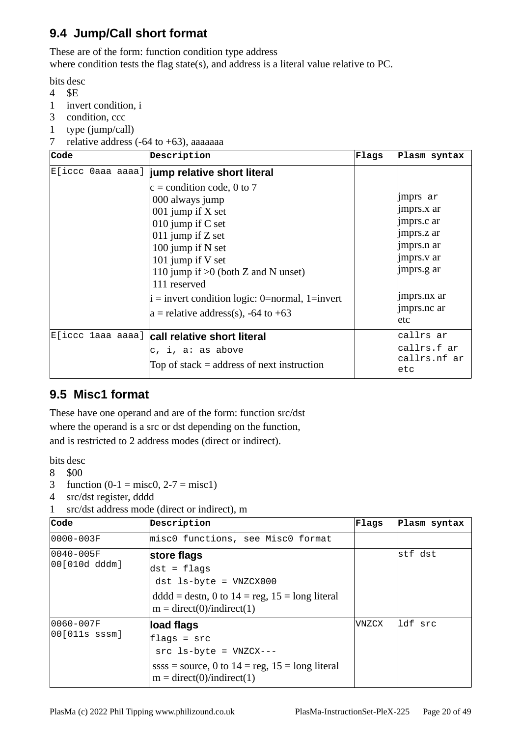## 9.4 Jump/Call short format

These are of the form: function condition type address
where condition tests the flag state(s), and address is a literal value relative to PC.

bits desc
- 4 $E
- 1 invert condition, i
- 3 condition, ccc
- 1 type (jump/call)
- 7 relative address (-64 to +63), aaaaaaa

| Code | Description | Flags | Plasm syntax |
|---|---|---|---|
| E[iccc 0aaa aaaa] | **jump relative short literal**<br>c = condition code, 0 to 7<br>000 always jump<br>001 jump if X set<br>010 jump if C set<br>011 jump if Z set<br>100 jump if N set<br>101 jump if V set<br>110 jump if >0 (both Z and N unset)<br>111 reserved<br>i = invert condition logic: 0=normal, 1=invert<br>a = relative address(s), -64 to +63 | | jmprs ar<br>jmprs.x ar<br>jmprs.c ar<br>jmprs.z ar<br>jmprs.n ar<br>jmprs.v ar<br>jmprs.g ar<br><br>jmprs.nx ar<br>jmprs.nc ar<br>etc |
| E[iccc 1aaa aaaa] | **call relative short literal**<br>c, i, a: as above<br>Top of stack = address of next instruction | | callrs ar<br>callrs.f ar<br>callrs.nf ar<br>etc |

## 9.5 Misc1 format

These have one operand and are of the form: function src/dst
where the operand is a src or dst depending on the function,
and is restricted to 2 address modes (direct or indirect).

bits desc
- 8 $00
- 3 function (0-1 = misc0, 2-7 = misc1)
- 4 src/dst register, dddd
- 1 src/dst address mode (direct or indirect), m

| Code | Description | Flags | Plasm syntax |
|---|---|---|---|
| 0000-003F | misc0 functions, see Misc0 format | | |
| 0040-005F<br>00[010d dddm] | **store flags**<br>dst = flags<br>dst ls-byte = VNZCX000<br>dddd = destn, 0 to 14 = reg, 15 = long literal<br>m = direct(0)/indirect(1) | | stf dst |
| 0060-007F<br>00[011s sssm] | **load flags**<br>flags = src<br>src ls-byte = VNZCX---<br>ssss = source, 0 to 14 = reg, 15 = long literal<br>m = direct(0)/indirect(1) | VNZCX | ldf src |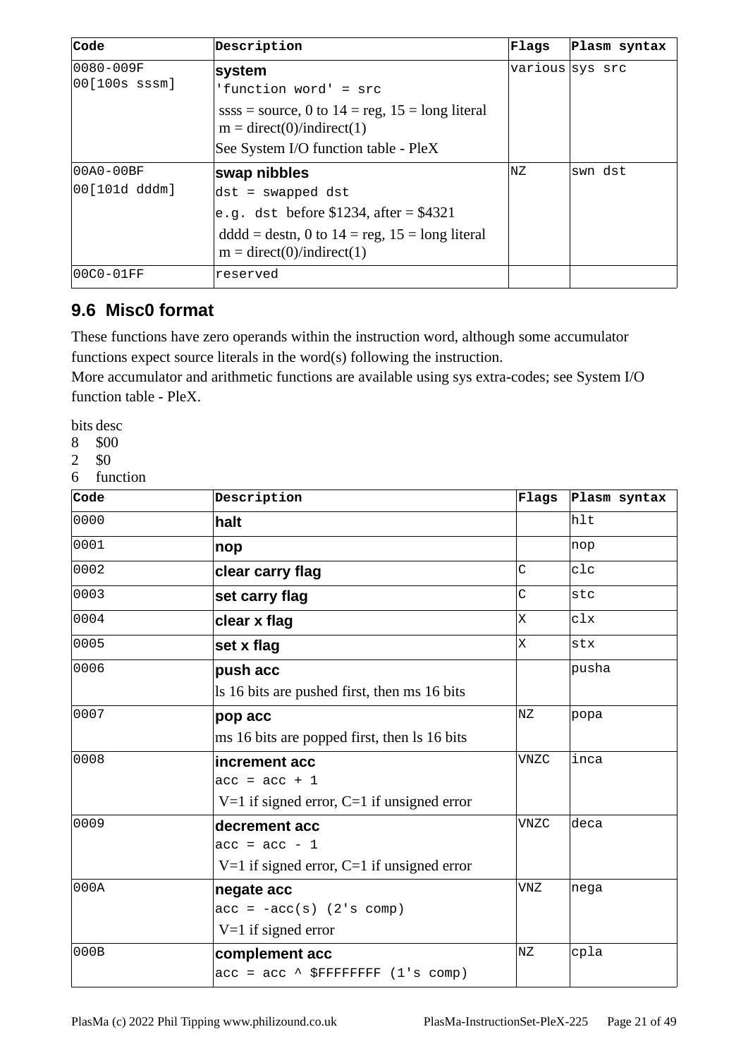| Code | Description | Flags | Plasm syntax |
|---|---|---|---|
| 0080-009F<br>00[100s sssm] | **system**<br>'function word' = src<br>ssss = source, 0 to 14 = reg, 15 = long literal<br>m = direct(0)/indirect(1)<br>See System I/O function table - PleX | various | sys src |
| 00A0-00BF<br>00[101d dddm] | **swap nibbles**<br>dst = swapped dst<br>e.g. dst before $1234, after = $4321<br>dddd = destn, 0 to 14 = reg, 15 = long literal<br>m = direct(0)/indirect(1) | NZ | swn dst |
| 00C0-01FF | reserved | | |

## 9.6 Misc0 format

These functions have zero operands within the instruction word, although some accumulator functions expect source literals in the word(s) following the instruction.
More accumulator and arithmetic functions are available using sys extra-codes; see System I/O function table - PleX.

| bits | desc |
|---|---|
| 8 | $00 |
| 2 | $0 |
| 6 | function |

| Code | Description | Flags | Plasm syntax |
|---|---|---|---|
| 0000 | **halt** | | hlt |
| 0001 | **nop** | | nop |
| 0002 | **clear carry flag** | C | clc |
| 0003 | **set carry flag** | C | stc |
| 0004 | **clear x flag** | X | clx |
| 0005 | **set x flag** | X | stx |
| 0006 | **push acc**<br>ls 16 bits are pushed first, then ms 16 bits | | pusha |
| 0007 | **pop acc**<br>ms 16 bits are popped first, then ls 16 bits | NZ | popa |
| 0008 | **increment acc**<br>acc = acc + 1<br>V=1 if signed error, C=1 if unsigned error | VNZC | inca |
| 0009 | **decrement acc**<br>acc = acc - 1<br>V=1 if signed error, C=1 if unsigned error | VNZC | deca |
| 000A | **negate acc**<br>acc = -acc(s) (2's comp)<br>V=1 if signed error | VNZ | nega |
| 000B | **complement acc**<br>acc = acc ^ $FFFFFFFF (1's comp) | NZ | cpla |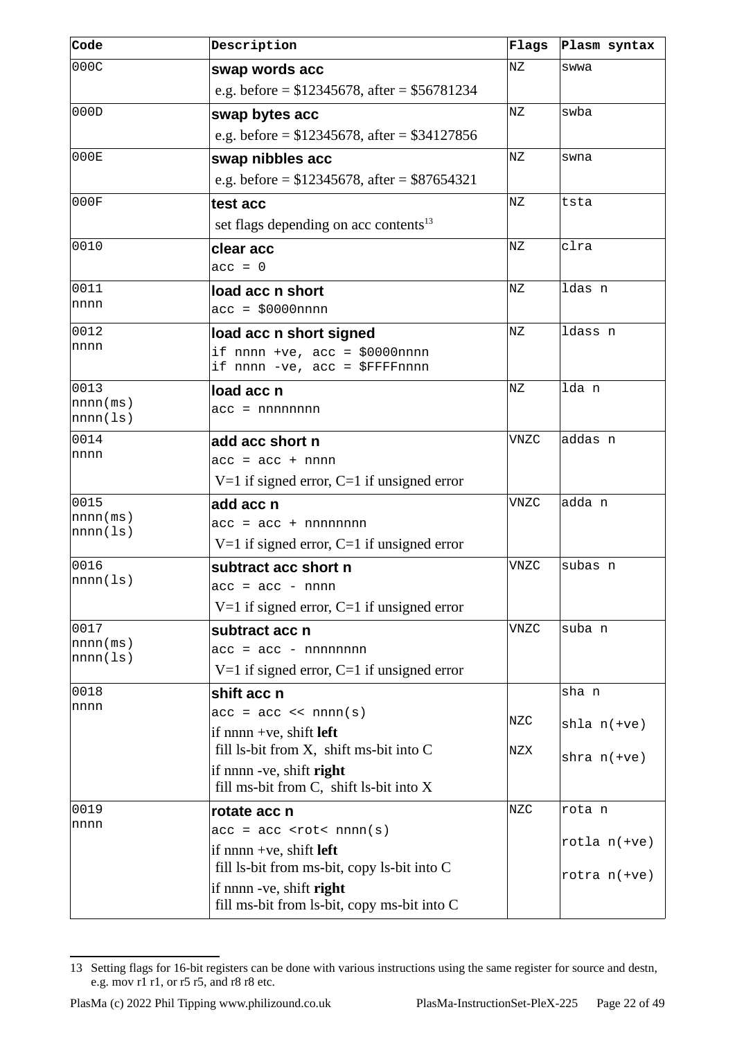| Code | Description | Flags | Plasm syntax |
|---|---|---|---|
| 000C | **swap words acc**<br>e.g. before = $12345678, after = $56781234 | NZ | swwa |
| 000D | **swap bytes acc**<br>e.g. before = $12345678, after = $34127856 | NZ | swba |
| 000E | **swap nibbles acc**<br>e.g. before = $12345678, after = $87654321 | NZ | swna |
| 000F | **test acc**<br>set flags depending on acc contents[13] | NZ | tsta |
| 0010 | **clear acc**<br>`acc = 0` | NZ | clra |
| 0011<br>nnnn | **load acc n short**<br>`acc = $0000nnnn` | NZ | ldas n |
| 0012<br>nnnn | **load acc n short signed**<br>`if nnnn +ve, acc = $0000nnnn`<br>`if nnnn -ve, acc = $FFFFnnnn` | NZ | ldass n |
| 0013<br>nnnn(ms)<br>nnnn(ls) | **load acc n**<br>`acc = nnnnnnnn` | NZ | lda n |
| 0014<br>nnnn | **add acc short n**<br>`acc = acc + nnnn`<br>V=1 if signed error, C=1 if unsigned error | VNZC | addas n |
| 0015<br>nnnn(ms)<br>nnnn(ls) | **add acc n**<br>`acc = acc + nnnnnnnn`<br>V=1 if signed error, C=1 if unsigned error | VNZC | adda n |
| 0016<br>nnnn(ls) | **subtract acc short n**<br>`acc = acc - nnnn`<br>V=1 if signed error, C=1 if unsigned error | VNZC | subas n |
| 0017<br>nnnn(ms)<br>nnnn(ls) | **subtract acc n**<br>`acc = acc - nnnnnnnn`<br>V=1 if signed error, C=1 if unsigned error | VNZC | suba n |
| 0018<br>nnnn | **shift acc n**<br>`acc = acc << nnnn(s)`<br>if nnnn +ve, shift **left**<br>fill ls-bit from X, shift ms-bit into C<br>if nnnn -ve, shift **right**<br>fill ms-bit from C, shift ls-bit into X | <br>NZC<br>NZX | sha n<br>shla n(+ve)<br>shra n(+ve) |
| 0019<br>nnnn | **rotate acc n**<br>`acc = acc <rot< nnnn(s)`<br>if nnnn +ve, shift **left**<br>fill ls-bit from ms-bit, copy ls-bit into C<br>if nnnn -ve, shift **right**<br>fill ms-bit from ls-bit, copy ms-bit into C | NZC | rota n<br>rotla n(+ve)<br>rotra n(+ve) |

[13] Setting flags for 16-bit registers can be done with various instructions using the same register for source and destn, e.g. mov r1 r1, or r5 r5, and r8 r8 etc.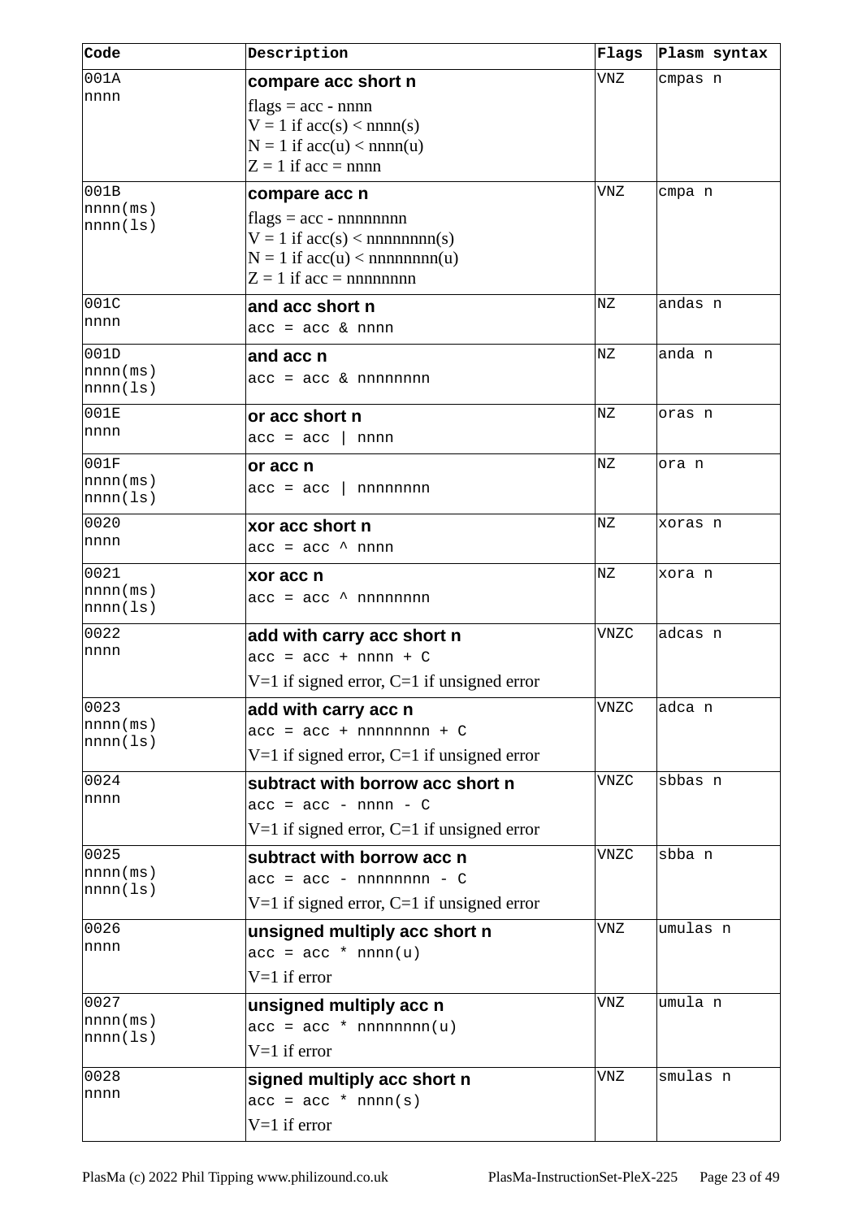| Code | Description | Flags | Plasm syntax |
|---|---|---|---|
| 001A<br>nnnn | **compare acc short n**<br>flags = acc - nnnn<br>V = 1 if acc(s) < nnnn(s)<br>N = 1 if acc(u) < nnnn(u)<br>Z = 1 if acc = nnnn | VNZ | cmpas n |
| 001B<br>nnnn(ms)<br>nnnn(ls) | **compare acc n**<br>flags = acc - nnnnnnnn<br>V = 1 if acc(s) < nnnnnnnn(s)<br>N = 1 if acc(u) < nnnnnnnn(u)<br>Z = 1 if acc = nnnnnnnn | VNZ | cmpa n |
| 001C<br>nnnn | **and acc short n**<br>`acc = acc & nnnn` | NZ | andas n |
| 001D<br>nnnn(ms)<br>nnnn(ls) | **and acc n**<br>`acc = acc & nnnnnnnn` | NZ | anda n |
| 001E<br>nnnn | **or acc short n**<br>`acc = acc \| nnnn` | NZ | oras n |
| 001F<br>nnnn(ms)<br>nnnn(ls) | **or acc n**<br>`acc = acc \| nnnnnnnn` | NZ | ora n |
| 0020<br>nnnn | **xor acc short n**<br>`acc = acc ^ nnnn` | NZ | xoras n |
| 0021<br>nnnn(ms)<br>nnnn(ls) | **xor acc n**<br>`acc = acc ^ nnnnnnnn` | NZ | xora n |
| 0022<br>nnnn | **add with carry acc short n**<br>`acc = acc + nnnn + C`<br>V=1 if signed error, C=1 if unsigned error | VNZC | adcas n |
| 0023<br>nnnn(ms)<br>nnnn(ls) | **add with carry acc n**<br>`acc = acc + nnnnnnnn + C`<br>V=1 if signed error, C=1 if unsigned error | VNZC | adca n |
| 0024<br>nnnn | **subtract with borrow acc short n**<br>`acc = acc - nnnn - C`<br>V=1 if signed error, C=1 if unsigned error | VNZC | sbbas n |
| 0025<br>nnnn(ms)<br>nnnn(ls) | **subtract with borrow acc n**<br>`acc = acc - nnnnnnnn - C`<br>V=1 if signed error, C=1 if unsigned error | VNZC | sbba n |
| 0026<br>nnnn | **unsigned multiply acc short n**<br>`acc = acc * nnnn(u)`<br>V=1 if error | VNZ | umulas n |
| 0027<br>nnnn(ms)<br>nnnn(ls) | **unsigned multiply acc n**<br>`acc = acc * nnnnnnnn(u)`<br>V=1 if error | VNZ | umula n |
| 0028<br>nnnn | **signed multiply acc short n**<br>`acc = acc * nnnn(s)`<br>V=1 if error | VNZ | smulas n |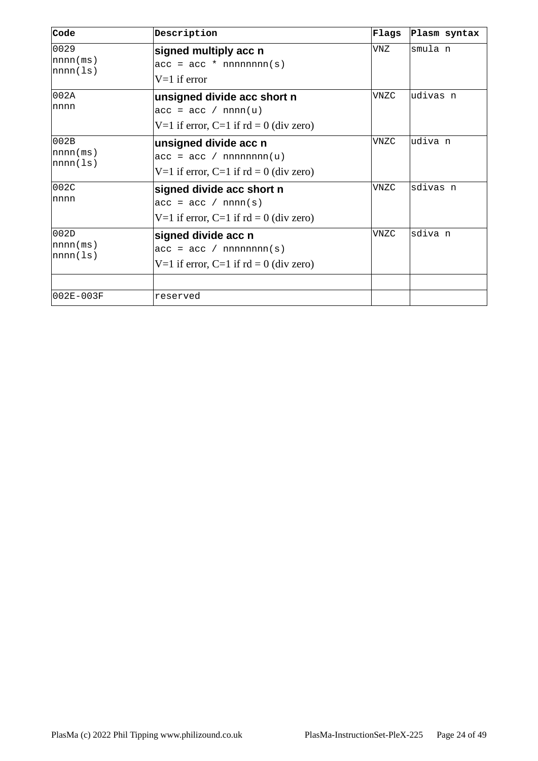| Code | Description | Flags | Plasm syntax |
|---|---|---|---|
| 0029<br>nnnn(ms)<br>nnnn(ls) | **signed multiply acc n**<br>acc = acc * nnnnnnnn(s)<br>V=1 if error | VNZ | smula n |
| 002A<br>nnnn | **unsigned divide acc short n**<br>acc = acc / nnnn(u)<br>V=1 if error, C=1 if rd = 0 (div zero) | VNZC | udivas n |
| 002B<br>nnnn(ms)<br>nnnn(ls) | **unsigned divide acc n**<br>acc = acc / nnnnnnnn(u)<br>V=1 if error, C=1 if rd = 0 (div zero) | VNZC | udiva n |
| 002C<br>nnnn | **signed divide acc short n**<br>acc = acc / nnnn(s)<br>V=1 if error, C=1 if rd = 0 (div zero) | VNZC | sdivas n |
| 002D<br>nnnn(ms)<br>nnnn(ls) | **signed divide acc n**<br>acc = acc / nnnnnnnn(s)<br>V=1 if error, C=1 if rd = 0 (div zero) | VNZC | sdiva n |
| | | | |
| 002E-003F | reserved | | |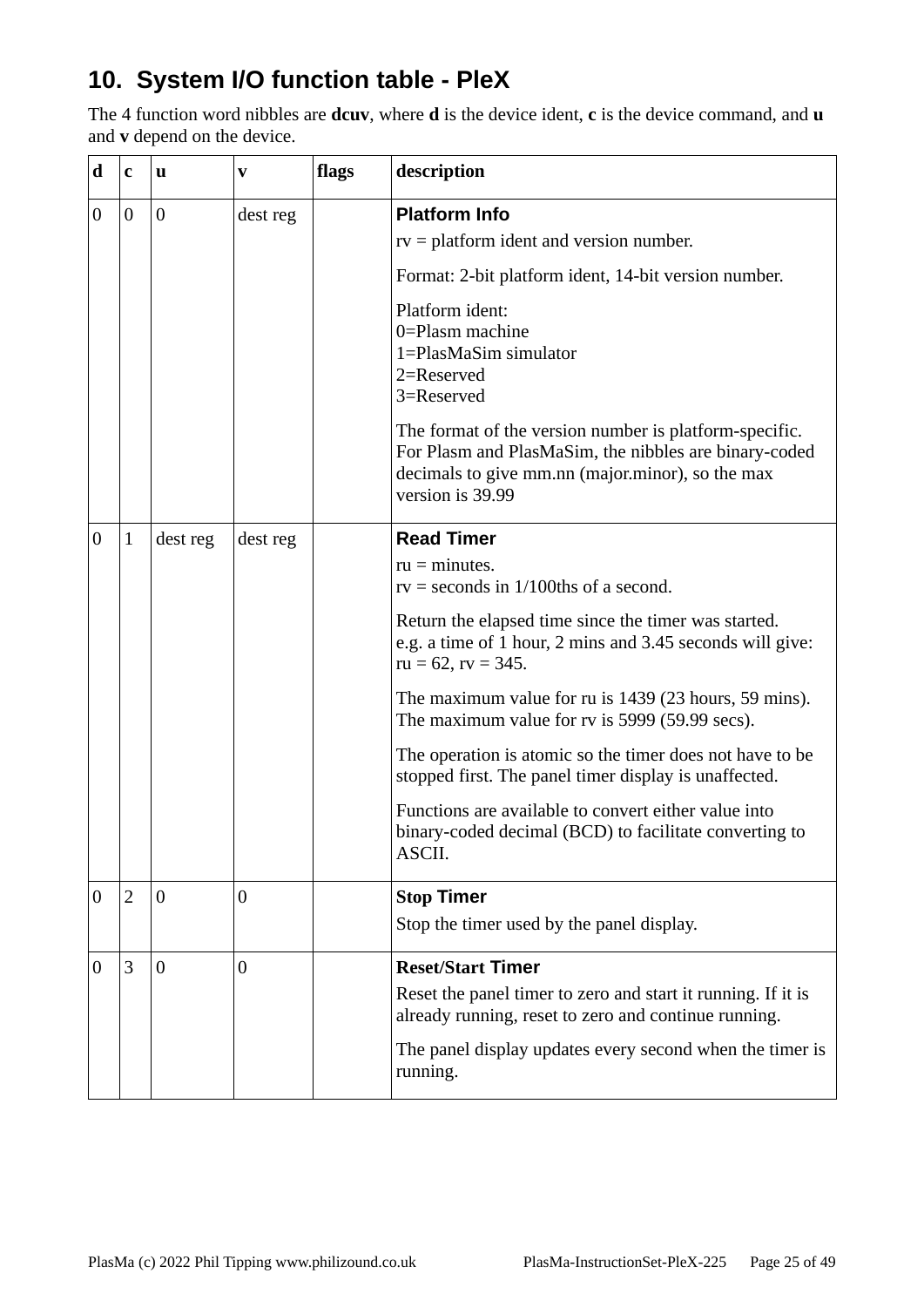## 10. System I/O function table - PleX

The 4 function word nibbles are **dcuv**, where **d** is the device ident, **c** is the device command, and **u** and **v** depend on the device.

| d | c | u | v | flags | description |
|---|---|---|---|---|---|
| 0 | 0 | 0 | dest reg | | **Platform Info**<br>rv = platform ident and version number.<br><br>Format: 2-bit platform ident, 14-bit version number.<br><br>Platform ident:<br>0=Plasm machine<br>1=PlasMaSim simulator<br>2=Reserved<br>3=Reserved<br><br>The format of the version number is platform-specific. For Plasm and PlasMaSim, the nibbles are binary-coded decimals to give mm.nn (major.minor), so the max version is 39.99 |
| 0 | 1 | dest reg | dest reg | | **Read Timer**<br>ru = minutes.<br>rv = seconds in 1/100ths of a second.<br><br>Return the elapsed time since the timer was started.<br>e.g. a time of 1 hour, 2 mins and 3.45 seconds will give: ru = 62, rv = 345.<br><br>The maximum value for ru is 1439 (23 hours, 59 mins). The maximum value for rv is 5999 (59.99 secs).<br><br>The operation is atomic so the timer does not have to be stopped first. The panel timer display is unaffected.<br><br>Functions are available to convert either value into binary-coded decimal (BCD) to facilitate converting to ASCII. |
| 0 | 2 | 0 | 0 | | **Stop Timer**<br>Stop the timer used by the panel display. |
| 0 | 3 | 0 | 0 | | **Reset/Start Timer**<br>Reset the panel timer to zero and start it running. If it is already running, reset to zero and continue running.<br><br>The panel display updates every second when the timer is running. |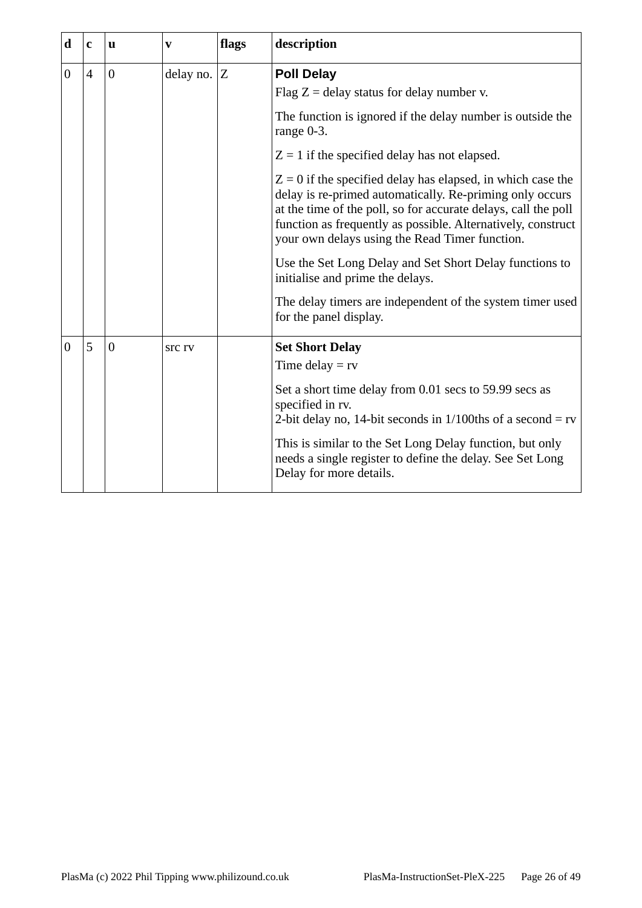| d | c | u | v | flags | description |
|---|---|---|---|---|---|
| 0 | 4 | 0 | delay no. | Z | **Poll Delay**<br>Flag Z = delay status for delay number v.<br><br>The function is ignored if the delay number is outside the range 0-3.<br><br>Z = 1 if the specified delay has not elapsed.<br><br>Z = 0 if the specified delay has elapsed, in which case the delay is re-primed automatically. Re-priming only occurs at the time of the poll, so for accurate delays, call the poll function as frequently as possible. Alternatively, construct your own delays using the Read Timer function.<br><br>Use the Set Long Delay and Set Short Delay functions to initialise and prime the delays.<br><br>The delay timers are independent of the system timer used for the panel display. |
| 0 | 5 | 0 | src rv | | **Set Short Delay**<br>Time delay = rv<br><br>Set a short time delay from 0.01 secs to 59.99 secs as specified in rv.<br>2-bit delay no, 14-bit seconds in 1/100ths of a second = rv<br><br>This is similar to the Set Long Delay function, but only needs a single register to define the delay. See Set Long Delay for more details. |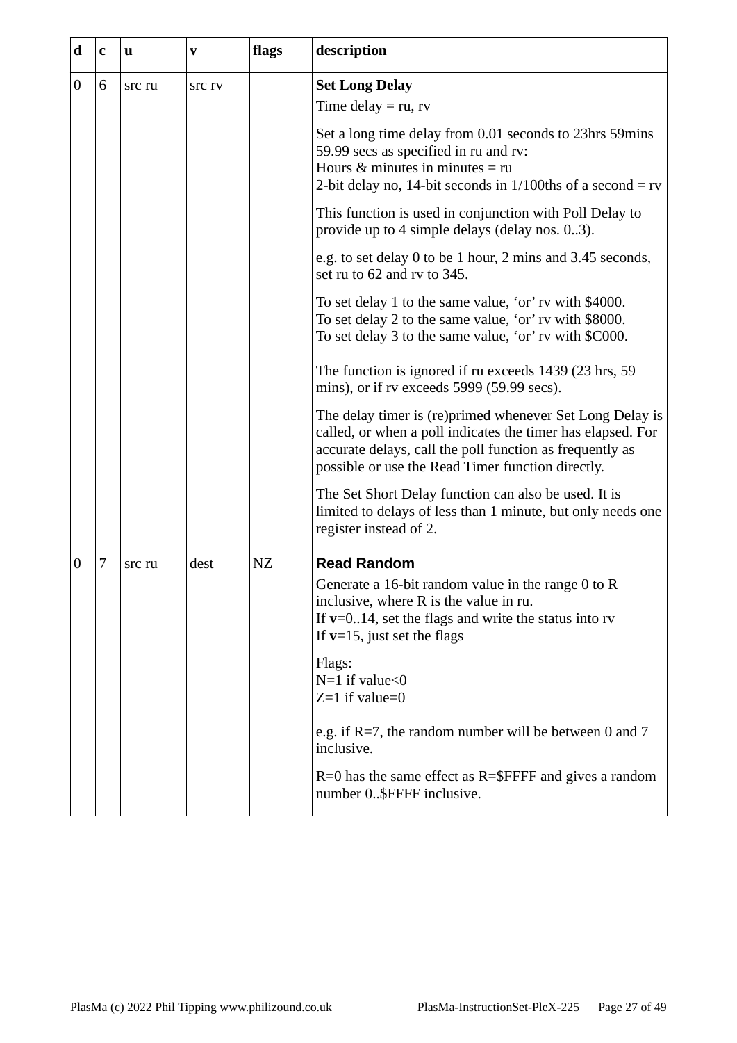| d | c | u | v | flags | description |
|---|---|---|---|---|---|
| 0 | 6 | src ru | src rv | | **Set Long Delay**<br>Time delay = ru, rv<br><br>Set a long time delay from 0.01 seconds to 23hrs 59mins 59.99 secs as specified in ru and rv:<br>Hours & minutes in minutes = ru<br>2-bit delay no, 14-bit seconds in 1/100ths of a second = rv<br><br>This function is used in conjunction with Poll Delay to provide up to 4 simple delays (delay nos. 0..3).<br><br>e.g. to set delay 0 to be 1 hour, 2 mins and 3.45 seconds, set ru to 62 and rv to 345.<br><br>To set delay 1 to the same value, 'or' rv with $4000.<br>To set delay 2 to the same value, 'or' rv with $8000.<br>To set delay 3 to the same value, 'or' rv with $C000.<br><br>The function is ignored if ru exceeds 1439 (23 hrs, 59 mins), or if rv exceeds 5999 (59.99 secs).<br><br>The delay timer is (re)primed whenever Set Long Delay is called, or when a poll indicates the timer has elapsed. For accurate delays, call the poll function as frequently as possible or use the Read Timer function directly.<br><br>The Set Short Delay function can also be used. It is limited to delays of less than 1 minute, but only needs one register instead of 2. |
| 0 | 7 | src ru | dest | NZ | **Read Random**<br>Generate a 16-bit random value in the range 0 to R inclusive, where R is the value in ru.<br>If **v**=0..14, set the flags and write the status into rv<br>If **v**=15, just set the flags<br><br>Flags:<br>N=1 if value<0<br>Z=1 if value=0<br><br>e.g. if R=7, the random number will be between 0 and 7 inclusive.<br><br>R=0 has the same effect as R=$FFFF and gives a random number 0..$FFFF inclusive. |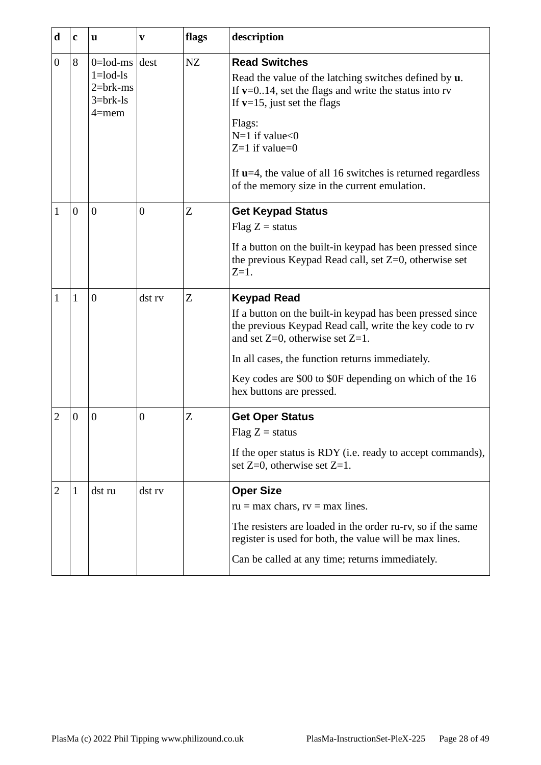| d | c | u | v | flags | description |
|---|---|---|---|---|---|
| 0 | 8 | 0=lod-ms<br>1=lod-ls<br>2=brk-ms<br>3=brk-ls<br>4=mem | dest | NZ | **Read Switches**<br>Read the value of the latching switches defined by **u**.<br>If **v**=0..14, set the flags and write the status into rv<br>If **v**=15, just set the flags<br>Flags:<br>N=1 if value<0<br>Z=1 if value=0<br>If **u**=4, the value of all 16 switches is returned regardless of the memory size in the current emulation. |
| 1 | 0 | 0 | 0 | Z | **Get Keypad Status**<br>Flag Z = status<br>If a button on the built-in keypad has been pressed since the previous Keypad Read call, set Z=0, otherwise set Z=1. |
| 1 | 1 | 0 | dst rv | Z | **Keypad Read**<br>If a button on the built-in keypad has been pressed since the previous Keypad Read call, write the key code to rv and set Z=0, otherwise set Z=1.<br>In all cases, the function returns immediately.<br>Key codes are $00 to $0F depending on which of the 16 hex buttons are pressed. |
| 2 | 0 | 0 | 0 | Z | **Get Oper Status**<br>Flag Z = status<br>If the oper status is RDY (i.e. ready to accept commands), set Z=0, otherwise set Z=1. |
| 2 | 1 | dst ru | dst rv | | **Oper Size**<br>ru = max chars, rv = max lines.<br>The resisters are loaded in the order ru-rv, so if the same register is used for both, the value will be max lines.<br>Can be called at any time; returns immediately. |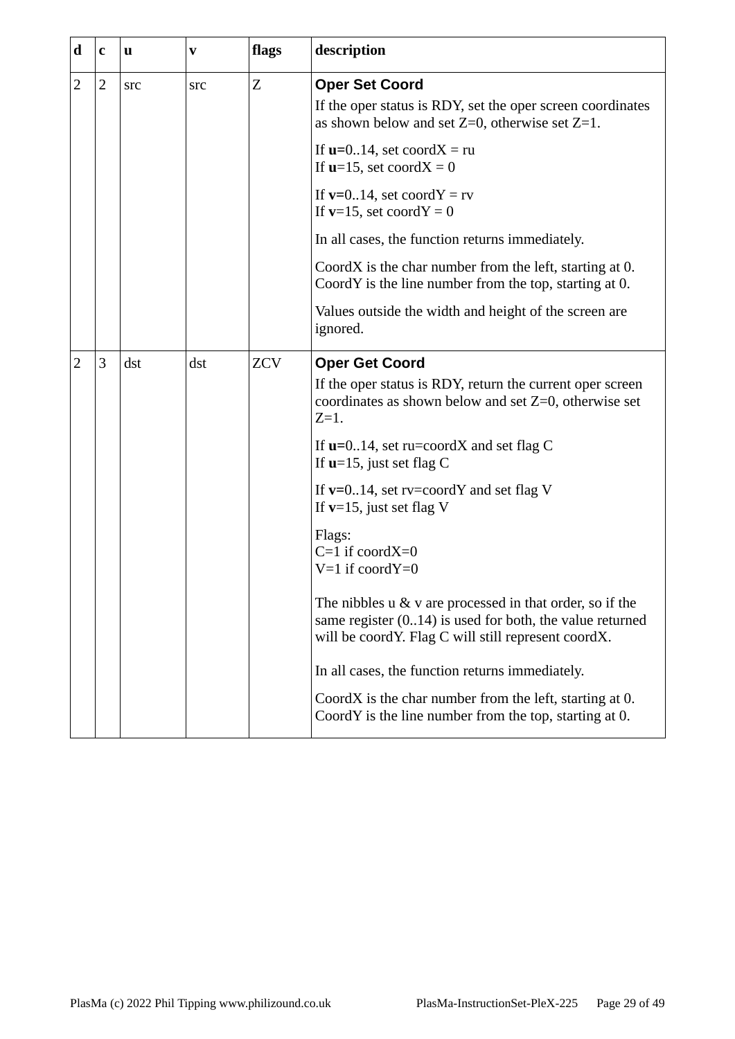| d | c | u | v | flags | description |
|---|---|---|---|---|---|
| 2 | 2 | src | src | Z | **Oper Set Coord**<br>If the oper status is RDY, set the oper screen coordinates as shown below and set Z=0, otherwise set Z=1.<br><br>If **u**=0..14, set coordX = ru<br>If **u**=15, set coordX = 0<br><br>If **v**=0..14, set coordY = rv<br>If **v**=15, set coordY = 0<br><br>In all cases, the function returns immediately.<br><br>CoordX is the char number from the left, starting at 0.<br>CoordY is the line number from the top, starting at 0.<br><br>Values outside the width and height of the screen are ignored. |
| 2 | 3 | dst | dst | ZCV | **Oper Get Coord**<br>If the oper status is RDY, return the current oper screen coordinates as shown below and set Z=0, otherwise set Z=1.<br><br>If **u**=0..14, set ru=coordX and set flag C<br>If **u**=15, just set flag C<br><br>If **v**=0..14, set rv=coordY and set flag V<br>If **v**=15, just set flag V<br><br>Flags:<br>C=1 if coordX=0<br>V=1 if coordY=0<br><br>The nibbles u & v are processed in that order, so if the same register (0..14) is used for both, the value returned will be coordY. Flag C will still represent coordX.<br><br>In all cases, the function returns immediately.<br><br>CoordX is the char number from the left, starting at 0.<br>CoordY is the line number from the top, starting at 0. |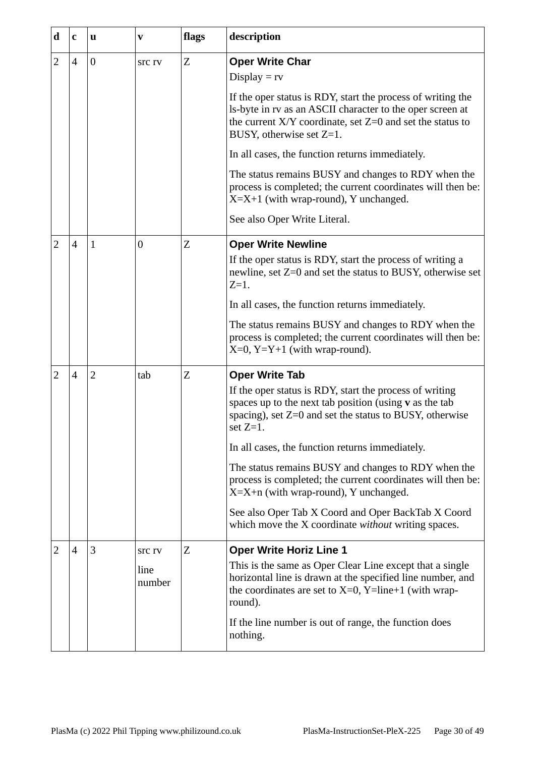| d | c | u | v | flags | description |
|---|---|---|---|---|---|
| 2 | 4 | 0 | src rv | Z | **Oper Write Char**<br>Display = rv<br>If the oper status is RDY, start the process of writing the ls-byte in rv as an ASCII character to the oper screen at the current X/Y coordinate, set Z=0 and set the status to BUSY, otherwise set Z=1.<br>In all cases, the function returns immediately.<br>The status remains BUSY and changes to RDY when the process is completed; the current coordinates will then be: X=X+1 (with wrap-round), Y unchanged.<br>See also Oper Write Literal. |
| 2 | 4 | 1 | 0 | Z | **Oper Write Newline**<br>If the oper status is RDY, start the process of writing a newline, set Z=0 and set the status to BUSY, otherwise set Z=1.<br>In all cases, the function returns immediately.<br>The status remains BUSY and changes to RDY when the process is completed; the current coordinates will then be: X=0, Y=Y+1 (with wrap-round). |
| 2 | 4 | 2 | tab | Z | **Oper Write Tab**<br>If the oper status is RDY, start the process of writing spaces up to the next tab position (using **v** as the tab spacing), set Z=0 and set the status to BUSY, otherwise set Z=1.<br>In all cases, the function returns immediately.<br>The status remains BUSY and changes to RDY when the process is completed; the current coordinates will then be: X=X+n (with wrap-round), Y unchanged.<br>See also Oper Tab X Coord and Oper BackTab X Coord which move the X coordinate *without* writing spaces. |
| 2 | 4 | 3 | src rv<br>line number | Z | **Oper Write Horiz Line 1**<br>This is the same as Oper Clear Line except that a single horizontal line is drawn at the specified line number, and the coordinates are set to X=0, Y=line+1 (with wrap-round).<br>If the line number is out of range, the function does nothing. |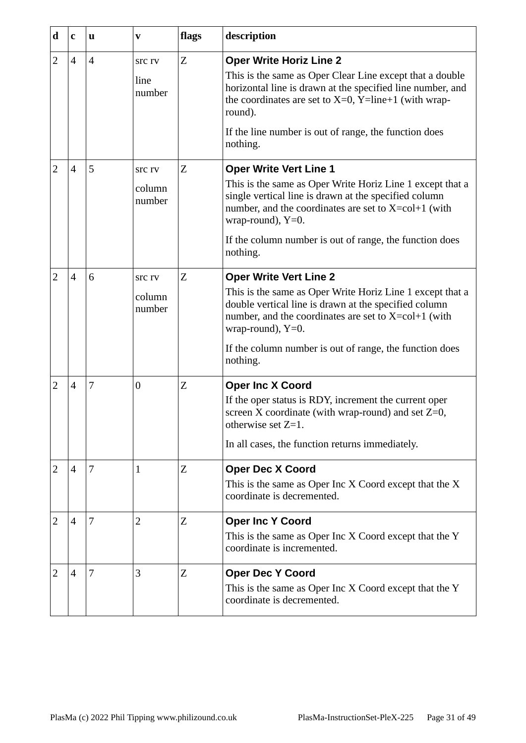| d | c | u | v | flags | description |
|---|---|---|---|---|---|
| 2 | 4 | 4 | src rv<br>line number | Z | **Oper Write Horiz Line 2**<br>This is the same as Oper Clear Line except that a double horizontal line is drawn at the specified line number, and the coordinates are set to X=0, Y=line+1 (with wrap-round).<br>If the line number is out of range, the function does nothing. |
| 2 | 4 | 5 | src rv<br>column number | Z | **Oper Write Vert Line 1**<br>This is the same as Oper Write Horiz Line 1 except that a single vertical line is drawn at the specified column number, and the coordinates are set to X=col+1 (with wrap-round), Y=0.<br>If the column number is out of range, the function does nothing. |
| 2 | 4 | 6 | src rv<br>column number | Z | **Oper Write Vert Line 2**<br>This is the same as Oper Write Horiz Line 1 except that a double vertical line is drawn at the specified column number, and the coordinates are set to X=col+1 (with wrap-round), Y=0.<br>If the column number is out of range, the function does nothing. |
| 2 | 4 | 7 | 0 | Z | **Oper Inc X Coord**<br>If the oper status is RDY, increment the current oper screen X coordinate (with wrap-round) and set Z=0, otherwise set Z=1.<br>In all cases, the function returns immediately. |
| 2 | 4 | 7 | 1 | Z | **Oper Dec X Coord**<br>This is the same as Oper Inc X Coord except that the X coordinate is decremented. |
| 2 | 4 | 7 | 2 | Z | **Oper Inc Y Coord**<br>This is the same as Oper Inc X Coord except that the Y coordinate is incremented. |
| 2 | 4 | 7 | 3 | Z | **Oper Dec Y Coord**<br>This is the same as Oper Inc X Coord except that the Y coordinate is decremented. |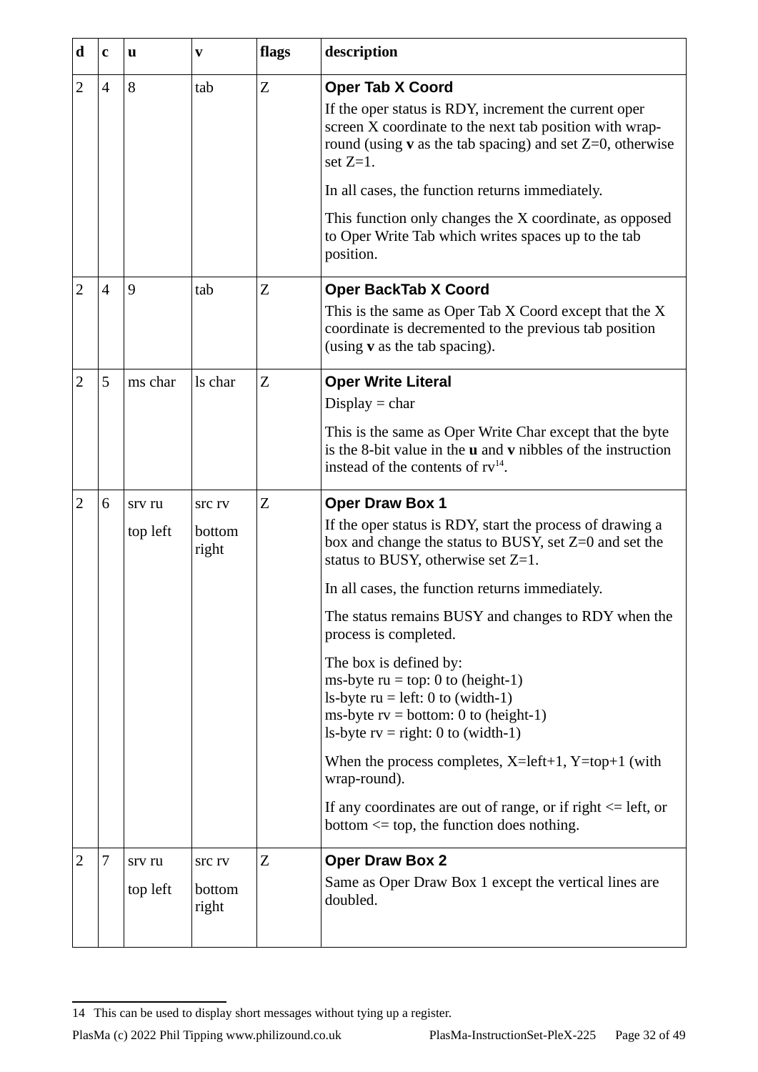| d | c | u | v | flags | description |
|---|---|---|---|---|---|
| 2 | 4 | 8 | tab | Z | **Oper Tab X Coord**<br>If the oper status is RDY, increment the current oper screen X coordinate to the next tab position with wrap-round (using **v** as the tab spacing) and set Z=0, otherwise set Z=1.<br>In all cases, the function returns immediately.<br>This function only changes the X coordinate, as opposed to Oper Write Tab which writes spaces up to the tab position. |
| 2 | 4 | 9 | tab | Z | **Oper BackTab X Coord**<br>This is the same as Oper Tab X Coord except that the X coordinate is decremented to the previous tab position (using **v** as the tab spacing). |
| 2 | 5 | ms char | ls char | Z | **Oper Write Literal**<br>Display = char<br>This is the same as Oper Write Char except that the byte is the 8-bit value in the **u** and **v** nibbles of the instruction instead of the contents of rv[14]. |
| 2 | 6 | srv ru<br>top left | src rv<br>bottom right | Z | **Oper Draw Box 1**<br>If the oper status is RDY, start the process of drawing a box and change the status to BUSY, set Z=0 and set the status to BUSY, otherwise set Z=1.<br>In all cases, the function returns immediately.<br>The status remains BUSY and changes to RDY when the process is completed.<br>The box is defined by:<br>ms-byte ru = top: 0 to (height-1)<br>ls-byte ru = left: 0 to (width-1)<br>ms-byte rv = bottom: 0 to (height-1)<br>ls-byte rv = right: 0 to (width-1)<br>When the process completes, X=left+1, Y=top+1 (with wrap-round).<br>If any coordinates are out of range, or if right <= left, or bottom <= top, the function does nothing. |
| 2 | 7 | srv ru<br>top left | src rv<br>bottom right | Z | **Oper Draw Box 2**<br>Same as Oper Draw Box 1 except the vertical lines are doubled. |

14 This can be used to display short messages without tying up a register.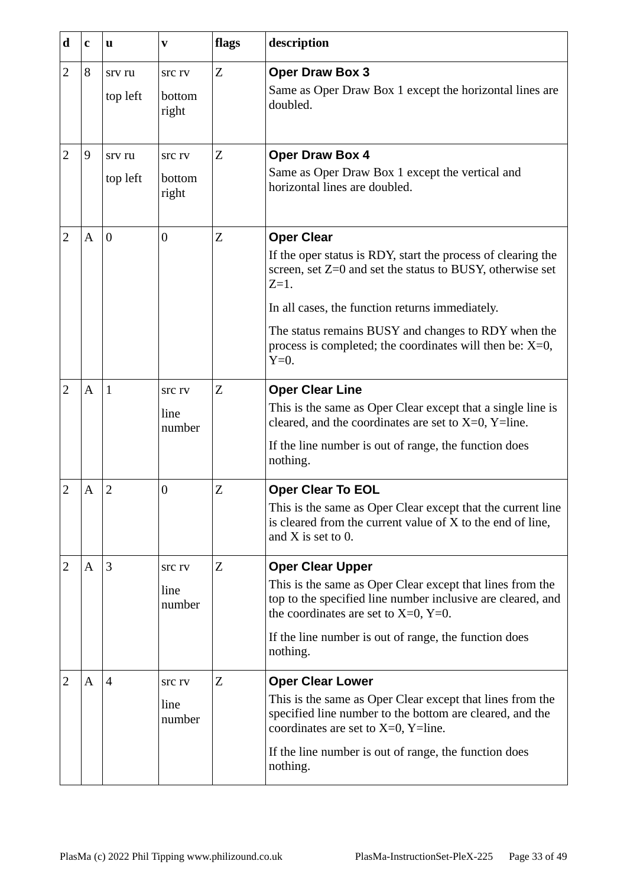| d | c | u | v | flags | description |
|---|---|---|---|---|---|
| 2 | 8 | srv ru<br>top left | src rv<br>bottom right | Z | **Oper Draw Box 3**<br>Same as Oper Draw Box 1 except the horizontal lines are doubled. |
| 2 | 9 | srv ru<br>top left | src rv<br>bottom right | Z | **Oper Draw Box 4**<br>Same as Oper Draw Box 1 except the vertical and horizontal lines are doubled. |
| 2 | A | 0 | 0 | Z | **Oper Clear**<br>If the oper status is RDY, start the process of clearing the screen, set Z=0 and set the status to BUSY, otherwise set Z=1.<br>In all cases, the function returns immediately.<br>The status remains BUSY and changes to RDY when the process is completed; the coordinates will then be: X=0, Y=0. |
| 2 | A | 1 | src rv<br>line number | Z | **Oper Clear Line**<br>This is the same as Oper Clear except that a single line is cleared, and the coordinates are set to X=0, Y=line.<br>If the line number is out of range, the function does nothing. |
| 2 | A | 2 | 0 | Z | **Oper Clear To EOL**<br>This is the same as Oper Clear except that the current line is cleared from the current value of X to the end of line, and X is set to 0. |
| 2 | A | 3 | src rv<br>line number | Z | **Oper Clear Upper**<br>This is the same as Oper Clear except that lines from the top to the specified line number inclusive are cleared, and the coordinates are set to X=0, Y=0.<br>If the line number is out of range, the function does nothing. |
| 2 | A | 4 | src rv<br>line number | Z | **Oper Clear Lower**<br>This is the same as Oper Clear except that lines from the specified line number to the bottom are cleared, and the coordinates are set to X=0, Y=line.<br>If the line number is out of range, the function does nothing. |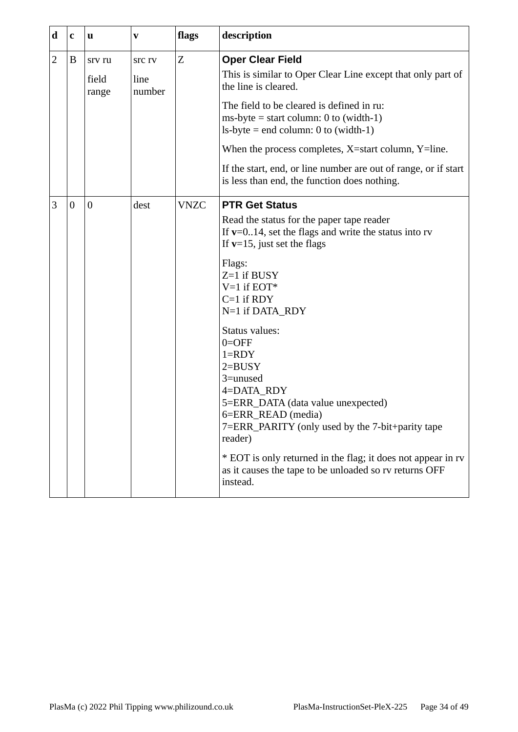| d | c | u | v | flags | description |
|---|---|---|---|---|---|
| 2 | B | srv ru<br>field range | src rv<br>line number | Z | **Oper Clear Field**<br>This is similar to Oper Clear Line except that only part of the line is cleared.<br>The field to be cleared is defined in ru:<br>ms-byte = start column: 0 to (width-1)<br>ls-byte = end column: 0 to (width-1)<br>When the process completes, X=start column, Y=line.<br>If the start, end, or line number are out of range, or if start is less than end, the function does nothing. |
| 3 | 0 | 0 | dest | VNZC | **PTR Get Status**<br>Read the status for the paper tape reader<br>If **v**=0..14, set the flags and write the status into rv<br>If **v**=15, just set the flags<br>Flags:<br>Z=1 if BUSY<br>V=1 if EOT*<br>C=1 if RDY<br>N=1 if DATA_RDY<br>Status values:<br>0=OFF<br>1=RDY<br>2=BUSY<br>3=unused<br>4=DATA_RDY<br>5=ERR_DATA (data value unexpected)<br>6=ERR_READ (media)<br>7=ERR_PARITY (only used by the 7-bit+parity tape reader)<br>* EOT is only returned in the flag; it does not appear in rv as it causes the tape to be unloaded so rv returns OFF instead. |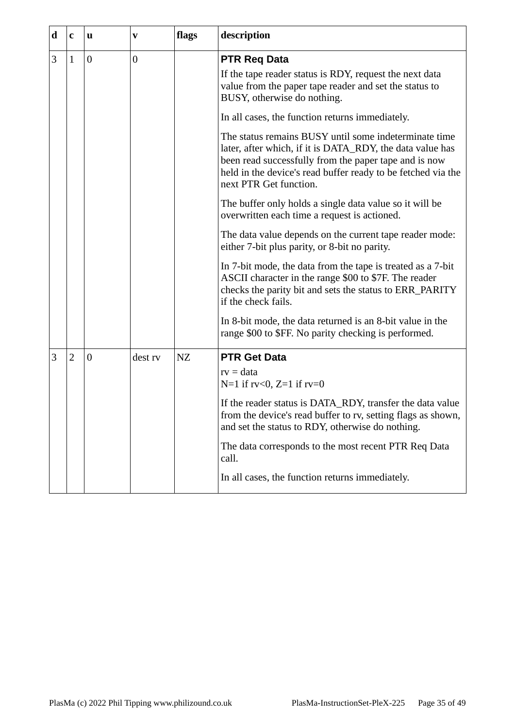| d | c | u | v | flags | description |
|---|---|---|---|---|---|
| 3 | 1 | 0 | 0 | | **PTR Req Data**<br><br>If the tape reader status is RDY, request the next data value from the paper tape reader and set the status to BUSY, otherwise do nothing.<br><br>In all cases, the function returns immediately.<br><br>The status remains BUSY until some indeterminate time later, after which, if it is DATA_RDY, the data value has been read successfully from the paper tape and is now held in the device's read buffer ready to be fetched via the next PTR Get function.<br><br>The buffer only holds a single data value so it will be overwritten each time a request is actioned.<br><br>The data value depends on the current tape reader mode: either 7-bit plus parity, or 8-bit no parity.<br><br>In 7-bit mode, the data from the tape is treated as a 7-bit ASCII character in the range $00 to $7F. The reader checks the parity bit and sets the status to ERR_PARITY if the check fails.<br><br>In 8-bit mode, the data returned is an 8-bit value in the range $00 to $FF. No parity checking is performed. |
| 3 | 2 | 0 | dest rv | NZ | **PTR Get Data**<br><br>rv = data<br>N=1 if rv<0, Z=1 if rv=0<br><br>If the reader status is DATA_RDY, transfer the data value from the device's read buffer to rv, setting flags as shown, and set the status to RDY, otherwise do nothing.<br><br>The data corresponds to the most recent PTR Req Data call.<br><br>In all cases, the function returns immediately. |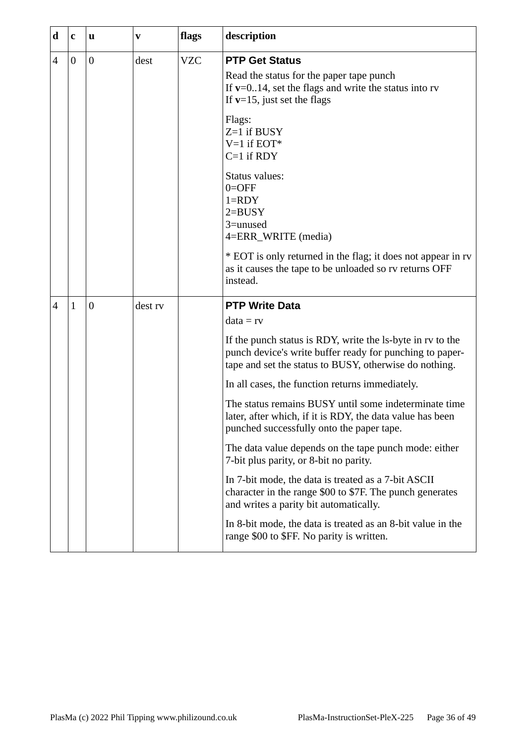| d | c | u | v | flags | description |
|---|---|---|---|---|---|
| 4 | 0 | 0 | dest | VZC | **PTP Get Status**<br><br>Read the status for the paper tape punch<br>If **v**=0..14, set the flags and write the status into rv<br>If **v**=15, just set the flags<br><br>Flags:<br>Z=1 if BUSY<br>V=1 if EOT*<br>C=1 if RDY<br><br>Status values:<br>0=OFF<br>1=RDY<br>2=BUSY<br>3=unused<br>4=ERR_WRITE (media)<br><br>* EOT is only returned in the flag; it does not appear in rv as it causes the tape to be unloaded so rv returns OFF instead. |
| 4 | 1 | 0 | dest rv | | **PTP Write Data**<br><br>data = rv<br><br>If the punch status is RDY, write the ls-byte in rv to the punch device's write buffer ready for punching to paper-tape and set the status to BUSY, otherwise do nothing.<br><br>In all cases, the function returns immediately.<br><br>The status remains BUSY until some indeterminate time later, after which, if it is RDY, the data value has been punched successfully onto the paper tape.<br><br>The data value depends on the tape punch mode: either 7-bit plus parity, or 8-bit no parity.<br><br>In 7-bit mode, the data is treated as a 7-bit ASCII character in the range $00 to $7F. The punch generates and writes a parity bit automatically.<br><br>In 8-bit mode, the data is treated as an 8-bit value in the range $00 to $FF. No parity is written. |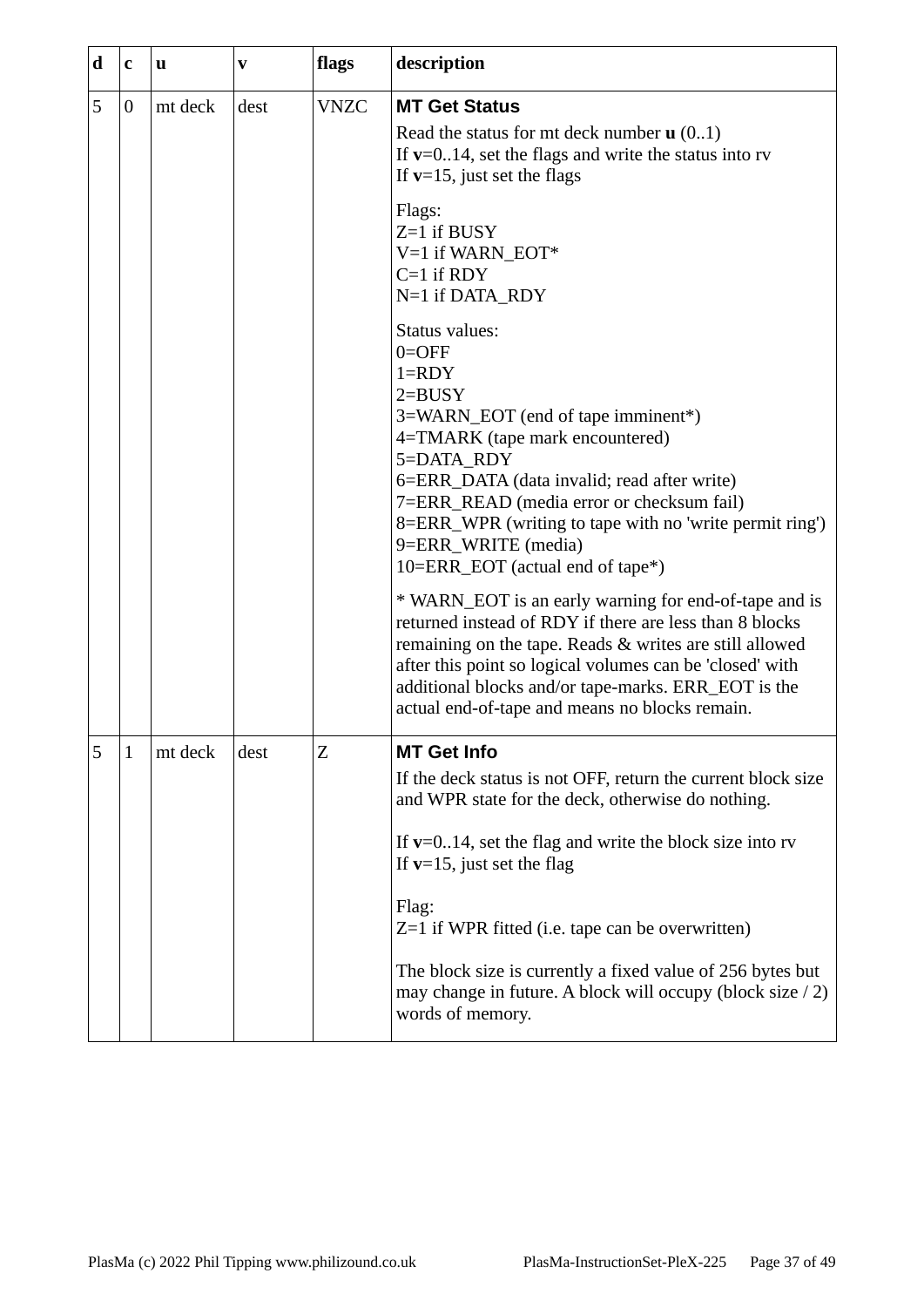| d | c | u | v | flags | description |
|---|---|---|---|---|---|
| 5 | 0 | mt deck | dest | VNZC | **MT Get Status**<br>Read the status for mt deck number **u** (0..1)<br>If **v**=0..14, set the flags and write the status into rv<br>If **v**=15, just set the flags<br><br>Flags:<br>Z=1 if BUSY<br>V=1 if WARN_EOT*<br>C=1 if RDY<br>N=1 if DATA_RDY<br><br>Status values:<br>0=OFF<br>1=RDY<br>2=BUSY<br>3=WARN_EOT (end of tape imminent*)<br>4=TMARK (tape mark encountered)<br>5=DATA_RDY<br>6=ERR_DATA (data invalid; read after write)<br>7=ERR_READ (media error or checksum fail)<br>8=ERR_WPR (writing to tape with no 'write permit ring')<br>9=ERR_WRITE (media)<br>10=ERR_EOT (actual end of tape*)<br><br>* WARN_EOT is an early warning for end-of-tape and is returned instead of RDY if there are less than 8 blocks remaining on the tape. Reads & writes are still allowed after this point so logical volumes can be 'closed' with additional blocks and/or tape-marks. ERR_EOT is the actual end-of-tape and means no blocks remain. |
| 5 | 1 | mt deck | dest | Z | **MT Get Info**<br>If the deck status is not OFF, return the current block size and WPR state for the deck, otherwise do nothing.<br><br>If **v**=0..14, set the flag and write the block size into rv<br>If **v**=15, just set the flag<br><br>Flag:<br>Z=1 if WPR fitted (i.e. tape can be overwritten)<br><br>The block size is currently a fixed value of 256 bytes but may change in future. A block will occupy (block size / 2) words of memory. |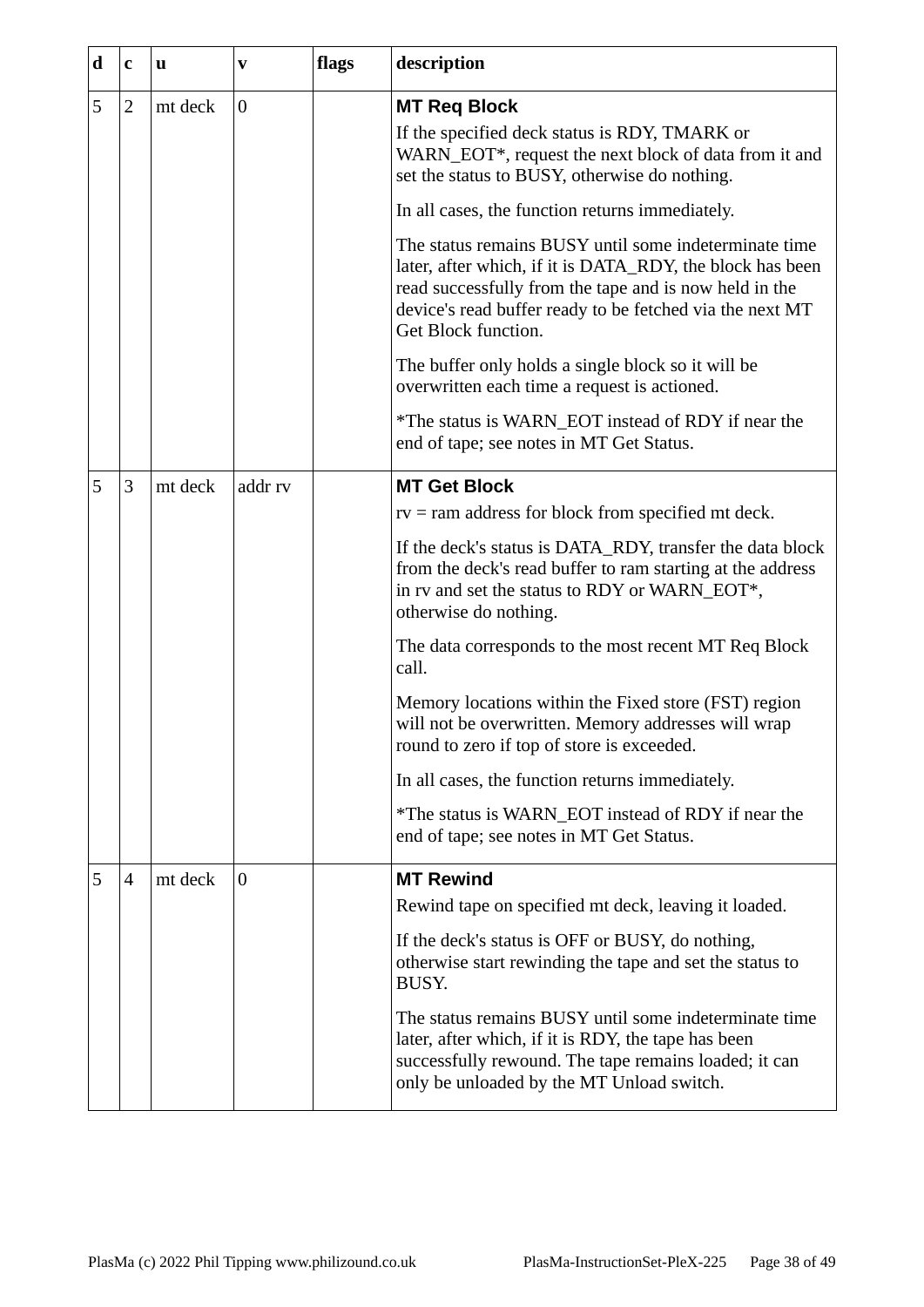| d | c | u | v | flags | description |
|---|---|---|---|---|---|
| 5 | 2 | mt deck | 0 | | **MT Req Block**<br>If the specified deck status is RDY, TMARK or WARN_EOT*, request the next block of data from it and set the status to BUSY, otherwise do nothing.<br>In all cases, the function returns immediately.<br>The status remains BUSY until some indeterminate time later, after which, if it is DATA_RDY, the block has been read successfully from the tape and is now held in the device's read buffer ready to be fetched via the next MT Get Block function.<br>The buffer only holds a single block so it will be overwritten each time a request is actioned.<br>*The status is WARN_EOT instead of RDY if near the end of tape; see notes in MT Get Status. |
| 5 | 3 | mt deck | addr rv | | **MT Get Block**<br>rv = ram address for block from specified mt deck.<br>If the deck's status is DATA_RDY, transfer the data block from the deck's read buffer to ram starting at the address in rv and set the status to RDY or WARN_EOT*, otherwise do nothing.<br>The data corresponds to the most recent MT Req Block call.<br>Memory locations within the Fixed store (FST) region will not be overwritten. Memory addresses will wrap round to zero if top of store is exceeded.<br>In all cases, the function returns immediately.<br>*The status is WARN_EOT instead of RDY if near the end of tape; see notes in MT Get Status. |
| 5 | 4 | mt deck | 0 | | **MT Rewind**<br>Rewind tape on specified mt deck, leaving it loaded.<br>If the deck's status is OFF or BUSY, do nothing, otherwise start rewinding the tape and set the status to BUSY.<br>The status remains BUSY until some indeterminate time later, after which, if it is RDY, the tape has been successfully rewound. The tape remains loaded; it can only be unloaded by the MT Unload switch. |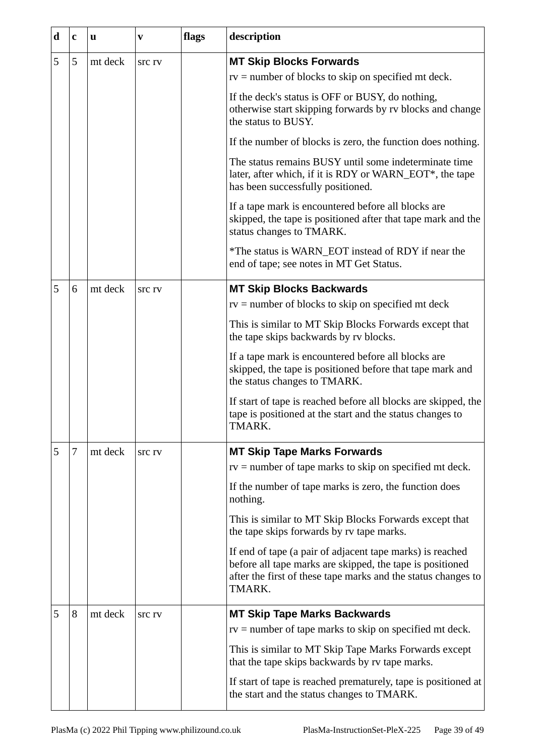| d | c | u | v | flags | description |
|---|---|---|---|---|---|
| 5 | 5 | mt deck | src rv | | **MT Skip Blocks Forwards**<br>rv = number of blocks to skip on specified mt deck.<br><br>If the deck's status is OFF or BUSY, do nothing, otherwise start skipping forwards by rv blocks and change the status to BUSY.<br><br>If the number of blocks is zero, the function does nothing.<br><br>The status remains BUSY until some indeterminate time later, after which, if it is RDY or WARN_EOT*, the tape has been successfully positioned.<br><br>If a tape mark is encountered before all blocks are skipped, the tape is positioned after that tape mark and the status changes to TMARK.<br><br>*The status is WARN_EOT instead of RDY if near the end of tape; see notes in MT Get Status. |
| 5 | 6 | mt deck | src rv | | **MT Skip Blocks Backwards**<br>rv = number of blocks to skip on specified mt deck<br><br>This is similar to MT Skip Blocks Forwards except that the tape skips backwards by rv blocks.<br><br>If a tape mark is encountered before all blocks are skipped, the tape is positioned before that tape mark and the status changes to TMARK.<br><br>If start of tape is reached before all blocks are skipped, the tape is positioned at the start and the status changes to TMARK. |
| 5 | 7 | mt deck | src rv | | **MT Skip Tape Marks Forwards**<br>rv = number of tape marks to skip on specified mt deck.<br><br>If the number of tape marks is zero, the function does nothing.<br><br>This is similar to MT Skip Blocks Forwards except that the tape skips forwards by rv tape marks.<br><br>If end of tape (a pair of adjacent tape marks) is reached before all tape marks are skipped, the tape is positioned after the first of these tape marks and the status changes to TMARK. |
| 5 | 8 | mt deck | src rv | | **MT Skip Tape Marks Backwards**<br>rv = number of tape marks to skip on specified mt deck.<br><br>This is similar to MT Skip Tape Marks Forwards except that the tape skips backwards by rv tape marks.<br><br>If start of tape is reached prematurely, tape is positioned at the start and the status changes to TMARK. |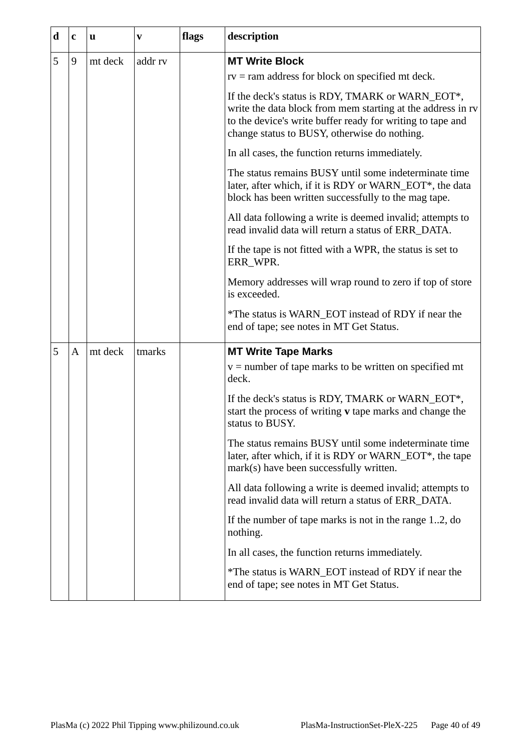| d | c | u | v | flags | description |
|---|---|---|---|---|---|
| 5 | 9 | mt deck | addr rv | | **MT Write Block**<br>rv = ram address for block on specified mt deck.<br><br>If the deck's status is RDY, TMARK or WARN_EOT*, write the data block from mem starting at the address in rv to the device's write buffer ready for writing to tape and change status to BUSY, otherwise do nothing.<br><br>In all cases, the function returns immediately.<br><br>The status remains BUSY until some indeterminate time later, after which, if it is RDY or WARN_EOT*, the data block has been written successfully to the mag tape.<br><br>All data following a write is deemed invalid; attempts to read invalid data will return a status of ERR_DATA.<br><br>If the tape is not fitted with a WPR, the status is set to ERR_WPR.<br><br>Memory addresses will wrap round to zero if top of store is exceeded.<br><br>*The status is WARN_EOT instead of RDY if near the end of tape; see notes in MT Get Status. |
| 5 | A | mt deck | tmarks | | **MT Write Tape Marks**<br>v = number of tape marks to be written on specified mt deck.<br><br>If the deck's status is RDY, TMARK or WARN_EOT*, start the process of writing **v** tape marks and change the status to BUSY.<br><br>The status remains BUSY until some indeterminate time later, after which, if it is RDY or WARN_EOT*, the tape mark(s) have been successfully written.<br><br>All data following a write is deemed invalid; attempts to read invalid data will return a status of ERR_DATA.<br><br>If the number of tape marks is not in the range 1..2, do nothing.<br><br>In all cases, the function returns immediately.<br><br>*The status is WARN_EOT instead of RDY if near the end of tape; see notes in MT Get Status. |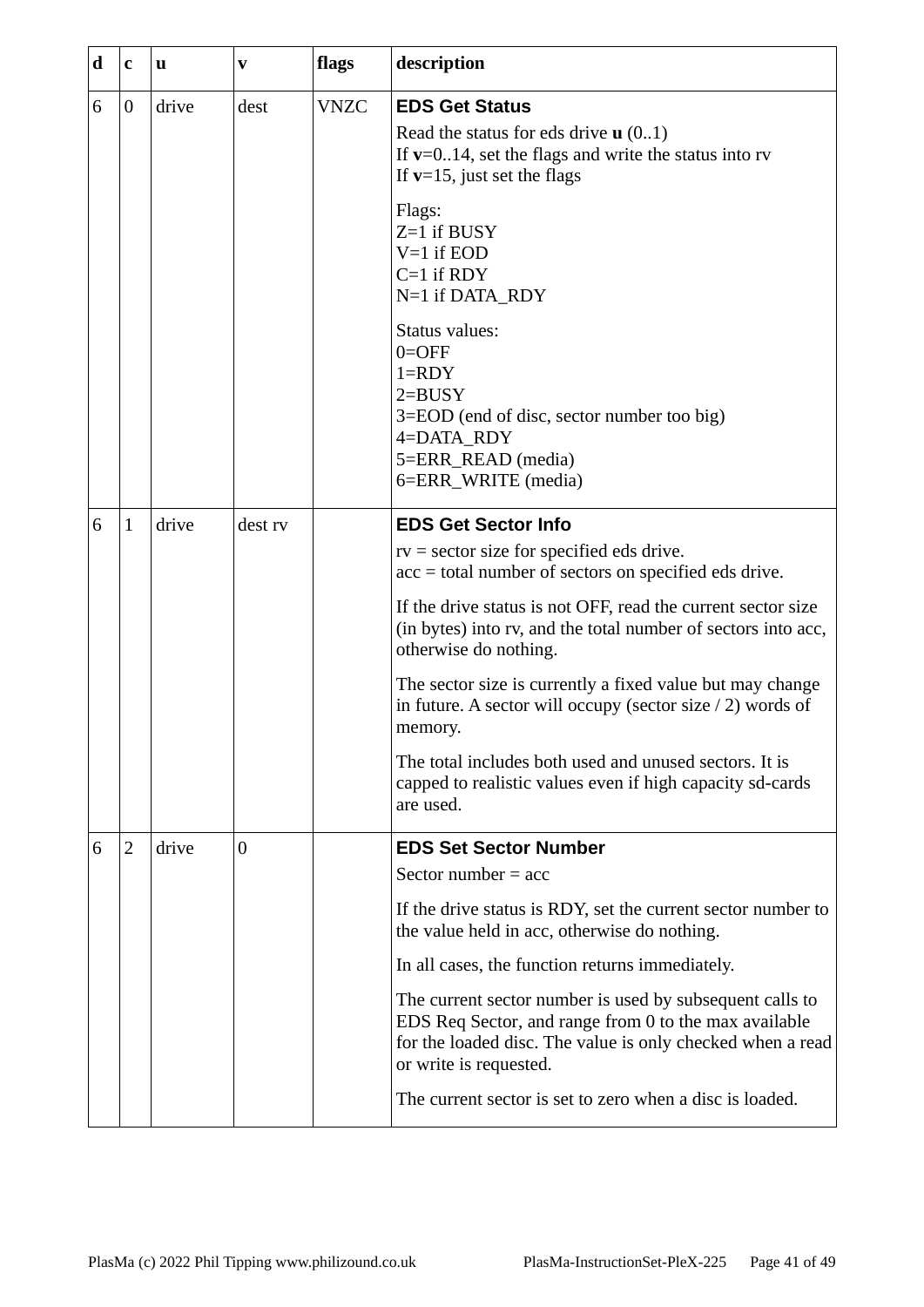| d | c | u | v | flags | description |
|---|---|---|---|---|---|
| 6 | 0 | drive | dest | VNZC | **EDS Get Status**<br>Read the status for eds drive **u** (0..1)<br>If **v**=0..14, set the flags and write the status into rv<br>If **v**=15, just set the flags<br><br>Flags:<br>Z=1 if BUSY<br>V=1 if EOD<br>C=1 if RDY<br>N=1 if DATA_RDY<br><br>Status values:<br>0=OFF<br>1=RDY<br>2=BUSY<br>3=EOD (end of disc, sector number too big)<br>4=DATA_RDY<br>5=ERR_READ (media)<br>6=ERR_WRITE (media) |
| 6 | 1 | drive | dest rv | | **EDS Get Sector Info**<br>rv = sector size for specified eds drive.<br>acc = total number of sectors on specified eds drive.<br><br>If the drive status is not OFF, read the current sector size (in bytes) into rv, and the total number of sectors into acc, otherwise do nothing.<br><br>The sector size is currently a fixed value but may change in future. A sector will occupy (sector size / 2) words of memory.<br><br>The total includes both used and unused sectors. It is capped to realistic values even if high capacity sd-cards are used. |
| 6 | 2 | drive | 0 | | **EDS Set Sector Number**<br>Sector number = acc<br><br>If the drive status is RDY, set the current sector number to the value held in acc, otherwise do nothing.<br><br>In all cases, the function returns immediately.<br><br>The current sector number is used by subsequent calls to EDS Req Sector, and range from 0 to the max available for the loaded disc. The value is only checked when a read or write is requested.<br><br>The current sector is set to zero when a disc is loaded. |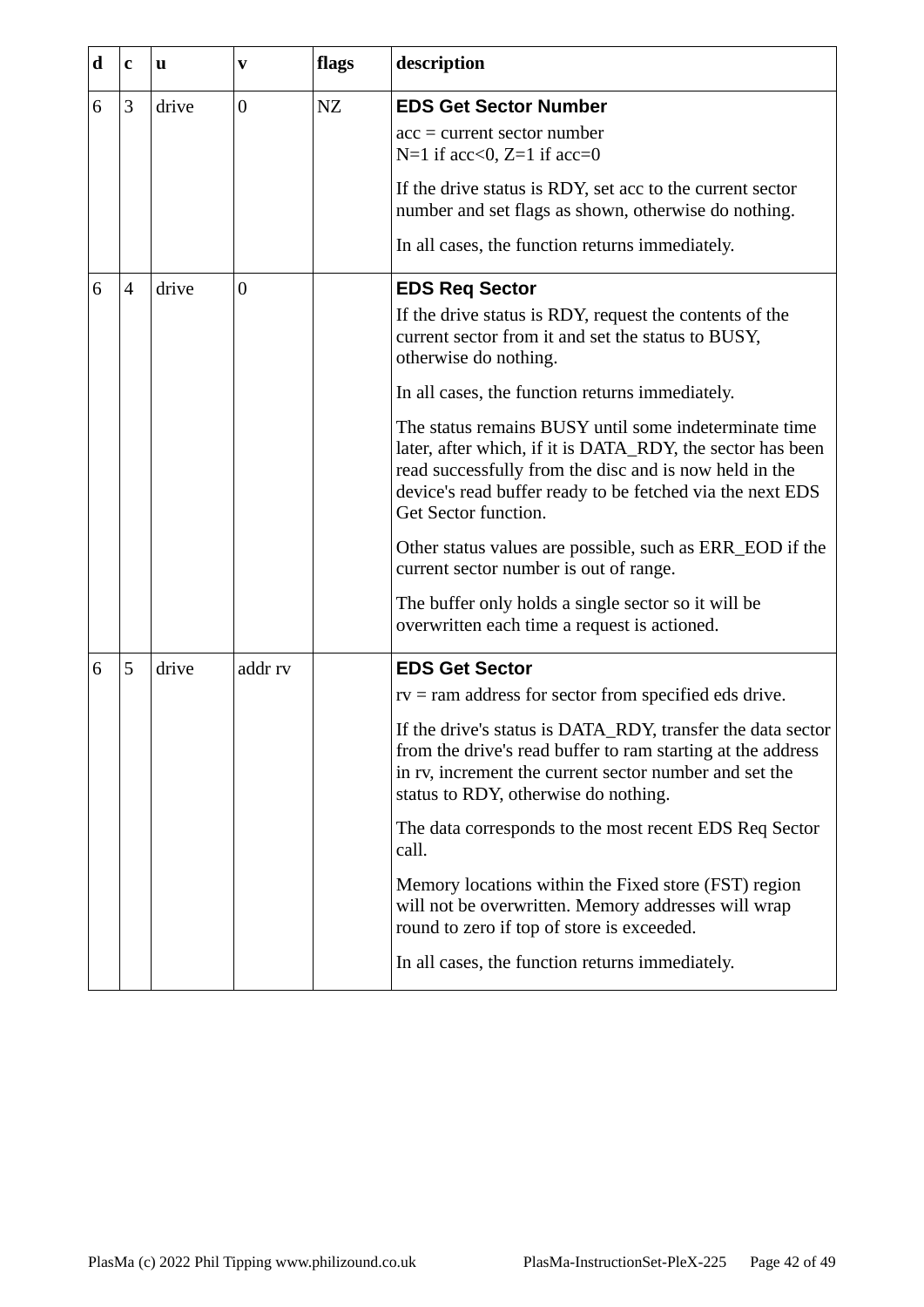| d | c | u | v | flags | description |
|---|---|---|---|---|---|
| 6 | 3 | drive | 0 | NZ | **EDS Get Sector Number**<br>acc = current sector number<br>N=1 if acc<0, Z=1 if acc=0<br><br>If the drive status is RDY, set acc to the current sector number and set flags as shown, otherwise do nothing.<br><br>In all cases, the function returns immediately. |
| 6 | 4 | drive | 0 | | **EDS Req Sector**<br>If the drive status is RDY, request the contents of the current sector from it and set the status to BUSY, otherwise do nothing.<br><br>In all cases, the function returns immediately.<br><br>The status remains BUSY until some indeterminate time later, after which, if it is DATA_RDY, the sector has been read successfully from the disc and is now held in the device's read buffer ready to be fetched via the next EDS Get Sector function.<br><br>Other status values are possible, such as ERR_EOD if the current sector number is out of range.<br><br>The buffer only holds a single sector so it will be overwritten each time a request is actioned. |
| 6 | 5 | drive | addr rv | | **EDS Get Sector**<br>rv = ram address for sector from specified eds drive.<br><br>If the drive's status is DATA_RDY, transfer the data sector from the drive's read buffer to ram starting at the address in rv, increment the current sector number and set the status to RDY, otherwise do nothing.<br><br>The data corresponds to the most recent EDS Req Sector call.<br><br>Memory locations within the Fixed store (FST) region will not be overwritten. Memory addresses will wrap round to zero if top of store is exceeded.<br><br>In all cases, the function returns immediately. |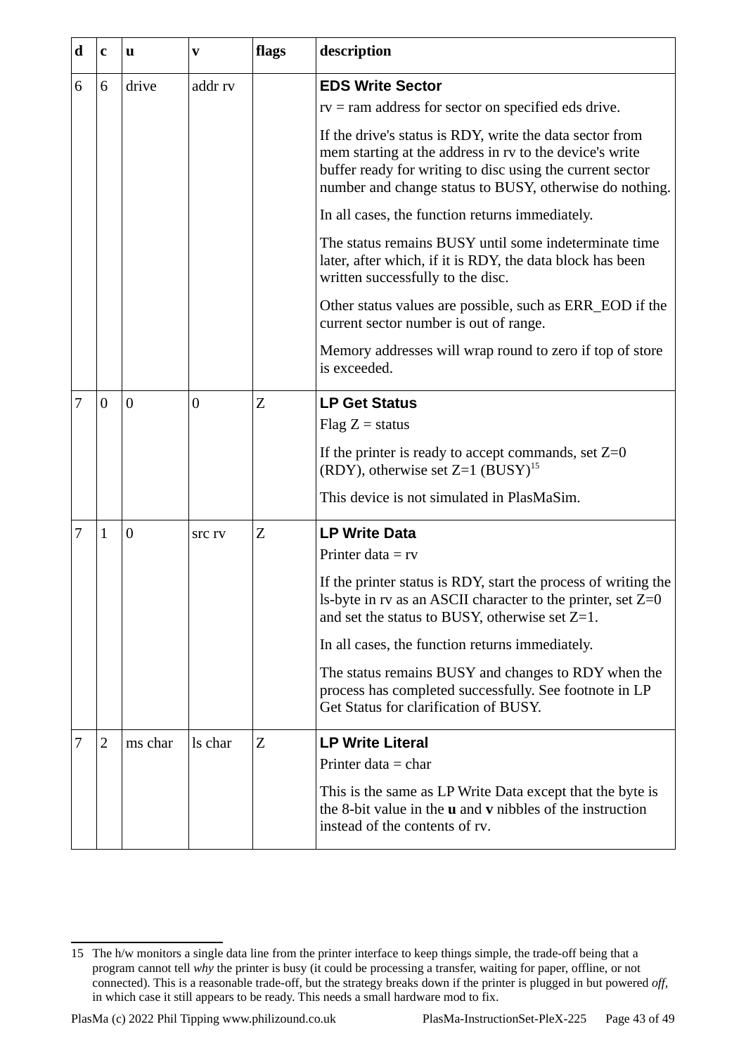| d | c | u | v | flags | description |
|---|---|---|---|---|---|
| 6 | 6 | drive | addr rv | | **EDS Write Sector**<br>rv = ram address for sector on specified eds drive.<br><br>If the drive's status is RDY, write the data sector from mem starting at the address in rv to the device's write buffer ready for writing to disc using the current sector number and change status to BUSY, otherwise do nothing.<br><br>In all cases, the function returns immediately.<br><br>The status remains BUSY until some indeterminate time later, after which, if it is RDY, the data block has been written successfully to the disc.<br><br>Other status values are possible, such as ERR_EOD if the current sector number is out of range.<br><br>Memory addresses will wrap round to zero if top of store is exceeded. |
| 7 | 0 | 0 | 0 | Z | **LP Get Status**<br>Flag Z = status<br><br>If the printer is ready to accept commands, set Z=0 (RDY), otherwise set Z=1 (BUSY)[15]<br><br>This device is not simulated in PlasMaSim. |
| 7 | 1 | 0 | src rv | Z | **LP Write Data**<br>Printer data = rv<br><br>If the printer status is RDY, start the process of writing the ls-byte in rv as an ASCII character to the printer, set Z=0 and set the status to BUSY, otherwise set Z=1.<br><br>In all cases, the function returns immediately.<br><br>The status remains BUSY and changes to RDY when the process has completed successfully. See footnote in LP Get Status for clarification of BUSY. |
| 7 | 2 | ms char | ls char | Z | **LP Write Literal**<br>Printer data = char<br><br>This is the same as LP Write Data except that the byte is the 8-bit value in the **u** and **v** nibbles of the instruction instead of the contents of rv. |

15 The h/w monitors a single data line from the printer interface to keep things simple, the trade-off being that a program cannot tell *why* the printer is busy (it could be processing a transfer, waiting for paper, offline, or not connected). This is a reasonable trade-off, but the strategy breaks down if the printer is plugged in but powered *off*, in which case it still appears to be ready. This needs a small hardware mod to fix.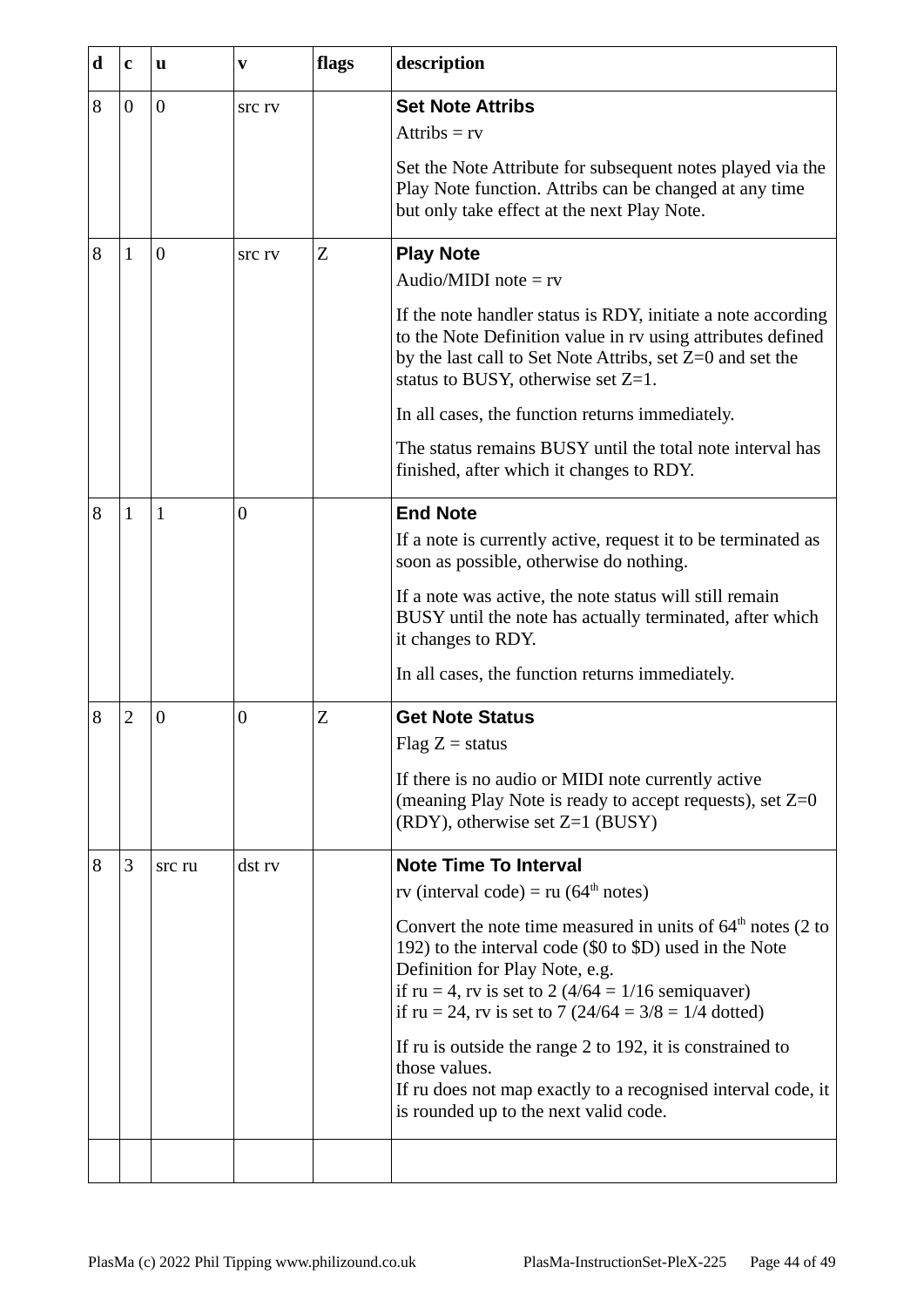| d | c | u | v | flags | description |
|---|---|---|---|---|---|
| 8 | 0 | 0 | src rv | | **Set Note Attribs**<br>Attribs = rv<br><br>Set the Note Attribute for subsequent notes played via the Play Note function. Attribs can be changed at any time but only take effect at the next Play Note. |
| 8 | 1 | 0 | src rv | Z | **Play Note**<br>Audio/MIDI note = rv<br><br>If the note handler status is RDY, initiate a note according to the Note Definition value in rv using attributes defined by the last call to Set Note Attribs, set Z=0 and set the status to BUSY, otherwise set Z=1.<br><br>In all cases, the function returns immediately.<br><br>The status remains BUSY until the total note interval has finished, after which it changes to RDY. |
| 8 | 1 | 1 | 0 | | **End Note**<br>If a note is currently active, request it to be terminated as soon as possible, otherwise do nothing.<br><br>If a note was active, the note status will still remain BUSY until the note has actually terminated, after which it changes to RDY.<br><br>In all cases, the function returns immediately. |
| 8 | 2 | 0 | 0 | Z | **Get Note Status**<br>Flag Z = status<br><br>If there is no audio or MIDI note currently active (meaning Play Note is ready to accept requests), set Z=0 (RDY), otherwise set Z=1 (BUSY) |
| 8 | 3 | src ru | dst rv | | **Note Time To Interval**<br>rv (interval code) = ru (64th notes)<br><br>Convert the note time measured in units of 64th notes (2 to 192) to the interval code ($0 to $D) used in the Note Definition for Play Note, e.g.<br>if ru = 4, rv is set to 2 (4/64 = 1/16 semiquaver)<br>if ru = 24, rv is set to 7 (24/64 = 3/8 = 1/4 dotted)<br><br>If ru is outside the range 2 to 192, it is constrained to those values.<br>If ru does not map exactly to a recognised interval code, it is rounded up to the next valid code. |
| | | | | | |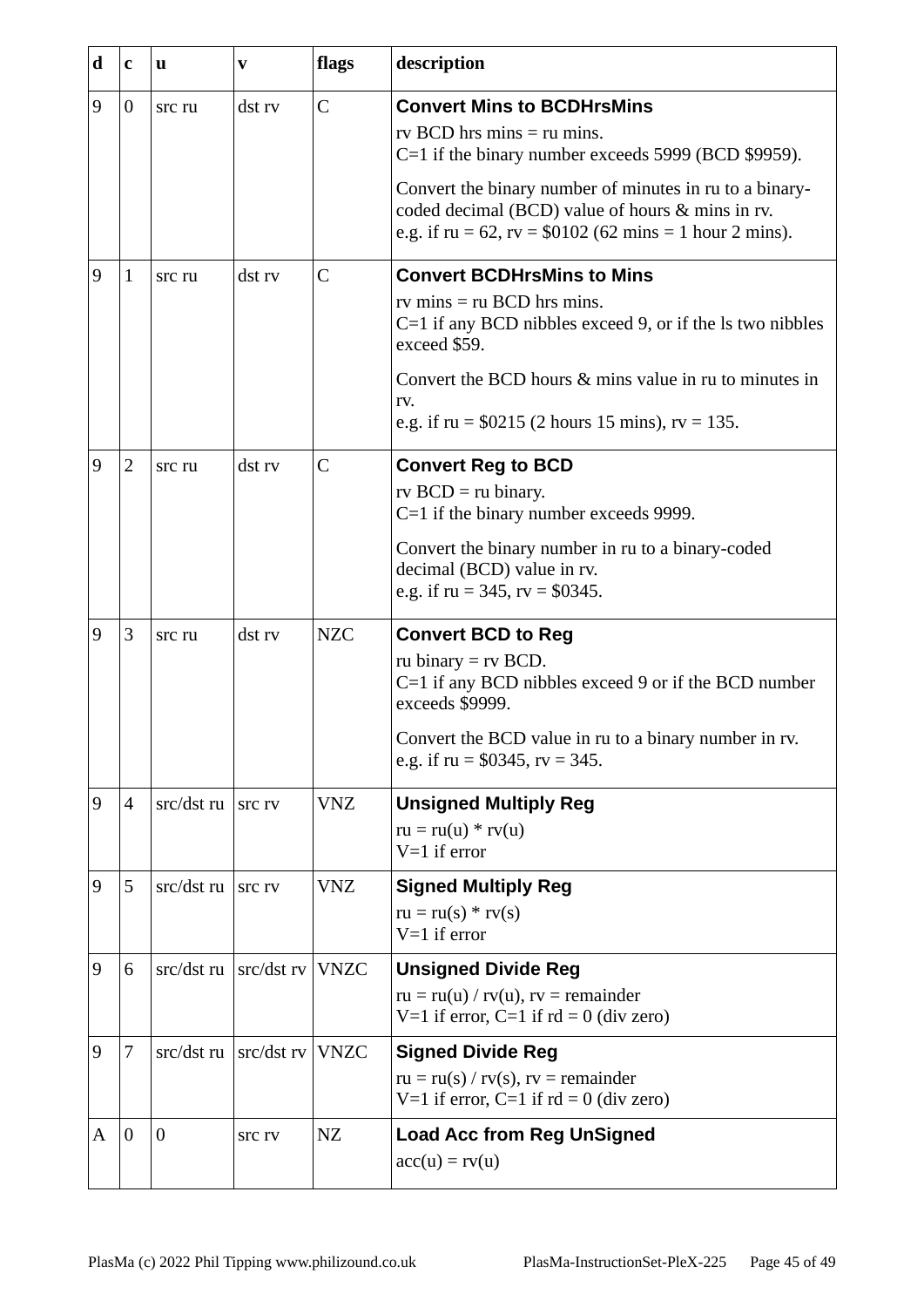| d | c | u | v | flags | description |
|---|---|---|---|---|---|
| 9 | 0 | src ru | dst rv | C | **Convert Mins to BCDHrsMins**<br>rv BCD hrs mins = ru mins.<br>C=1 if the binary number exceeds 5999 (BCD $9959).<br><br>Convert the binary number of minutes in ru to a binary-coded decimal (BCD) value of hours & mins in rv.<br>e.g. if ru = 62, rv = $0102 (62 mins = 1 hour 2 mins). |
| 9 | 1 | src ru | dst rv | C | **Convert BCDHrsMins to Mins**<br>rv mins = ru BCD hrs mins.<br>C=1 if any BCD nibbles exceed 9, or if the ls two nibbles exceed $59.<br><br>Convert the BCD hours & mins value in ru to minutes in rv.<br>e.g. if ru = $0215 (2 hours 15 mins), rv = 135. |
| 9 | 2 | src ru | dst rv | C | **Convert Reg to BCD**<br>rv BCD = ru binary.<br>C=1 if the binary number exceeds 9999.<br><br>Convert the binary number in ru to a binary-coded decimal (BCD) value in rv.<br>e.g. if ru = 345, rv = $0345. |
| 9 | 3 | src ru | dst rv | NZC | **Convert BCD to Reg**<br>ru binary = rv BCD.<br>C=1 if any BCD nibbles exceed 9 or if the BCD number exceeds $9999.<br><br>Convert the BCD value in ru to a binary number in rv.<br>e.g. if ru = $0345, rv = 345. |
| 9 | 4 | src/dst ru | src rv | VNZ | **Unsigned Multiply Reg**<br>ru = ru(u) * rv(u)<br>V=1 if error |
| 9 | 5 | src/dst ru | src rv | VNZ | **Signed Multiply Reg**<br>ru = ru(s) * rv(s)<br>V=1 if error |
| 9 | 6 | src/dst ru | src/dst rv | VNZC | **Unsigned Divide Reg**<br>ru = ru(u) / rv(u), rv = remainder<br>V=1 if error, C=1 if rd = 0 (div zero) |
| 9 | 7 | src/dst ru | src/dst rv | VNZC | **Signed Divide Reg**<br>ru = ru(s) / rv(s), rv = remainder<br>V=1 if error, C=1 if rd = 0 (div zero) |
| A | 0 | 0 | src rv | NZ | **Load Acc from Reg UnSigned**<br>acc(u) = rv(u) |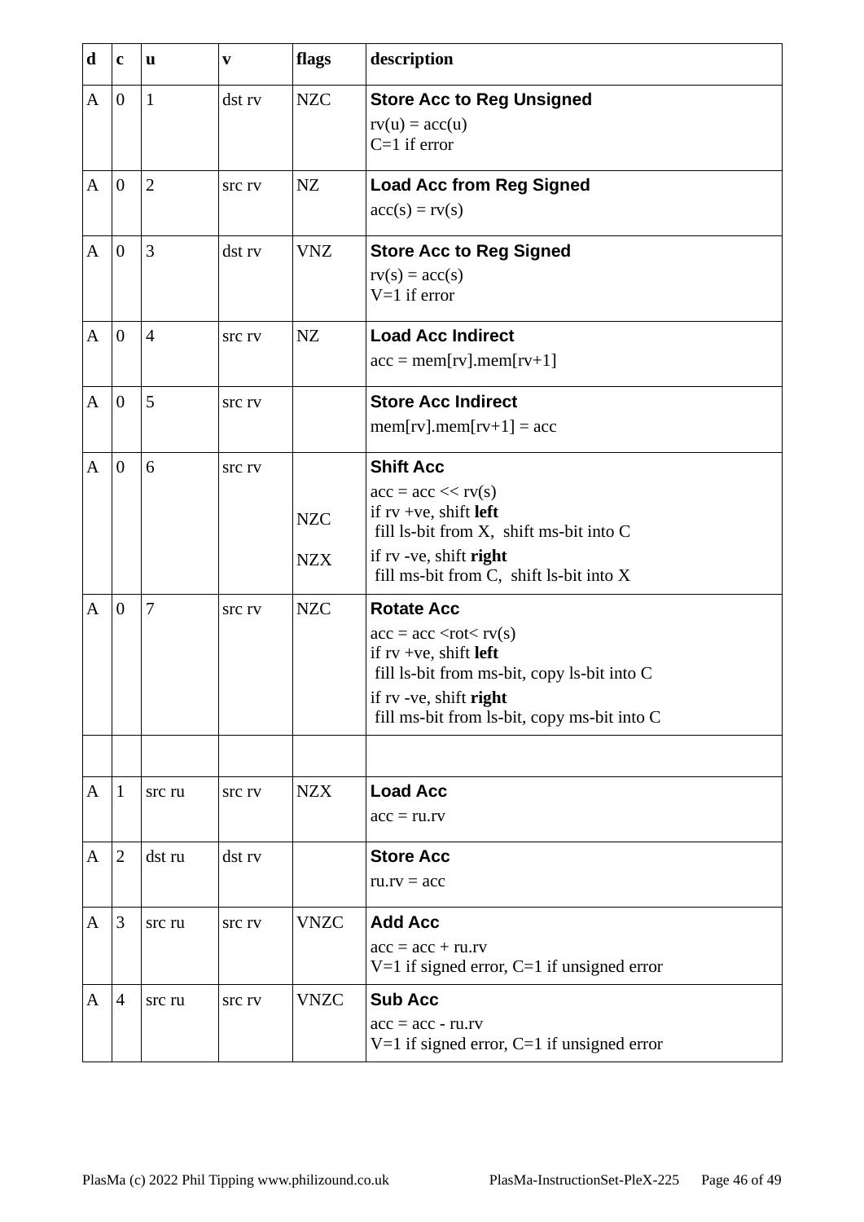| d | c | u | v | flags | description |
|---|---|---|---|---|---|
| A | 0 | 1 | dst rv | NZC | **Store Acc to Reg Unsigned**<br>rv(u) = acc(u)<br>C=1 if error |
| A | 0 | 2 | src rv | NZ | **Load Acc from Reg Signed**<br>acc(s) = rv(s) |
| A | 0 | 3 | dst rv | VNZ | **Store Acc to Reg Signed**<br>rv(s) = acc(s)<br>V=1 if error |
| A | 0 | 4 | src rv | NZ | **Load Acc Indirect**<br>acc = mem[rv].mem[rv+1] |
| A | 0 | 5 | src rv | | **Store Acc Indirect**<br>mem[rv].mem[rv+1] = acc |
| A | 0 | 6 | src rv | <br>NZC<br>NZX | **Shift Acc**<br>acc = acc << rv(s)<br>if rv +ve, shift **left**<br>fill ls-bit from X, shift ms-bit into C<br>if rv -ve, shift **right**<br>fill ms-bit from C, shift ls-bit into X |
| A | 0 | 7 | src rv | NZC | **Rotate Acc**<br>acc = acc <rot< rv(s)<br>if rv +ve, shift **left**<br>fill ls-bit from ms-bit, copy ls-bit into C<br>if rv -ve, shift **right**<br>fill ms-bit from ls-bit, copy ms-bit into C |
| | | | | | |
| A | 1 | src ru | src rv | NZX | **Load Acc**<br>acc = ru.rv |
| A | 2 | dst ru | dst rv | | **Store Acc**<br>ru.rv = acc |
| A | 3 | src ru | src rv | VNZC | **Add Acc**<br>acc = acc + ru.rv<br>V=1 if signed error, C=1 if unsigned error |
| A | 4 | src ru | src rv | VNZC | **Sub Acc**<br>acc = acc - ru.rv<br>V=1 if signed error, C=1 if unsigned error |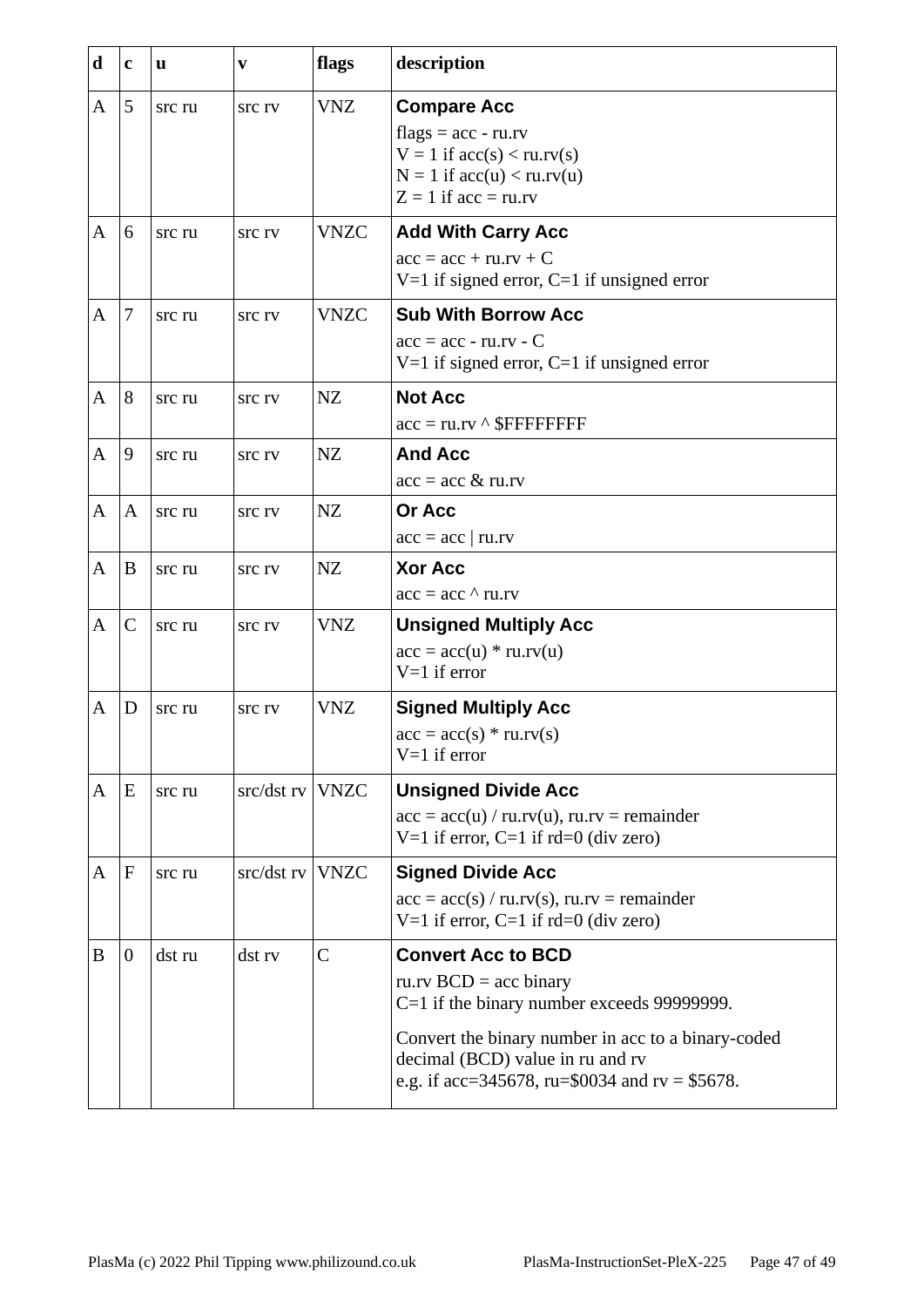| d | c | u | v | flags | description |
|---|---|---|---|---|---|
| A | 5 | src ru | src rv | VNZ | **Compare Acc**<br>flags = acc - ru.rv<br>V = 1 if acc(s) < ru.rv(s)<br>N = 1 if acc(u) < ru.rv(u)<br>Z = 1 if acc = ru.rv |
| A | 6 | src ru | src rv | VNZC | **Add With Carry Acc**<br>acc = acc + ru.rv + C<br>V=1 if signed error, C=1 if unsigned error |
| A | 7 | src ru | src rv | VNZC | **Sub With Borrow Acc**<br>acc = acc - ru.rv - C<br>V=1 if signed error, C=1 if unsigned error |
| A | 8 | src ru | src rv | NZ | **Not Acc**<br>acc = ru.rv ^ $FFFFFFFF |
| A | 9 | src ru | src rv | NZ | **And Acc**<br>acc = acc & ru.rv |
| A | A | src ru | src rv | NZ | **Or Acc**<br>acc = acc \| ru.rv |
| A | B | src ru | src rv | NZ | **Xor Acc**<br>acc = acc ^ ru.rv |
| A | C | src ru | src rv | VNZ | **Unsigned Multiply Acc**<br>acc = acc(u) * ru.rv(u)<br>V=1 if error |
| A | D | src ru | src rv | VNZ | **Signed Multiply Acc**<br>acc = acc(s) * ru.rv(s)<br>V=1 if error |
| A | E | src ru | src/dst rv | VNZC | **Unsigned Divide Acc**<br>acc = acc(u) / ru.rv(u), ru.rv = remainder<br>V=1 if error, C=1 if rd=0 (div zero) |
| A | F | src ru | src/dst rv | VNZC | **Signed Divide Acc**<br>acc = acc(s) / ru.rv(s), ru.rv = remainder<br>V=1 if error, C=1 if rd=0 (div zero) |
| B | 0 | dst ru | dst rv | C | **Convert Acc to BCD**<br>ru.rv BCD = acc binary<br>C=1 if the binary number exceeds 99999999.<br><br>Convert the binary number in acc to a binary-coded decimal (BCD) value in ru and rv<br>e.g. if acc=345678, ru=$0034 and rv = $5678. |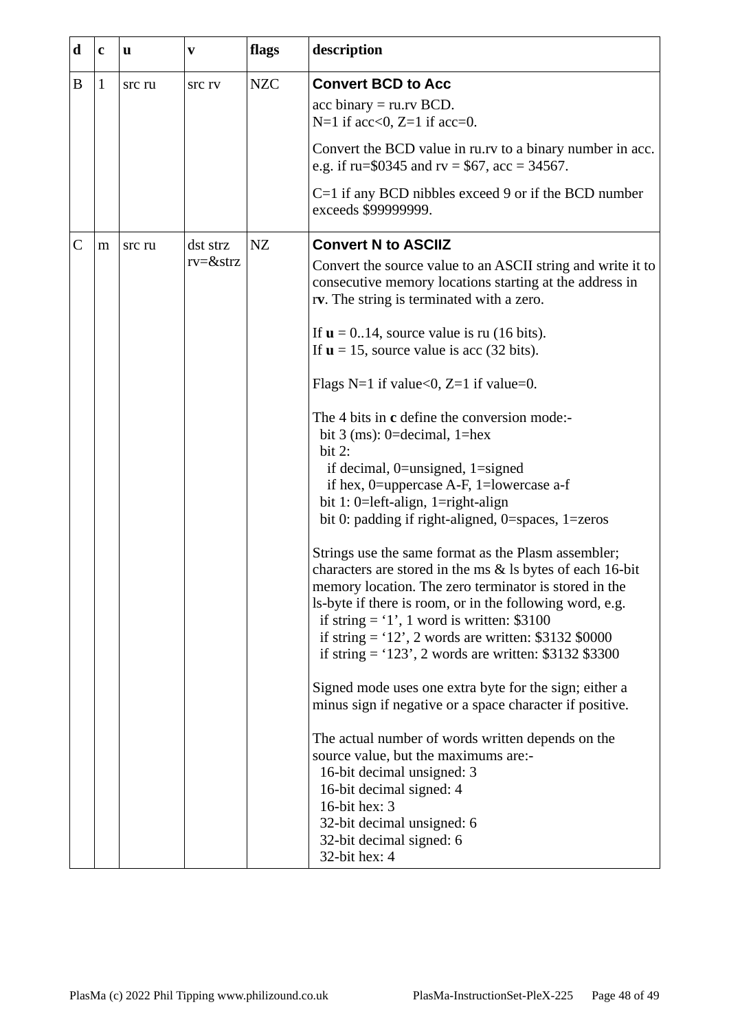| d | c | u | v | flags | description |
|---|---|---|---|---|---|
| B | 1 | src ru | src rv | NZC | **Convert BCD to Acc**<br>acc binary = ru.rv BCD.<br>N=1 if acc<0, Z=1 if acc=0.<br><br>Convert the BCD value in ru.rv to a binary number in acc. e.g. if ru=$0345 and rv = $67, acc = 34567.<br><br>C=1 if any BCD nibbles exceed 9 or if the BCD number exceeds $99999999. |
| C | m | src ru | dst strz<br>rv=&strz | NZ | **Convert N to ASCIIZ**<br>Convert the source value to an ASCII string and write it to consecutive memory locations starting at the address in r**v**. The string is terminated with a zero.<br><br>If **u** = 0..14, source value is ru (16 bits).<br>If **u** = 15, source value is acc (32 bits).<br><br>Flags N=1 if value<0, Z=1 if value=0.<br><br>The 4 bits in **c** define the conversion mode:-<br>bit 3 (ms): 0=decimal, 1=hex<br>bit 2:<br>if decimal, 0=unsigned, 1=signed<br>if hex, 0=uppercase A-F, 1=lowercase a-f<br>bit 1: 0=left-align, 1=right-align<br>bit 0: padding if right-aligned, 0=spaces, 1=zeros<br><br>Strings use the same format as the Plasm assembler; characters are stored in the ms & ls bytes of each 16-bit memory location. The zero terminator is stored in the ls-byte if there is room, or in the following word, e.g.<br>if string = '1', 1 word is written: $3100<br>if string = '12', 2 words are written: $3132 $0000<br>if string = '123', 2 words are written: $3132 $3300<br><br>Signed mode uses one extra byte for the sign; either a minus sign if negative or a space character if positive.<br><br>The actual number of words written depends on the source value, but the maximums are:-<br>16-bit decimal unsigned: 3<br>16-bit decimal signed: 4<br>16-bit hex: 3<br>32-bit decimal unsigned: 6<br>32-bit decimal signed: 6<br>32-bit hex: 4 |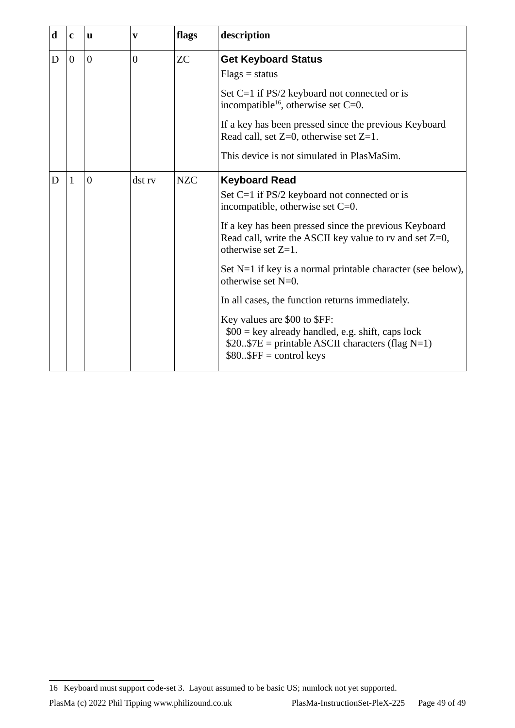| d | c | u | v | flags | description |
|---|---|---|---|---|---|
| D | 0 | 0 | 0 | ZC | **Get Keyboard Status**<br>Flags = status<br><br>Set C=1 if PS/2 keyboard not connected or is incompatible[16], otherwise set C=0.<br><br>If a key has been pressed since the previous Keyboard Read call, set Z=0, otherwise set Z=1.<br><br>This device is not simulated in PlasMaSim. |
| D | 1 | 0 | dst rv | NZC | **Keyboard Read**<br>Set C=1 if PS/2 keyboard not connected or is incompatible, otherwise set C=0.<br><br>If a key has been pressed since the previous Keyboard Read call, write the ASCII key value to rv and set Z=0, otherwise set Z=1.<br><br>Set N=1 if key is a normal printable character (see below), otherwise set N=0.<br><br>In all cases, the function returns immediately.<br><br>Key values are $00 to $FF:<br>$00 = key already handled, e.g. shift, caps lock<br>$20..$7E = printable ASCII characters (flag N=1)<br>$80..$FF = control keys |

16 Keyboard must support code-set 3. Layout assumed to be basic US; numlock not yet supported.